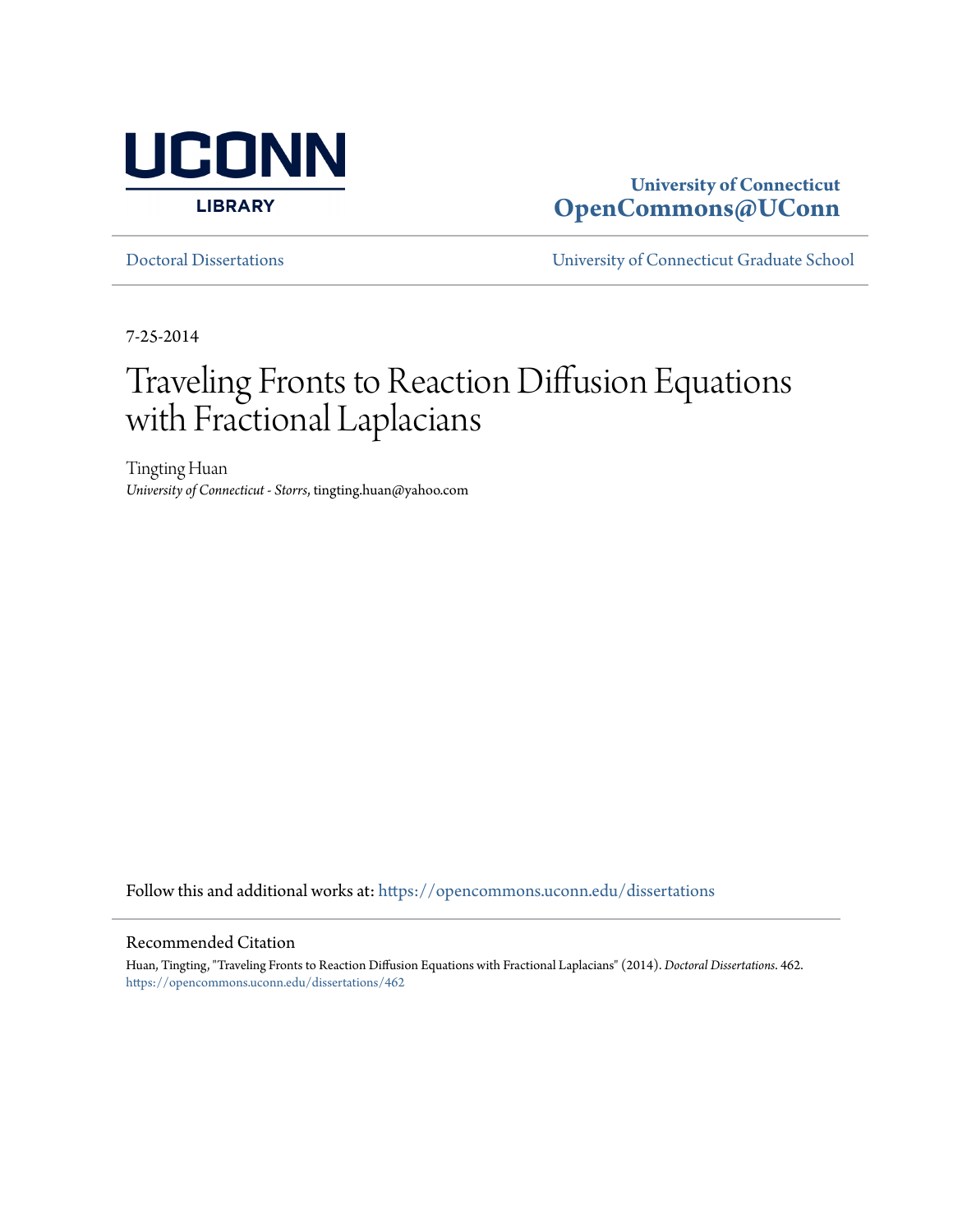UCONN

LIBRARY

University of Connecticut
**OpenCommons@UConn**

Doctoral Dissertations | University of Connecticut Graduate School

7-25-2014

# Traveling Fronts to Reaction Diffusion Equations with Fractional Laplacians

Tingting Huan
*University of Connecticut - Storrs*, tingting.huan@yahoo.com

Follow this and additional works at: https://opencommons.uconn.edu/dissertations

Recommended Citation

Huan, Tingting, "Traveling Fronts to Reaction Diffusion Equations with Fractional Laplacians" (2014). *Doctoral Dissertations*. 462.
https://opencommons.uconn.edu/dissertations/462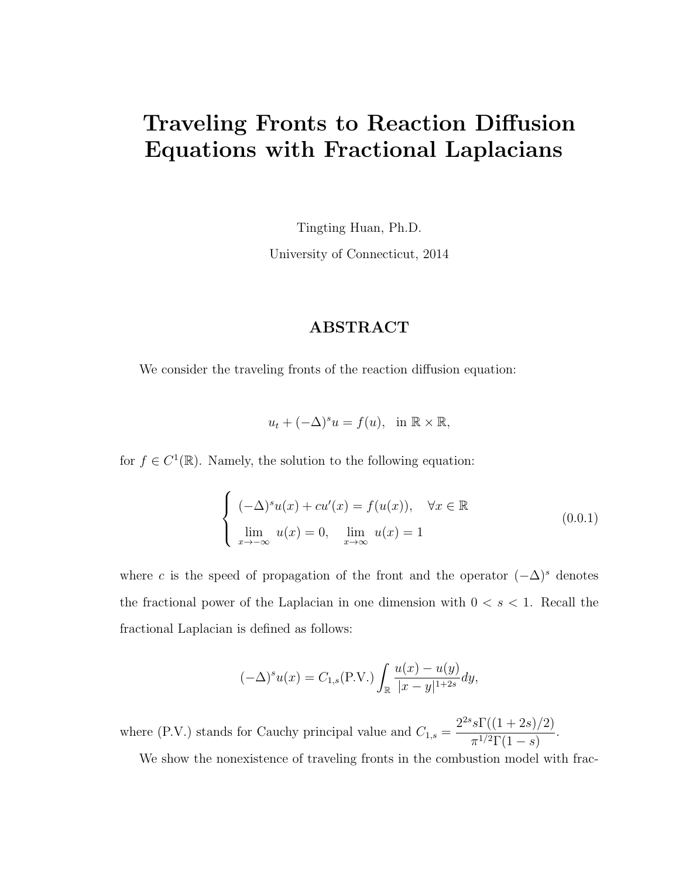# Traveling Fronts to Reaction Diffusion Equations with Fractional Laplacians

Tingting Huan, Ph.D.

University of Connecticut, 2014

## ABSTRACT

We consider the traveling fronts of the reaction diffusion equation:

$$u_t + (-\Delta)^s u = f(u), \quad \text{in } \mathbb{R} \times \mathbb{R},$$

for $f \in C^1(\mathbb{R})$. Namely, the solution to the following equation:

$$\begin{cases} (-\Delta)^s u(x) + cu'(x) = f(u(x)), \quad \forall x \in \mathbb{R} \\ \lim_{x \to -\infty} u(x) = 0, \quad \lim_{x \to \infty} u(x) = 1 \end{cases} \tag{0.0.1}$$

where $c$ is the speed of propagation of the front and the operator $(-\Delta)^s$ denotes the fractional power of the Laplacian in one dimension with $0 < s < 1$. Recall the fractional Laplacian is defined as follows:

$$(-\Delta)^s u(x) = C_{1,s}(\text{P.V.}) \int_{\mathbb{R}} \frac{u(x) - u(y)}{|x - y|^{1+2s}} dy,$$

where (P.V.) stands for Cauchy principal value and $C_{1,s} = \dfrac{2^{2s} s \Gamma((1+2s)/2)}{\pi^{1/2} \Gamma(1-s)}$.

We show the nonexistence of traveling fronts in the combustion model with frac-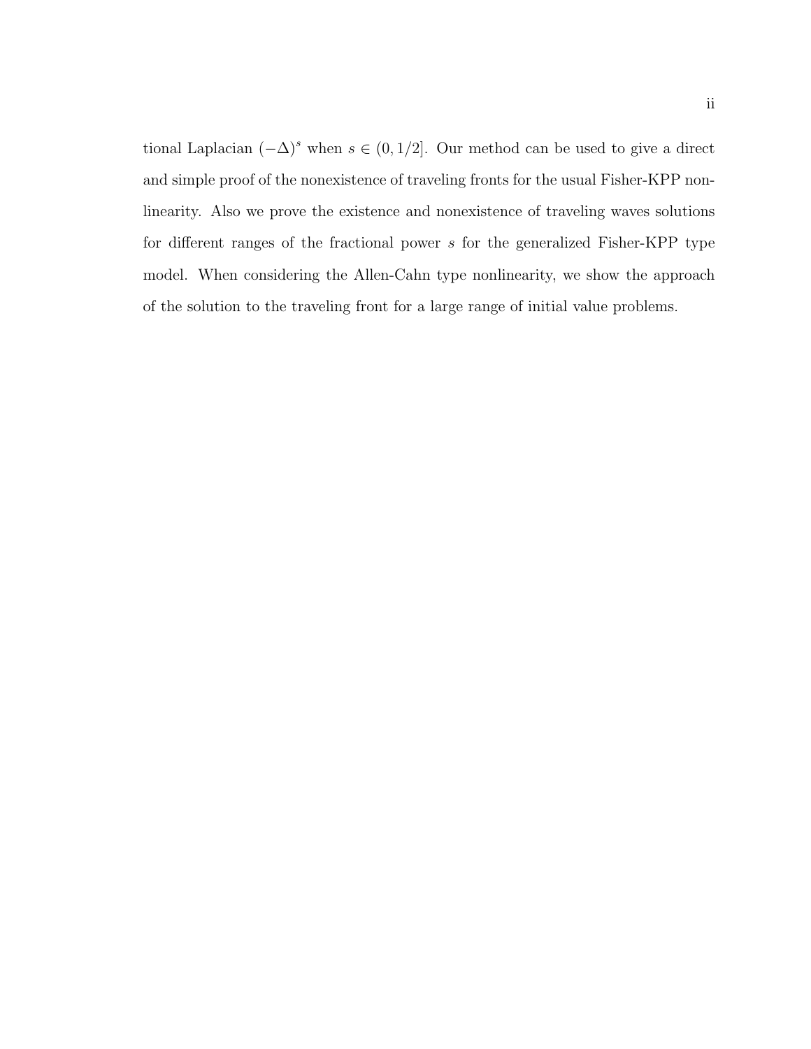tional Laplacian $(-\Delta)^s$ when $s \in (0, 1/2]$. Our method can be used to give a direct and simple proof of the nonexistence of traveling fronts for the usual Fisher-KPP nonlinearity. Also we prove the existence and nonexistence of traveling waves solutions for different ranges of the fractional power $s$ for the generalized Fisher-KPP type model. When considering the Allen-Cahn type nonlinearity, we show the approach of the solution to the traveling front for a large range of initial value problems.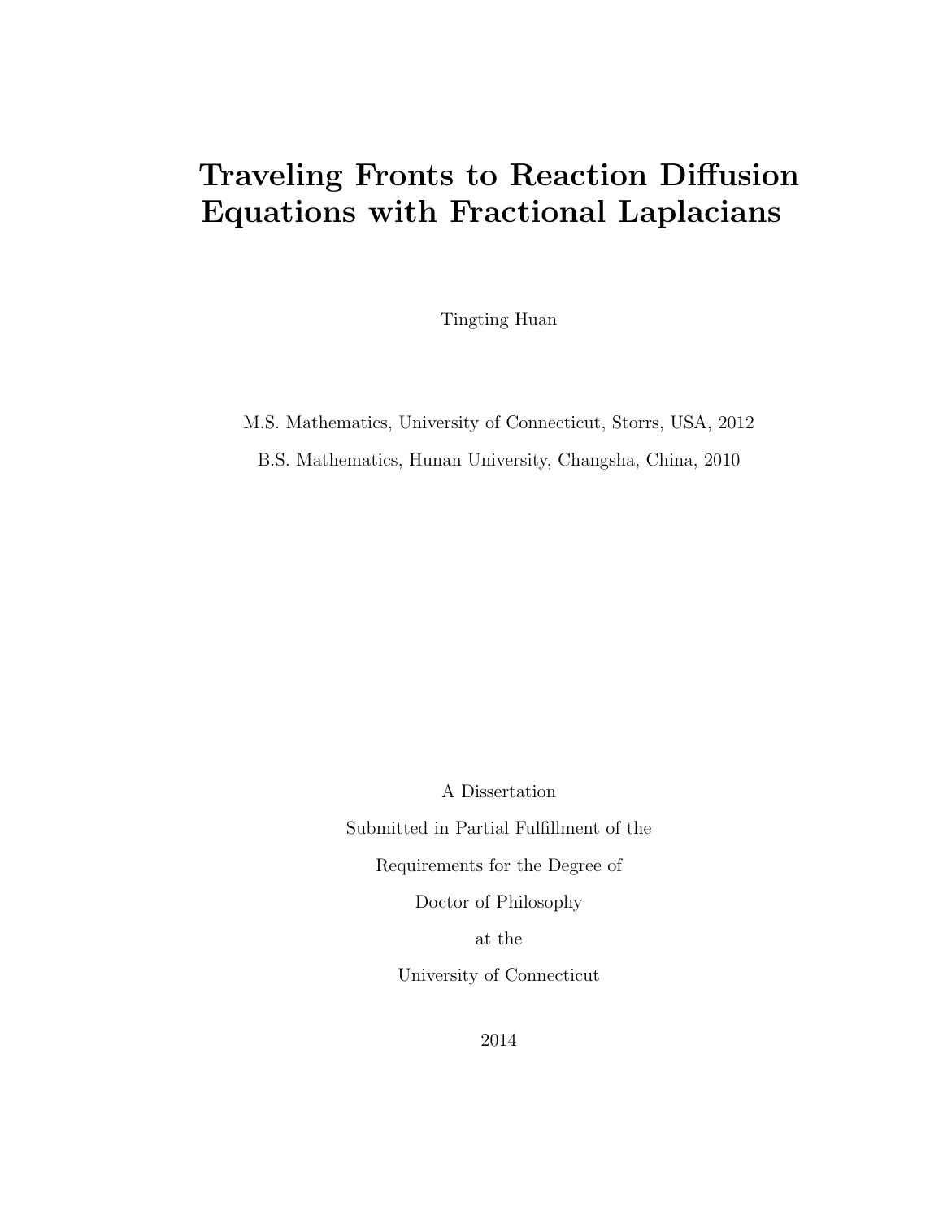# Traveling Fronts to Reaction Diffusion Equations with Fractional Laplacians

Tingting Huan

M.S. Mathematics, University of Connecticut, Storrs, USA, 2012

B.S. Mathematics, Hunan University, Changsha, China, 2010

A Dissertation

Submitted in Partial Fulfillment of the

Requirements for the Degree of

Doctor of Philosophy

at the

University of Connecticut

2014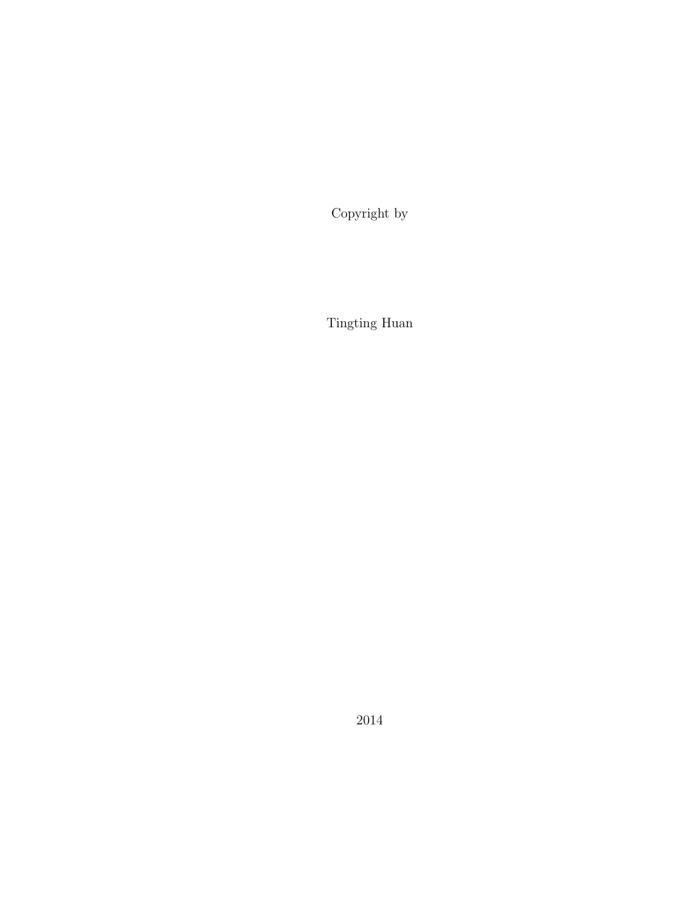Copyright by

Tingting Huan

2014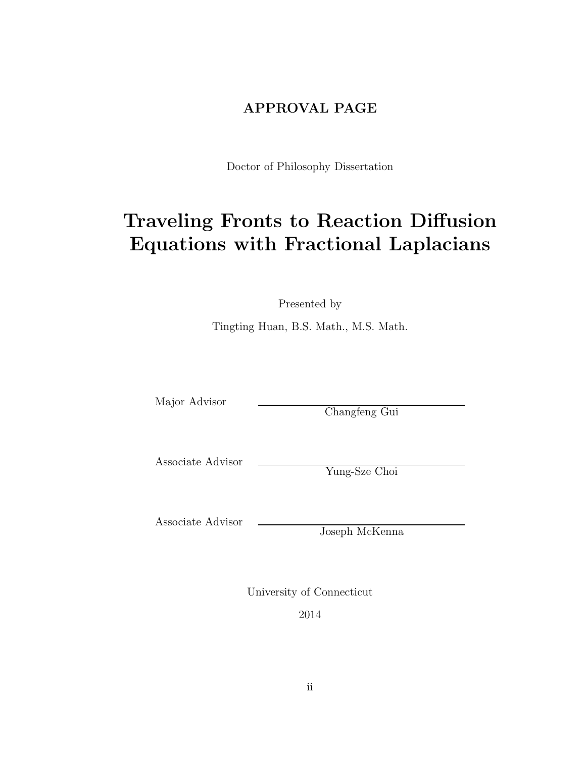# APPROVAL PAGE

Doctor of Philosophy Dissertation

## Traveling Fronts to Reaction Diffusion Equations with Fractional Laplacians

Presented by

Tingting Huan, B.S. Math., M.S. Math.

Major Advisor \_\_\_\_\_\_\_\_\_\_\_\_\_\_\_\_\_\_\_\_\_\_\_\_\_\_\_\_\_\_
Changfeng Gui

Associate Advisor \_\_\_\_\_\_\_\_\_\_\_\_\_\_\_\_\_\_\_\_\_\_\_\_\_\_\_\_\_\_
Yung-Sze Choi

Associate Advisor \_\_\_\_\_\_\_\_\_\_\_\_\_\_\_\_\_\_\_\_\_\_\_\_\_\_\_\_\_\_
Joseph McKenna

University of Connecticut

2014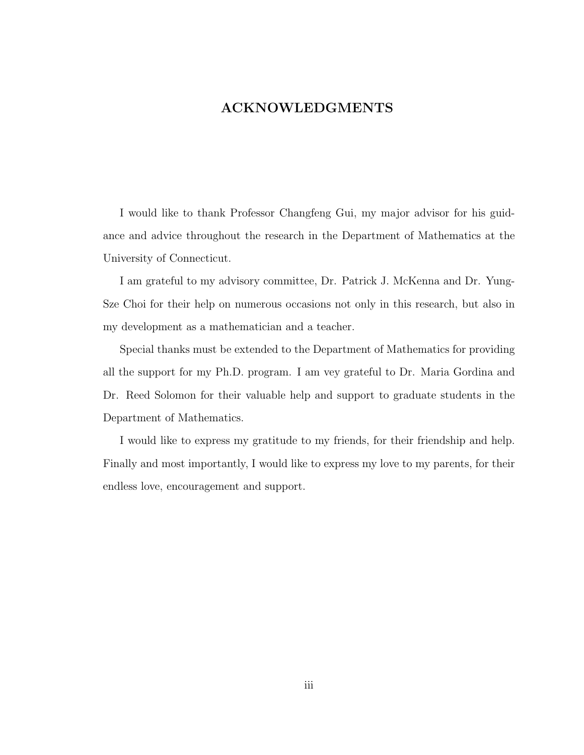# ACKNOWLEDGMENTS

I would like to thank Professor Changfeng Gui, my major advisor for his guidance and advice throughout the research in the Department of Mathematics at the University of Connecticut.

I am grateful to my advisory committee, Dr. Patrick J. McKenna and Dr. Yung-Sze Choi for their help on numerous occasions not only in this research, but also in my development as a mathematician and a teacher.

Special thanks must be extended to the Department of Mathematics for providing all the support for my Ph.D. program. I am vey grateful to Dr. Maria Gordina and Dr. Reed Solomon for their valuable help and support to graduate students in the Department of Mathematics.

I would like to express my gratitude to my friends, for their friendship and help. Finally and most importantly, I would like to express my love to my parents, for their endless love, encouragement and support.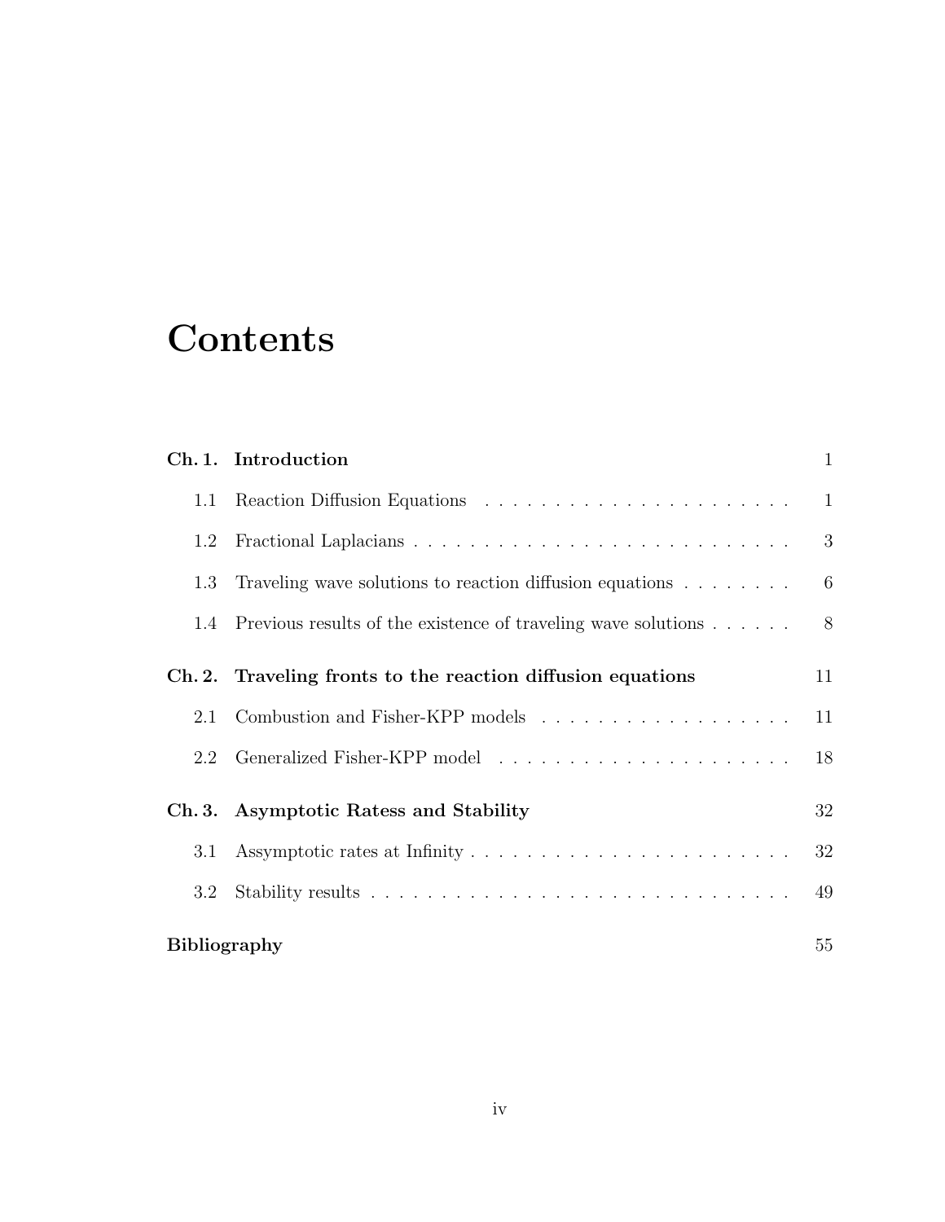# Contents

**Ch. 1. Introduction** 1

- 1.1 Reaction Diffusion Equations . . . . . . . . . . . . . . . . . . . . . . 1
- 1.2 Fractional Laplacians . . . . . . . . . . . . . . . . . . . . . . . . . . . . 3
- 1.3 Traveling wave solutions to reaction diffusion equations . . . . . . . . 6
- 1.4 Previous results of the existence of traveling wave solutions . . . . . . 8

**Ch. 2. Traveling fronts to the reaction diffusion equations** 11

- 2.1 Combustion and Fisher-KPP models . . . . . . . . . . . . . . . . . . 11
- 2.2 Generalized Fisher-KPP model . . . . . . . . . . . . . . . . . . . . . 18

**Ch. 3. Asymptotic Ratess and Stability** 32

- 3.1 Assymptotic rates at Infinity . . . . . . . . . . . . . . . . . . . . . . . 32
- 3.2 Stability results . . . . . . . . . . . . . . . . . . . . . . . . . . . . . . . 49

**Bibliography** 55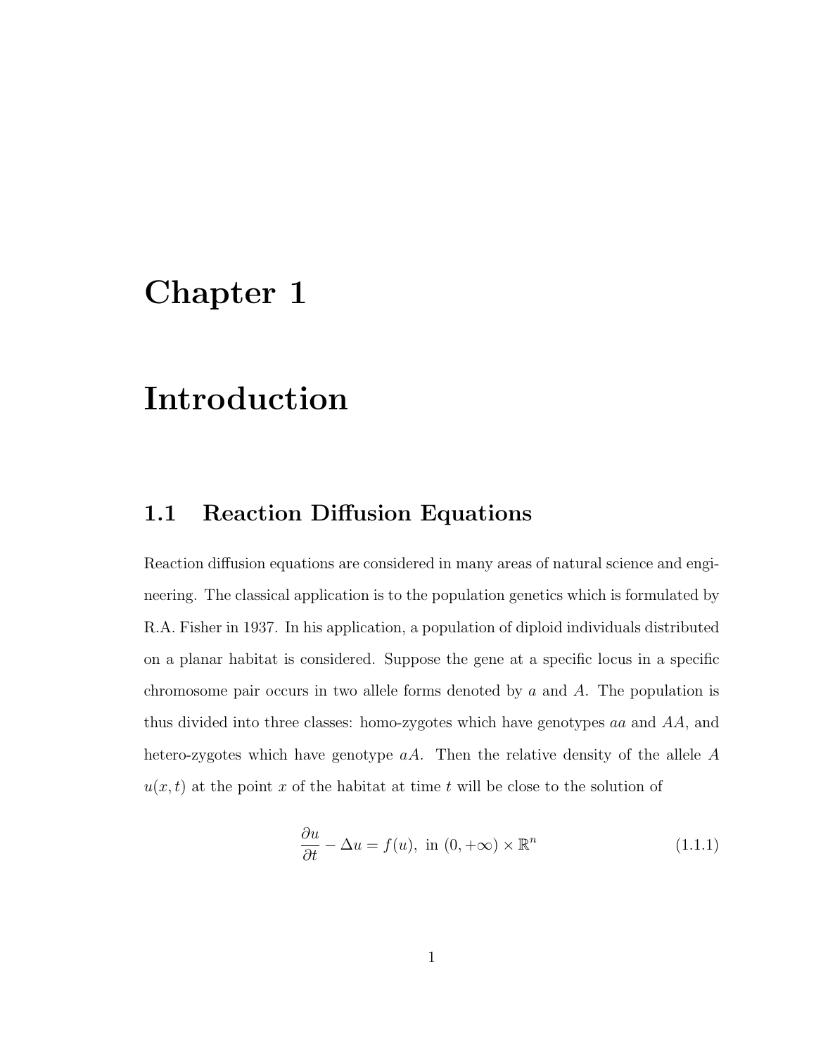# Chapter 1

# Introduction

## 1.1 Reaction Diffusion Equations

Reaction diffusion equations are considered in many areas of natural science and engineering. The classical application is to the population genetics which is formulated by R.A. Fisher in 1937. In his application, a population of diploid individuals distributed on a planar habitat is considered. Suppose the gene at a specific locus in a specific chromosome pair occurs in two allele forms denoted by $a$ and $A$. The population is thus divided into three classes: homo-zygotes which have genotypes $aa$ and $AA$, and hetero-zygotes which have genotype $aA$. Then the relative density of the allele $A$ $u(x,t)$ at the point $x$ of the habitat at time $t$ will be close to the solution of

$$\frac{\partial u}{\partial t} - \Delta u = f(u), \text{ in } (0, +\infty) \times \mathbb{R}^n \tag{1.1.1}$$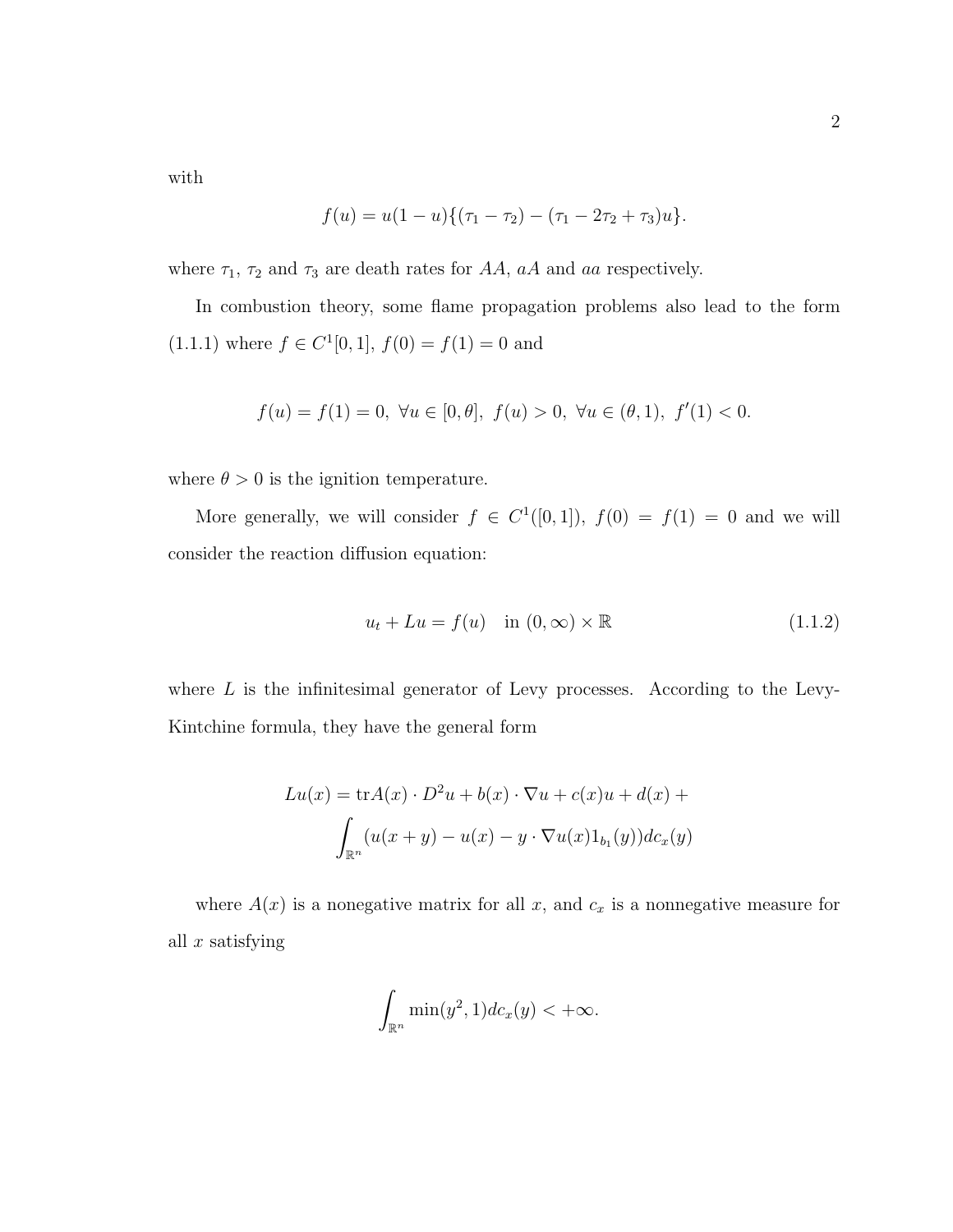with

$$f(u) = u(1-u)\{(\tau_1 - \tau_2) - (\tau_1 - 2\tau_2 + \tau_3)u\}.$$

where $\tau_1$, $\tau_2$ and $\tau_3$ are death rates for $AA$, $aA$ and $aa$ respectively.

In combustion theory, some flame propagation problems also lead to the form (1.1.1) where $f \in C^1[0,1]$, $f(0) = f(1) = 0$ and

$$f(u) = f(1) = 0, \ \forall u \in [0, \theta], \ f(u) > 0, \ \forall u \in (\theta, 1), \ f'(1) < 0.$$

where $\theta > 0$ is the ignition temperature.

More generally, we will consider $f \in C^1([0,1])$, $f(0) = f(1) = 0$ and we will consider the reaction diffusion equation:

$$u_t + Lu = f(u) \quad \text{in } (0, \infty) \times \mathbb{R} \tag{1.1.2}$$

where $L$ is the infinitesimal generator of Levy processes. According to the Levy-Kintchine formula, they have the general form

$$Lu(x) = \operatorname{tr} A(x) \cdot D^2 u + b(x) \cdot \nabla u + c(x)u + d(x) + \int_{\mathbb{R}^n} (u(x+y) - u(x) - y \cdot \nabla u(x) 1_{b_1}(y)) dc_x(y)$$

where $A(x)$ is a nonnegative matrix for all $x$, and $c_x$ is a nonnegative measure for all $x$ satisfying

$$\int_{\mathbb{R}^n} \min(y^2, 1) dc_x(y) < +\infty.$$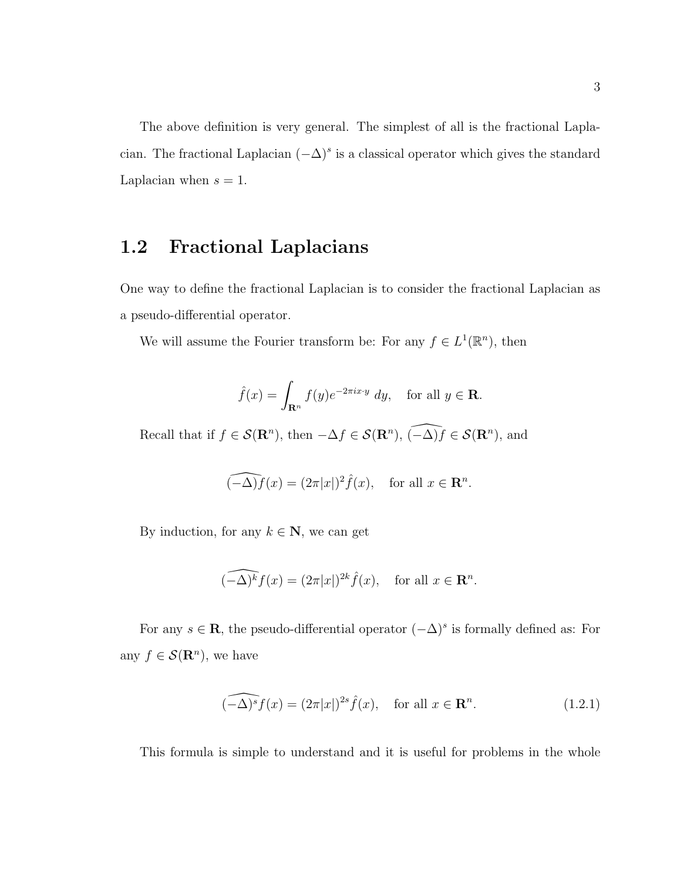The above definition is very general. The simplest of all is the fractional Laplacian. The fractional Laplacian $(-\Delta)^s$ is a classical operator which gives the standard Laplacian when $s = 1$.

## 1.2 Fractional Laplacians

One way to define the fractional Laplacian is to consider the fractional Laplacian as a pseudo-differential operator.

We will assume the Fourier transform be: For any $f \in L^1(\mathbb{R}^n)$, then

$$\hat{f}(x) = \int_{\mathbf{R}^n} f(y) e^{-2\pi i x \cdot y} \, dy, \quad \text{for all } y \in \mathbf{R}.$$

Recall that if $f \in \mathcal{S}(\mathbf{R}^n)$, then $-\Delta f \in \mathcal{S}(\mathbf{R}^n)$, $\widehat{(-\Delta)} f \in \mathcal{S}(\mathbf{R}^n)$, and

$$\widehat{(-\Delta)} f(x) = (2\pi |x|)^2 \hat{f}(x), \quad \text{for all } x \in \mathbf{R}^n.$$

By induction, for any $k \in \mathbf{N}$, we can get

$$\widehat{(-\Delta)^k} f(x) = (2\pi |x|)^{2k} \hat{f}(x), \quad \text{for all } x \in \mathbf{R}^n.$$

For any $s \in \mathbf{R}$, the pseudo-differential operator $(-\Delta)^s$ is formally defined as: For any $f \in \mathcal{S}(\mathbf{R}^n)$, we have

$$\widehat{(-\Delta)^s} f(x) = (2\pi |x|)^{2s} \hat{f}(x), \quad \text{for all } x \in \mathbf{R}^n. \tag{1.2.1}$$

This formula is simple to understand and it is useful for problems in the whole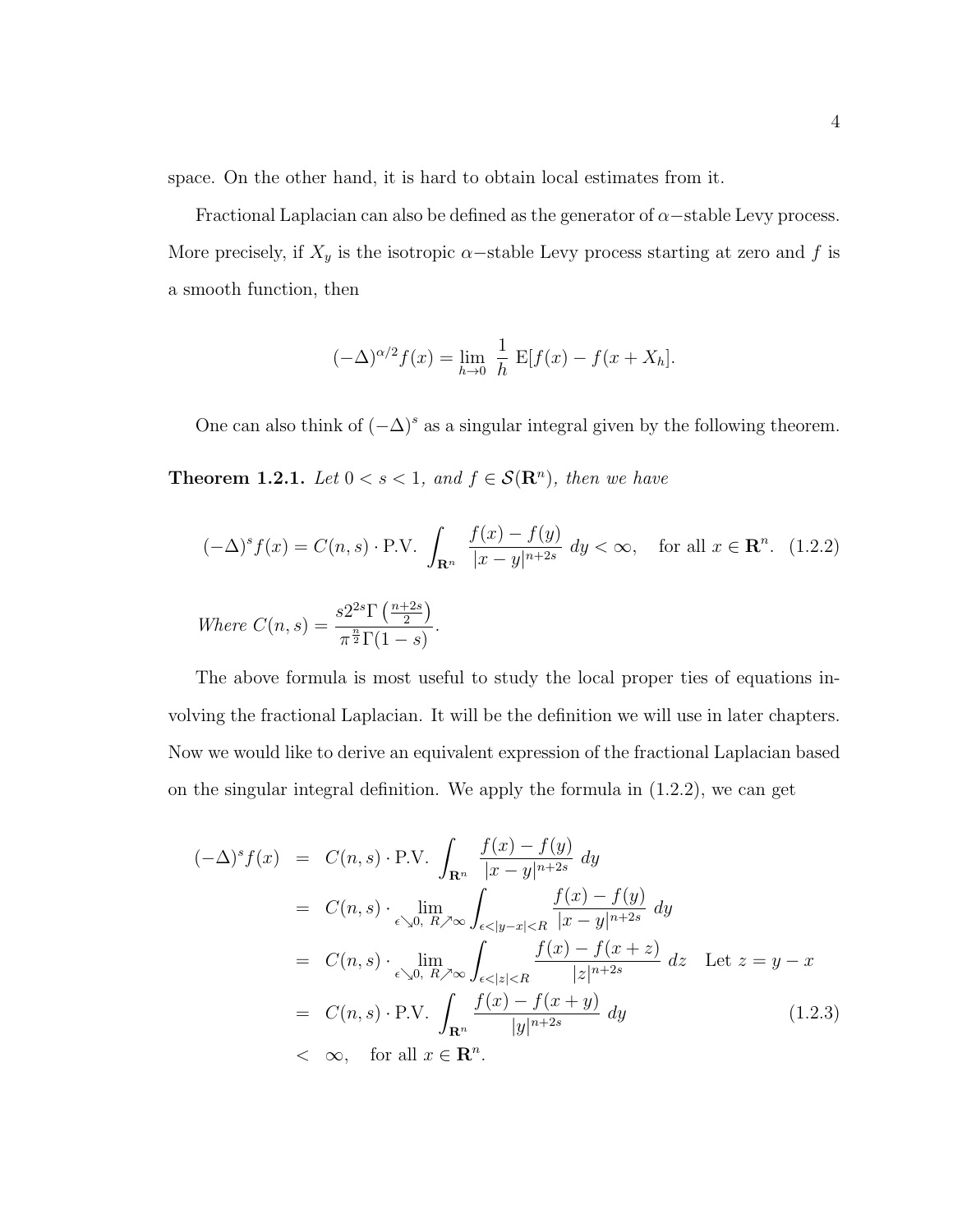space. On the other hand, it is hard to obtain local estimates from it.

Fractional Laplacian can also be defined as the generator of $\alpha-$stable Levy process. More precisely, if $X_y$ is the isotropic $\alpha-$stable Levy process starting at zero and $f$ is a smooth function, then

$$(-\Delta)^{\alpha/2} f(x) = \lim_{h \to 0} \frac{1}{h} \mathrm{E}[f(x) - f(x + X_h)].$$

One can also think of $(-\Delta)^s$ as a singular integral given by the following theorem.

**Theorem 1.2.1.** *Let $0 < s < 1$, and $f \in \mathcal{S}(\mathbf{R}^n)$, then we have*

$$(-\Delta)^s f(x) = C(n,s) \cdot \mathrm{P.V.} \int_{\mathbf{R}^n} \frac{f(x) - f(y)}{|x-y|^{n+2s}} \, dy < \infty, \quad \text{for all } x \in \mathbf{R}^n. \quad (1.2.2)$$

*Where* $C(n,s) = \dfrac{s 2^{2s} \Gamma\left(\frac{n+2s}{2}\right)}{\pi^{\frac{n}{2}} \Gamma(1-s)}$.

The above formula is most useful to study the local proper ties of equations involving the fractional Laplacian. It will be the definition we will use in later chapters. Now we would like to derive an equivalent expression of the fractional Laplacian based on the singular integral definition. We apply the formula in (1.2.2), we can get

$$\begin{aligned}
(-\Delta)^s f(x) &= C(n,s) \cdot \mathrm{P.V.} \int_{\mathbf{R}^n} \frac{f(x) - f(y)}{|x-y|^{n+2s}} \, dy \\
&= C(n,s) \cdot \lim_{\epsilon \searrow 0, \ R \nearrow \infty} \int_{\epsilon < |y-x| < R} \frac{f(x) - f(y)}{|x-y|^{n+2s}} \, dy \\
&= C(n,s) \cdot \lim_{\epsilon \searrow 0, \ R \nearrow \infty} \int_{\epsilon < |z| < R} \frac{f(x) - f(x+z)}{|z|^{n+2s}} \, dz \quad \text{Let } z = y - x \\
&= C(n,s) \cdot \mathrm{P.V.} \int_{\mathbf{R}^n} \frac{f(x) - f(x+y)}{|y|^{n+2s}} \, dy \qquad (1.2.3) \\
&< \infty, \quad \text{for all } x \in \mathbf{R}^n.
\end{aligned}$$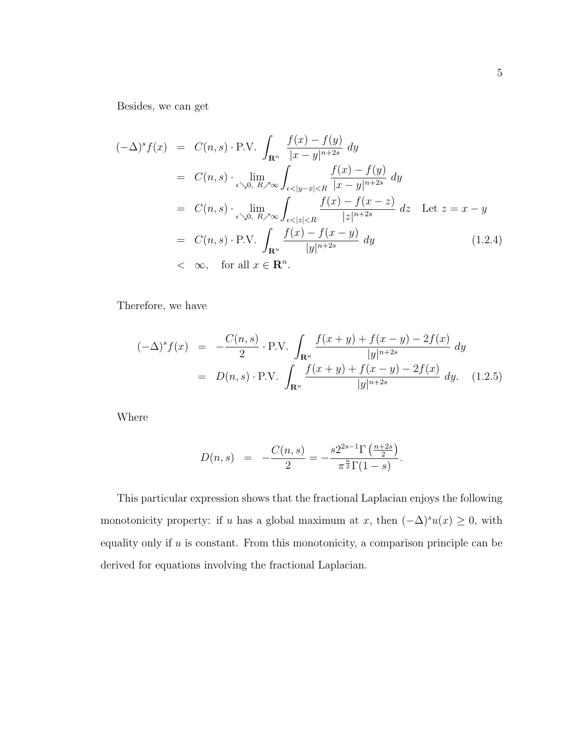Besides, we can get

$$
\begin{aligned}
(-\Delta)^s f(x) &= C(n,s) \cdot \text{P.V.} \int_{\mathbf{R}^n} \frac{f(x)-f(y)}{|x-y|^{n+2s}}\, dy \\
&= C(n,s) \cdot \lim_{\epsilon \searrow 0,\ R \nearrow \infty} \int_{\epsilon<|y-x|<R} \frac{f(x)-f(y)}{|x-y|^{n+2s}}\, dy \\
&= C(n,s) \cdot \lim_{\epsilon \searrow 0,\ R \nearrow \infty} \int_{\epsilon<|z|<R} \frac{f(x)-f(x-z)}{|z|^{n+2s}}\, dz \quad \text{Let } z = x-y \\
&= C(n,s) \cdot \text{P.V.} \int_{\mathbf{R}^n} \frac{f(x)-f(x-y)}{|y|^{n+2s}}\, dy \qquad (1.2.4) \\
&< \infty, \quad \text{for all } x \in \mathbf{R}^n.
\end{aligned}
$$

Therefore, we have

$$
\begin{aligned}
(-\Delta)^s f(x) &= -\frac{C(n,s)}{2} \cdot \text{P.V.} \int_{\mathbf{R}^n} \frac{f(x+y)+f(x-y)-2f(x)}{|y|^{n+2s}}\, dy \\
&= D(n,s) \cdot \text{P.V.} \int_{\mathbf{R}^n} \frac{f(x+y)+f(x-y)-2f(x)}{|y|^{n+2s}}\, dy. \qquad (1.2.5)
\end{aligned}
$$

Where

$$
D(n,s) = -\frac{C(n,s)}{2} = -\frac{s 2^{2s-1} \Gamma\left(\frac{n+2s}{2}\right)}{\pi^{\frac{n}{2}} \Gamma(1-s)}.
$$

This particular expression shows that the fractional Laplacian enjoys the following monotonicity property: if $u$ has a global maximum at $x$, then $(-\Delta)^s u(x) \geq 0$, with equality only if $u$ is constant. From this monotonicity, a comparison principle can be derived for equations involving the fractional Laplacian.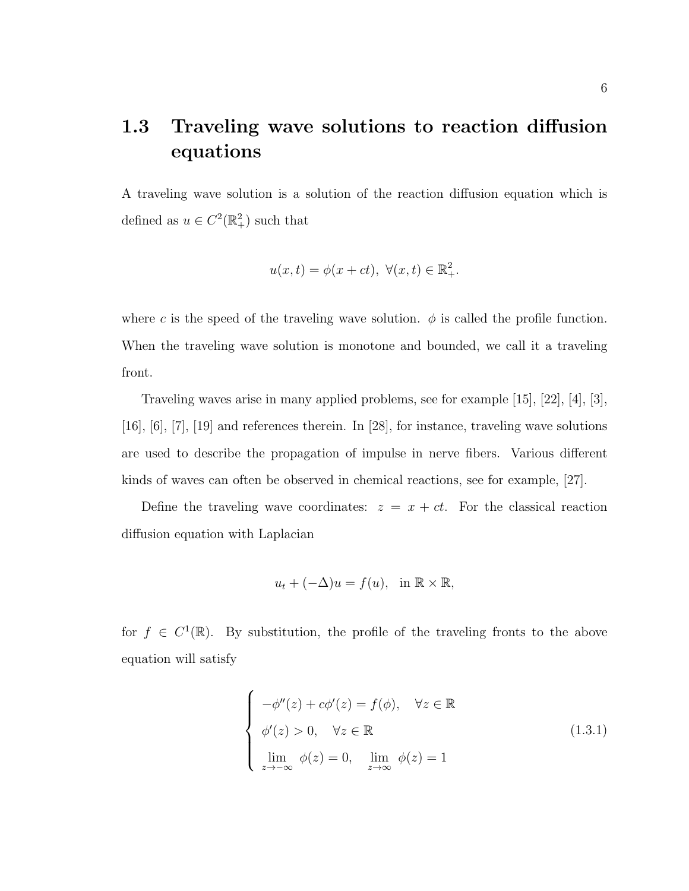## 1.3 Traveling wave solutions to reaction diffusion equations

A traveling wave solution is a solution of the reaction diffusion equation which is defined as $u \in C^2(\mathbb{R}^2_+)$ such that

$$u(x,t) = \phi(x+ct), \ \forall (x,t) \in \mathbb{R}^2_+.$$

where $c$ is the speed of the traveling wave solution. $\phi$ is called the profile function. When the traveling wave solution is monotone and bounded, we call it a traveling front.

Traveling waves arise in many applied problems, see for example [15], [22], [4], [3], [16], [6], [7], [19] and references therein. In [28], for instance, traveling wave solutions are used to describe the propagation of impulse in nerve fibers. Various different kinds of waves can often be observed in chemical reactions, see for example, [27].

Define the traveling wave coordinates: $z = x + ct$. For the classical reaction diffusion equation with Laplacian

$$u_t + (-\Delta)u = f(u), \quad \text{in } \mathbb{R} \times \mathbb{R},$$

for $f \in C^1(\mathbb{R})$. By substitution, the profile of the traveling fronts to the above equation will satisfy

$$\begin{cases} -\phi''(z) + c\phi'(z) = f(\phi), \quad \forall z \in \mathbb{R} \\ \phi'(z) > 0, \quad \forall z \in \mathbb{R} \\ \lim\limits_{z \to -\infty} \phi(z) = 0, \quad \lim\limits_{z \to \infty} \phi(z) = 1 \end{cases} \tag{1.3.1}$$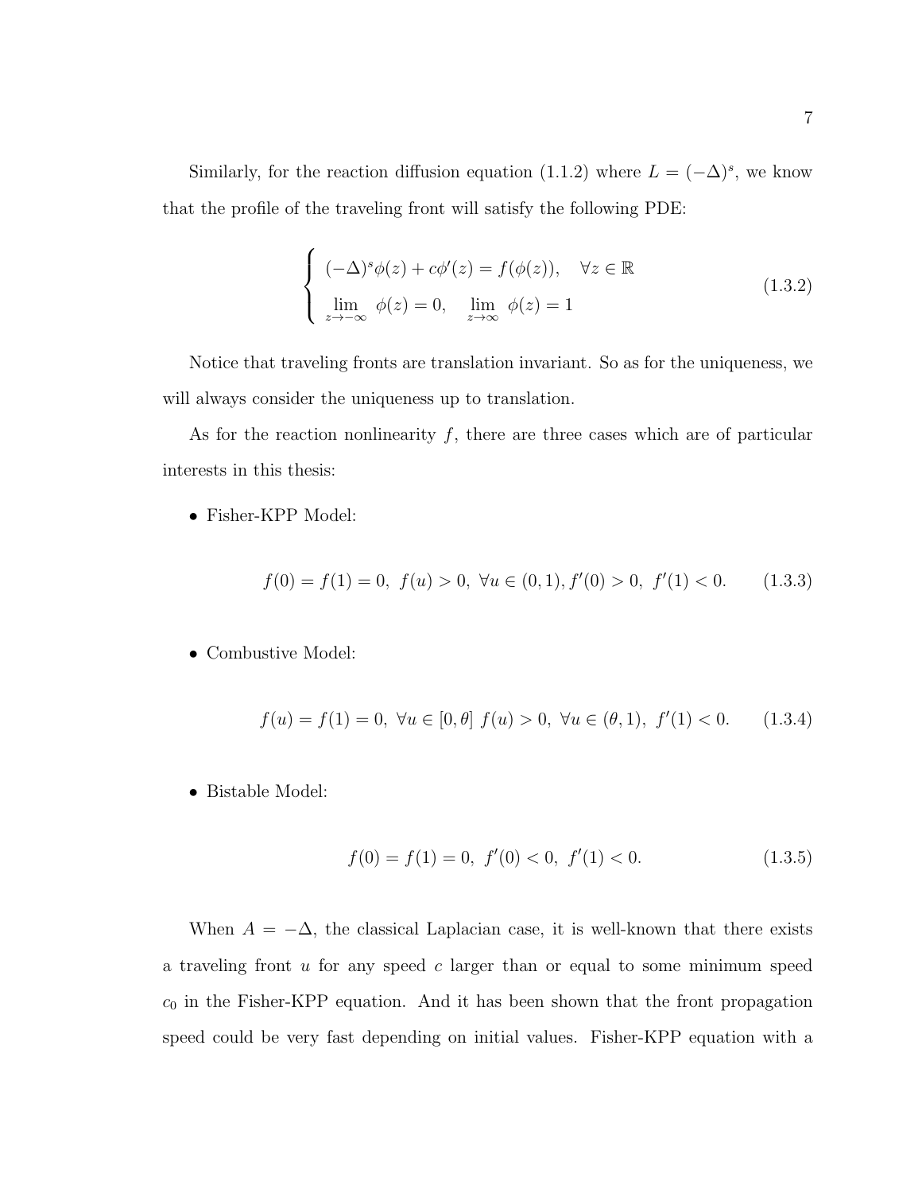Similarly, for the reaction diffusion equation (1.1.2) where $L = (-\Delta)^s$, we know that the profile of the traveling front will satisfy the following PDE:

$$
\begin{cases} (-\Delta)^s \phi(z) + c\phi'(z) = f(\phi(z)), \quad \forall z \in \mathbb{R} \\ \lim\limits_{z \to -\infty} \phi(z) = 0, \quad \lim\limits_{z \to \infty} \phi(z) = 1 \end{cases} \tag{1.3.2}
$$

Notice that traveling fronts are translation invariant. So as for the uniqueness, we will always consider the uniqueness up to translation.

As for the reaction nonlinearity $f$, there are three cases which are of particular interests in this thesis:

- Fisher-KPP Model:

$$
f(0) = f(1) = 0, \ f(u) > 0, \ \forall u \in (0,1), f'(0) > 0, \ f'(1) < 0. \tag{1.3.3}
$$

- Combustive Model:

$$
f(u) = f(1) = 0, \ \forall u \in [0,\theta] \ f(u) > 0, \ \forall u \in (\theta, 1), \ f'(1) < 0. \tag{1.3.4}
$$

- Bistable Model:

$$
f(0) = f(1) = 0, \ f'(0) < 0, \ f'(1) < 0. \tag{1.3.5}
$$

When $A = -\Delta$, the classical Laplacian case, it is well-known that there exists a traveling front $u$ for any speed $c$ larger than or equal to some minimum speed $c_0$ in the Fisher-KPP equation. And it has been shown that the front propagation speed could be very fast depending on initial values. Fisher-KPP equation with a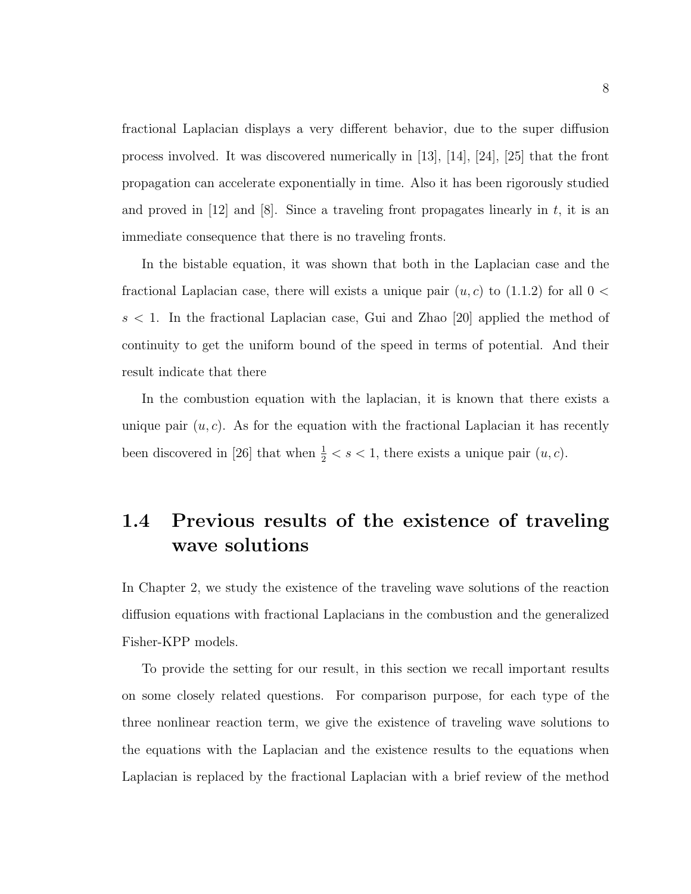fractional Laplacian displays a very different behavior, due to the super diffusion process involved. It was discovered numerically in [13], [14], [24], [25] that the front propagation can accelerate exponentially in time. Also it has been rigorously studied and proved in [12] and [8]. Since a traveling front propagates linearly in $t$, it is an immediate consequence that there is no traveling fronts.

In the bistable equation, it was shown that both in the Laplacian case and the fractional Laplacian case, there will exists a unique pair $(u, c)$ to (1.1.2) for all $0 < s < 1$. In the fractional Laplacian case, Gui and Zhao [20] applied the method of continuity to get the uniform bound of the speed in terms of potential. And their result indicate that there

In the combustion equation with the laplacian, it is known that there exists a unique pair $(u, c)$. As for the equation with the fractional Laplacian it has recently been discovered in [26] that when $\frac{1}{2} < s < 1$, there exists a unique pair $(u, c)$.

## 1.4 Previous results of the existence of traveling wave solutions

In Chapter 2, we study the existence of the traveling wave solutions of the reaction diffusion equations with fractional Laplacians in the combustion and the generalized Fisher-KPP models.

To provide the setting for our result, in this section we recall important results on some closely related questions. For comparison purpose, for each type of the three nonlinear reaction term, we give the existence of traveling wave solutions to the equations with the Laplacian and the existence results to the equations when Laplacian is replaced by the fractional Laplacian with a brief review of the method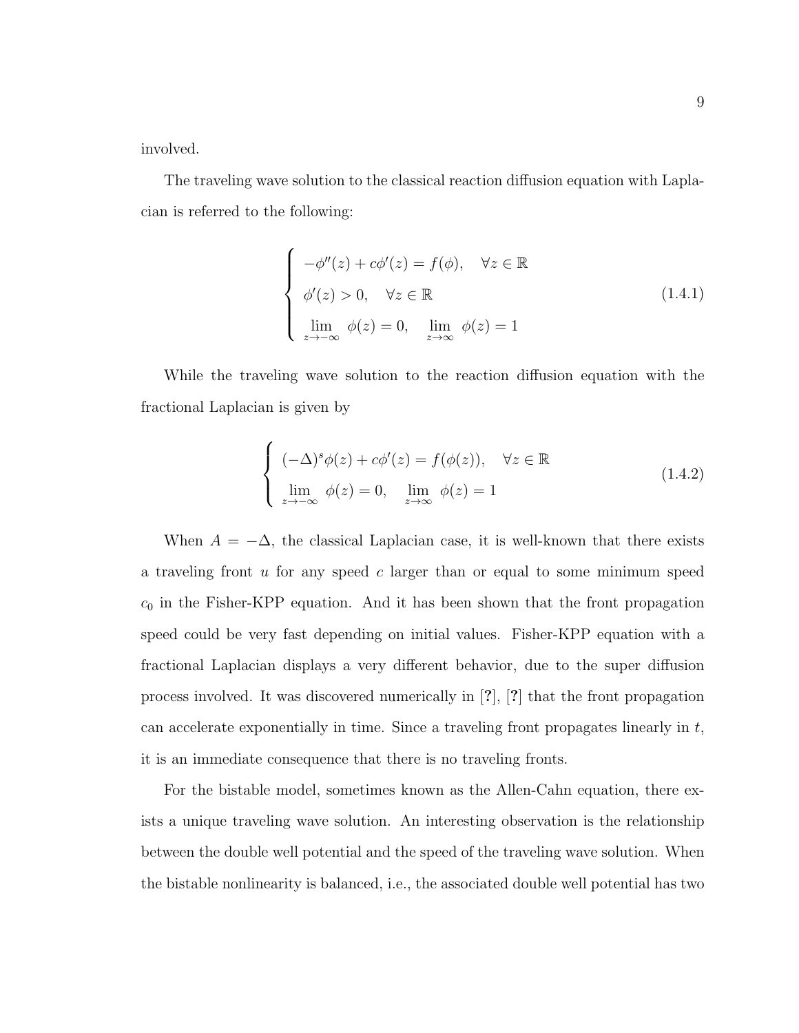involved.

The traveling wave solution to the classical reaction diffusion equation with Laplacian is referred to the following:

$$
\begin{cases}
-\phi''(z) + c\phi'(z) = f(\phi), \quad \forall z \in \mathbb{R} \\
\phi'(z) > 0, \quad \forall z \in \mathbb{R} \\
\lim\limits_{z\to-\infty} \phi(z) = 0, \quad \lim\limits_{z\to\infty} \phi(z) = 1
\end{cases}
\tag{1.4.1}
$$

While the traveling wave solution to the reaction diffusion equation with the fractional Laplacian is given by

$$
\begin{cases}
(-\Delta)^s\phi(z) + c\phi'(z) = f(\phi(z)), \quad \forall z \in \mathbb{R} \\
\lim\limits_{z\to-\infty} \phi(z) = 0, \quad \lim\limits_{z\to\infty} \phi(z) = 1
\end{cases}
\tag{1.4.2}
$$

When $A = -\Delta$, the classical Laplacian case, it is well-known that there exists a traveling front $u$ for any speed $c$ larger than or equal to some minimum speed $c_0$ in the Fisher-KPP equation. And it has been shown that the front propagation speed could be very fast depending on initial values. Fisher-KPP equation with a fractional Laplacian displays a very different behavior, due to the super diffusion process involved. It was discovered numerically in [?], [?] that the front propagation can accelerate exponentially in time. Since a traveling front propagates linearly in $t$, it is an immediate consequence that there is no traveling fronts.

For the bistable model, sometimes known as the Allen-Cahn equation, there exists a unique traveling wave solution. An interesting observation is the relationship between the double well potential and the speed of the traveling wave solution. When the bistable nonlinearity is balanced, i.e., the associated double well potential has two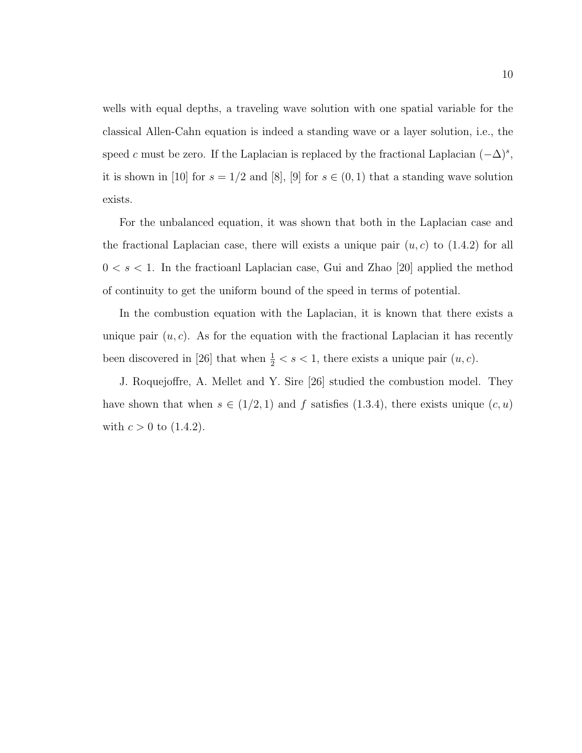wells with equal depths, a traveling wave solution with one spatial variable for the classical Allen-Cahn equation is indeed a standing wave or a layer solution, i.e., the speed $c$ must be zero. If the Laplacian is replaced by the fractional Laplacian $(-\Delta)^s$, it is shown in [10] for $s = 1/2$ and [8], [9] for $s \in (0, 1)$ that a standing wave solution exists.

For the unbalanced equation, it was shown that both in the Laplacian case and the fractional Laplacian case, there will exists a unique pair $(u, c)$ to (1.4.2) for all $0 < s < 1$. In the fractioanl Laplacian case, Gui and Zhao [20] applied the method of continuity to get the uniform bound of the speed in terms of potential.

In the combustion equation with the Laplacian, it is known that there exists a unique pair $(u, c)$. As for the equation with the fractional Laplacian it has recently been discovered in [26] that when $\frac{1}{2} < s < 1$, there exists a unique pair $(u, c)$.

J. Roquejoffre, A. Mellet and Y. Sire [26] studied the combustion model. They have shown that when $s \in (1/2, 1)$ and $f$ satisfies (1.3.4), there exists unique $(c, u)$ with $c > 0$ to (1.4.2).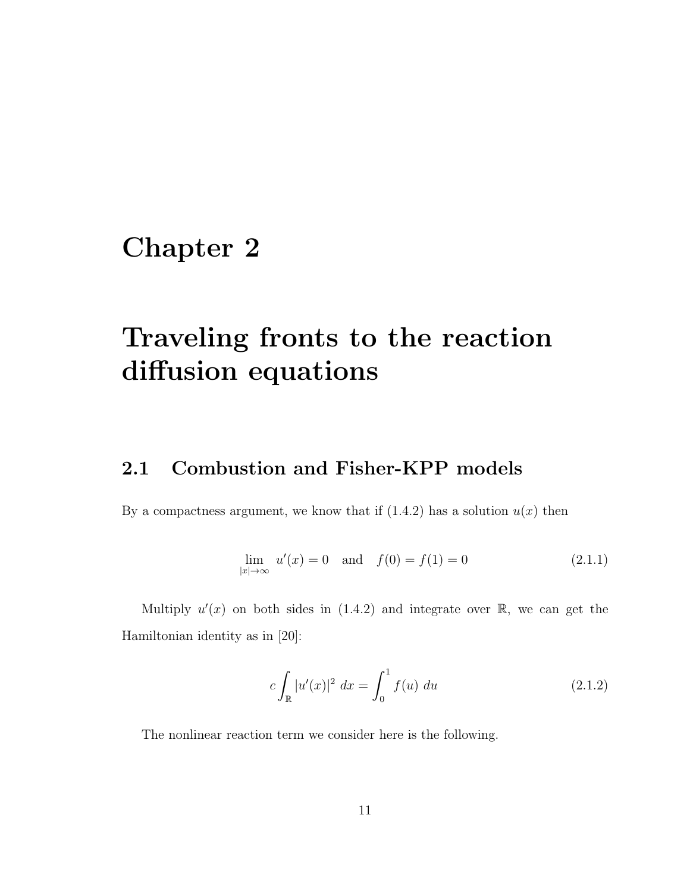# Chapter 2

# Traveling fronts to the reaction diffusion equations

## 2.1 Combustion and Fisher-KPP models

By a compactness argument, we know that if (1.4.2) has a solution $u(x)$ then

$$\lim_{|x|\to\infty} u'(x) = 0 \quad \text{and} \quad f(0) = f(1) = 0 \tag{2.1.1}$$

Multiply $u'(x)$ on both sides in (1.4.2) and integrate over $\mathbb{R}$, we can get the Hamiltonian identity as in [20]:

$$c \int_{\mathbb{R}} |u'(x)|^2 \, dx = \int_0^1 f(u) \, du \tag{2.1.2}$$

The nonlinear reaction term we consider here is the following.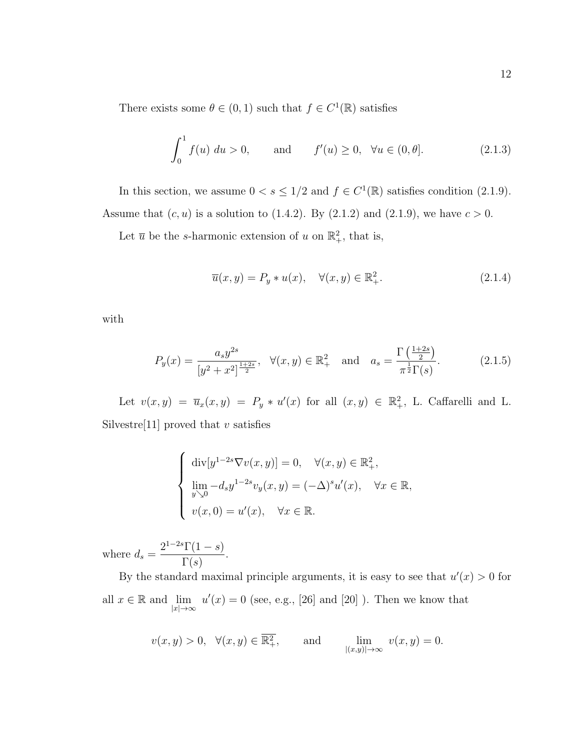There exists some $\theta \in (0,1)$ such that $f \in C^1(\mathbb{R})$ satisfies

$$\int_0^1 f(u)\; du > 0, \qquad \text{and} \qquad f'(u) \geq 0, \quad \forall u \in (0, \theta]. \tag{2.1.3}$$

In this section, we assume $0 < s \leq 1/2$ and $f \in C^1(\mathbb{R})$ satisfies condition (2.1.9). Assume that $(c, u)$ is a solution to (1.4.2). By (2.1.2) and (2.1.9), we have $c > 0$.

Let $\overline{u}$ be the $s$-harmonic extension of $u$ on $\mathbb{R}^2_+$, that is,

$$\overline{u}(x,y) = P_y * u(x), \quad \forall (x,y) \in \mathbb{R}^2_+. \tag{2.1.4}$$

with

$$P_y(x) = \frac{a_s y^{2s}}{\left[y^2 + x^2\right]^{\frac{1+2s}{2}}}, \quad \forall (x,y) \in \mathbb{R}^2_+ \quad \text{and} \quad a_s = \frac{\Gamma\left(\frac{1+2s}{2}\right)}{\pi^{\frac{1}{2}}\Gamma(s)}. \tag{2.1.5}$$

Let $v(x,y) = \overline{u}_x(x,y) = P_y * u'(x)$ for all $(x,y) \in \mathbb{R}^2_+$, L. Caffarelli and L. Silvestre[11] proved that $v$ satisfies

$$\begin{cases} \operatorname{div}[y^{1-2s}\nabla v(x,y)] = 0, \quad \forall (x,y) \in \mathbb{R}^2_+, \\ \lim\limits_{y \searrow 0} -d_s y^{1-2s} v_y(x,y) = (-\Delta)^s u'(x), \quad \forall x \in \mathbb{R}, \\ v(x,0) = u'(x), \quad \forall x \in \mathbb{R}. \end{cases}$$

where $d_s = \dfrac{2^{1-2s}\Gamma(1-s)}{\Gamma(s)}$.

By the standard maximal principle arguments, it is easy to see that $u'(x) > 0$ for all $x \in \mathbb{R}$ and $\lim\limits_{|x| \to \infty} u'(x) = 0$ (see, e.g., [26] and [20] ). Then we know that

$$v(x,y) > 0, \quad \forall (x,y) \in \overline{\mathbb{R}^2_+}, \qquad \text{and} \qquad \lim_{|(x,y)| \to \infty} v(x,y) = 0.$$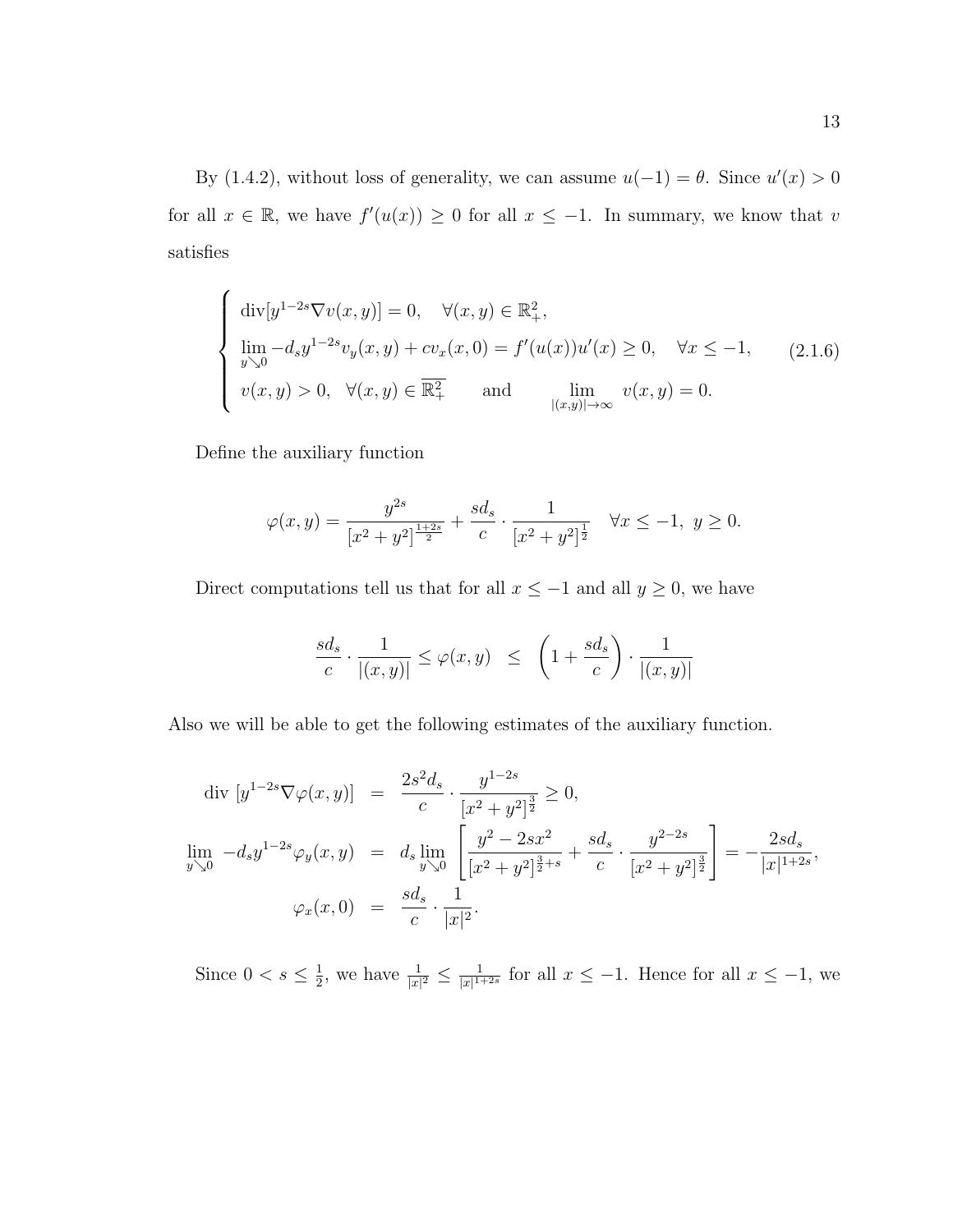By (1.4.2), without loss of generality, we can assume $u(-1) = \theta$. Since $u'(x) > 0$ for all $x \in \mathbb{R}$, we have $f'(u(x)) \geq 0$ for all $x \leq -1$. In summary, we know that $v$ satisfies

$$
\begin{cases}
\operatorname{div}[y^{1-2s}\nabla v(x,y)] = 0, \quad \forall (x,y) \in \mathbb{R}^2_+, \\
\lim\limits_{y \searrow 0} -d_s y^{1-2s} v_y(x,y) + c v_x(x,0) = f'(u(x))u'(x) \geq 0, \quad \forall x \leq -1, \\
v(x,y) > 0, \ \ \forall (x,y) \in \overline{\mathbb{R}^2_+} \qquad \text{and} \qquad \lim\limits_{|(x,y)| \to \infty} v(x,y) = 0.
\end{cases}
\tag{2.1.6}
$$

Define the auxiliary function

$$
\varphi(x,y) = \frac{y^{2s}}{[x^2+y^2]^{\frac{1+2s}{2}}} + \frac{sd_s}{c} \cdot \frac{1}{[x^2+y^2]^{\frac{1}{2}}} \quad \forall x \leq -1, \ y \geq 0.
$$

Direct computations tell us that for all $x \leq -1$ and all $y \geq 0$, we have

$$
\frac{sd_s}{c} \cdot \frac{1}{|(x,y)|} \leq \varphi(x,y) \ \ \leq \ \ \left(1 + \frac{sd_s}{c}\right) \cdot \frac{1}{|(x,y)|}
$$

Also we will be able to get the following estimates of the auxiliary function.

$$
\begin{aligned}
\operatorname{div}\ [y^{1-2s}\nabla \varphi(x,y)] &= \frac{2s^2 d_s}{c} \cdot \frac{y^{1-2s}}{[x^2+y^2]^{\frac{3}{2}}} \geq 0, \\
\lim_{y \searrow 0}\ -d_s y^{1-2s}\varphi_y(x,y) &= d_s \lim_{y \searrow 0} \left[\frac{y^2 - 2sx^2}{[x^2+y^2]^{\frac{3}{2}+s}} + \frac{sd_s}{c} \cdot \frac{y^{2-2s}}{[x^2+y^2]^{\frac{3}{2}}}\right] = -\frac{2sd_s}{|x|^{1+2s}}, \\
\varphi_x(x,0) &= \frac{sd_s}{c} \cdot \frac{1}{|x|^2}.
\end{aligned}
$$

Since $0 < s \leq \frac{1}{2}$, we have $\frac{1}{|x|^2} \leq \frac{1}{|x|^{1+2s}}$ for all $x \leq -1$. Hence for all $x \leq -1$, we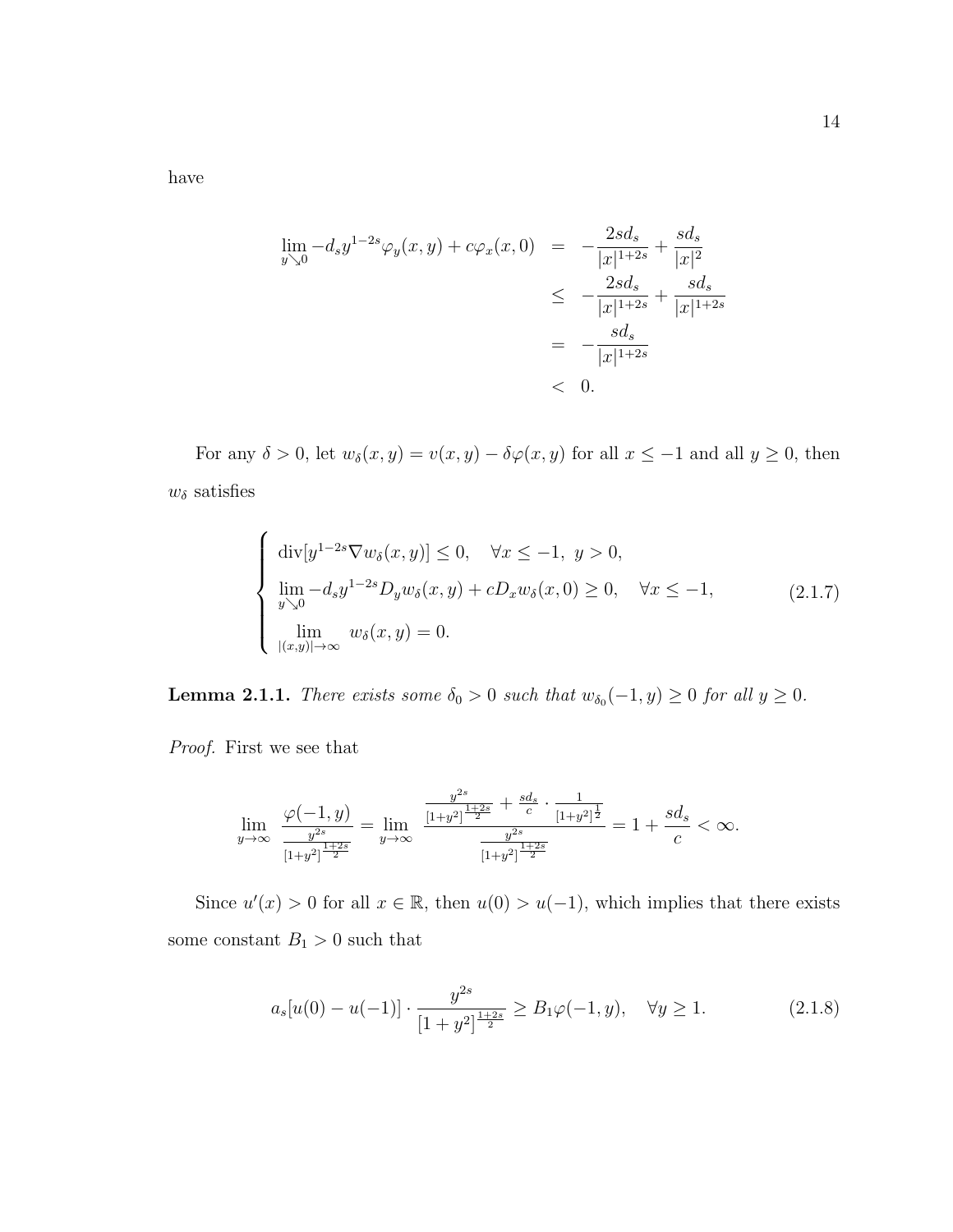have

$$
\begin{aligned}
\lim_{y \searrow 0} -d_s y^{1-2s} \varphi_y(x,y) + c\varphi_x(x,0) &= -\frac{2sd_s}{|x|^{1+2s}} + \frac{sd_s}{|x|^2} \\
&\leq -\frac{2sd_s}{|x|^{1+2s}} + \frac{sd_s}{|x|^{1+2s}} \\
&= -\frac{sd_s}{|x|^{1+2s}} \\
&< 0.
\end{aligned}
$$

For any $\delta > 0$, let $w_\delta(x,y) = v(x,y) - \delta\varphi(x,y)$ for all $x \leq -1$ and all $y \geq 0$, then $w_\delta$ satisfies

$$
\begin{cases}
\operatorname{div}[y^{1-2s}\nabla w_\delta(x,y)] \leq 0, \quad \forall x \leq -1, \ y > 0, \\
\lim_{y \searrow 0} -d_s y^{1-2s} D_y w_\delta(x,y) + cD_x w_\delta(x,0) \geq 0, \quad \forall x \leq -1, \\
\lim_{|(x,y)| \to \infty} w_\delta(x,y) = 0.
\end{cases}
\tag{2.1.7}
$$

**Lemma 2.1.1.** *There exists some $\delta_0 > 0$ such that $w_{\delta_0}(-1,y) \geq 0$ for all $y \geq 0$.*

*Proof.* First we see that

$$
\lim_{y \to \infty} \frac{\varphi(-1,y)}{\frac{y^{2s}}{[1+y^2]^{\frac{1+2s}{2}}}} = \lim_{y \to \infty} \frac{\frac{y^{2s}}{[1+y^2]^{\frac{1+2s}{2}}} + \frac{sd_s}{c} \cdot \frac{1}{[1+y^2]^{\frac{1}{2}}}}{\frac{y^{2s}}{[1+y^2]^{\frac{1+2s}{2}}}} = 1 + \frac{sd_s}{c} < \infty.
$$

Since $u'(x) > 0$ for all $x \in \mathbb{R}$, then $u(0) > u(-1)$, which implies that there exists some constant $B_1 > 0$ such that

$$
a_s[u(0) - u(-1)] \cdot \frac{y^{2s}}{[1+y^2]^{\frac{1+2s}{2}}} \geq B_1 \varphi(-1,y), \quad \forall y \geq 1. \tag{2.1.8}
$$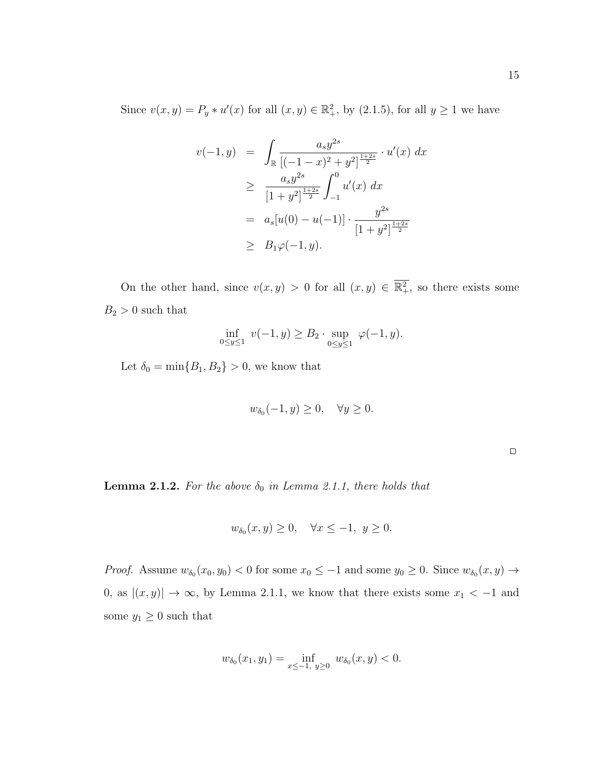Since $v(x,y) = P_y * u'(x)$ for all $(x,y) \in \mathbb{R}^2_+$, by (2.1.5), for all $y \geq 1$ we have

$$
\begin{aligned}
v(-1,y) &= \int_{\mathbb{R}} \frac{a_s y^{2s}}{[(-1-x)^2 + y^2]^{\frac{1+2s}{2}}} \cdot u'(x)\ dx \\
&\geq \frac{a_s y^{2s}}{[1+y^2]^{\frac{1+2s}{2}}} \int_{-1}^{0} u'(x)\ dx \\
&= a_s[u(0) - u(-1)] \cdot \frac{y^{2s}}{[1+y^2]^{\frac{1+2s}{2}}} \\
&\geq B_1 \varphi(-1,y).
\end{aligned}
$$

On the other hand, since $v(x,y) > 0$ for all $(x,y) \in \overline{\mathbb{R}^2_+}$, so there exists some $B_2 > 0$ such that

$$
\inf_{0 \leq y \leq 1} v(-1,y) \geq B_2 \cdot \sup_{0 \leq y \leq 1} \varphi(-1,y).
$$

Let $\delta_0 = \min\{B_1, B_2\} > 0$, we know that

$$
w_{\delta_0}(-1,y) \geq 0, \quad \forall y \geq 0.
$$

□

**Lemma 2.1.2.** *For the above $\delta_0$ in Lemma 2.1.1, there holds that*

$$
w_{\delta_0}(x,y) \geq 0, \quad \forall x \leq -1,\ y \geq 0.
$$

*Proof.* Assume $w_{\delta_0}(x_0,y_0) < 0$ for some $x_0 \leq -1$ and some $y_0 \geq 0$. Since $w_{\delta_0}(x,y) \to 0$, as $|(x,y)| \to \infty$, by Lemma 2.1.1, we know that there exists some $x_1 < -1$ and some $y_1 \geq 0$ such that

$$
w_{\delta_0}(x_1,y_1) = \inf_{x \leq -1,\ y \geq 0} w_{\delta_0}(x,y) < 0.
$$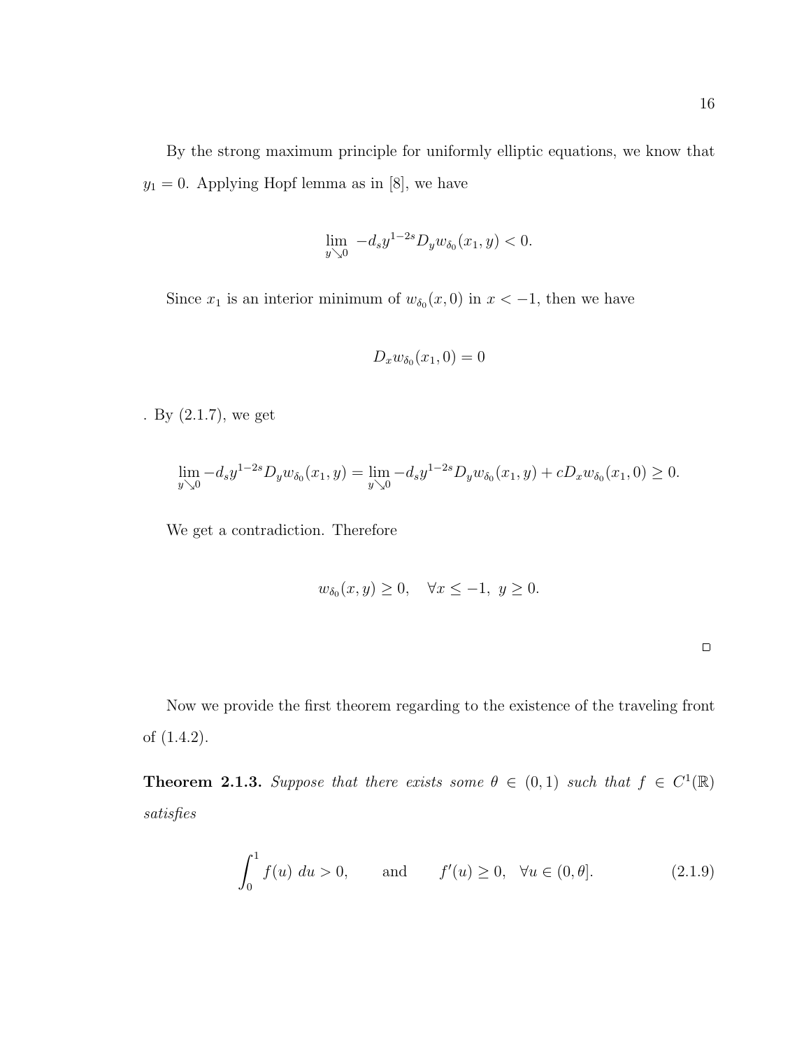By the strong maximum principle for uniformly elliptic equations, we know that $y_1 = 0$. Applying Hopf lemma as in [8], we have

$$\lim_{y \searrow 0} -d_s y^{1-2s} D_y w_{\delta_0}(x_1, y) < 0.$$

Since $x_1$ is an interior minimum of $w_{\delta_0}(x, 0)$ in $x < -1$, then we have

$$D_x w_{\delta_0}(x_1, 0) = 0$$

. By (2.1.7), we get

$$\lim_{y \searrow 0} -d_s y^{1-2s} D_y w_{\delta_0}(x_1, y) = \lim_{y \searrow 0} -d_s y^{1-2s} D_y w_{\delta_0}(x_1, y) + c D_x w_{\delta_0}(x_1, 0) \geq 0.$$

We get a contradiction. Therefore

$$w_{\delta_0}(x, y) \geq 0, \quad \forall x \leq -1, \ y \geq 0.$$

□

Now we provide the first theorem regarding to the existence of the traveling front of (1.4.2).

**Theorem 2.1.3.** *Suppose that there exists some $\theta \in (0, 1)$ such that $f \in C^1(\mathbb{R})$ satisfies*

$$\int_0^1 f(u) \, du > 0, \qquad \text{and} \qquad f'(u) \geq 0, \quad \forall u \in (0, \theta]. \tag{2.1.9}$$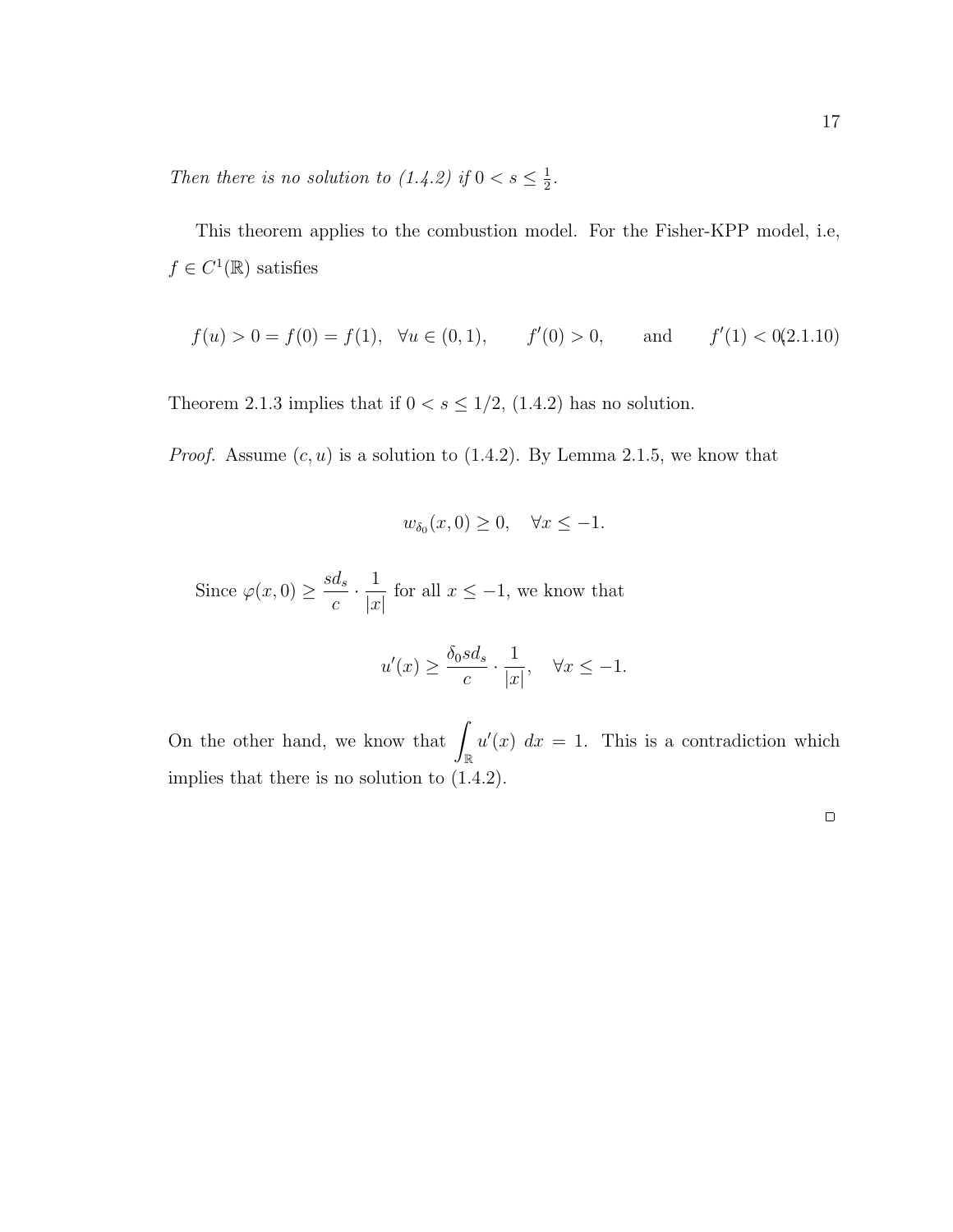*Then there is no solution to (1.4.2) if* $0 < s \leq \frac{1}{2}$.

This theorem applies to the combustion model. For the Fisher-KPP model, i.e, $f \in C^1(\mathbb{R})$ satisfies

$$f(u) > 0 = f(0) = f(1), \quad \forall u \in (0,1), \qquad f'(0) > 0, \qquad \text{and} \qquad f'(1) < 0 \tag{2.1.10}$$

Theorem 2.1.3 implies that if $0 < s \leq 1/2$, (1.4.2) has no solution.

*Proof.* Assume $(c, u)$ is a solution to (1.4.2). By Lemma 2.1.5, we know that

$$w_{\delta_0}(x, 0) \geq 0, \quad \forall x \leq -1.$$

Since $\varphi(x, 0) \geq \dfrac{sd_s}{c} \cdot \dfrac{1}{|x|}$ for all $x \leq -1$, we know that

$$u'(x) \geq \frac{\delta_0 s d_s}{c} \cdot \frac{1}{|x|}, \quad \forall x \leq -1.$$

On the other hand, we know that $\displaystyle\int_{\mathbb{R}} u'(x) \, dx = 1$. This is a contradiction which implies that there is no solution to (1.4.2).

□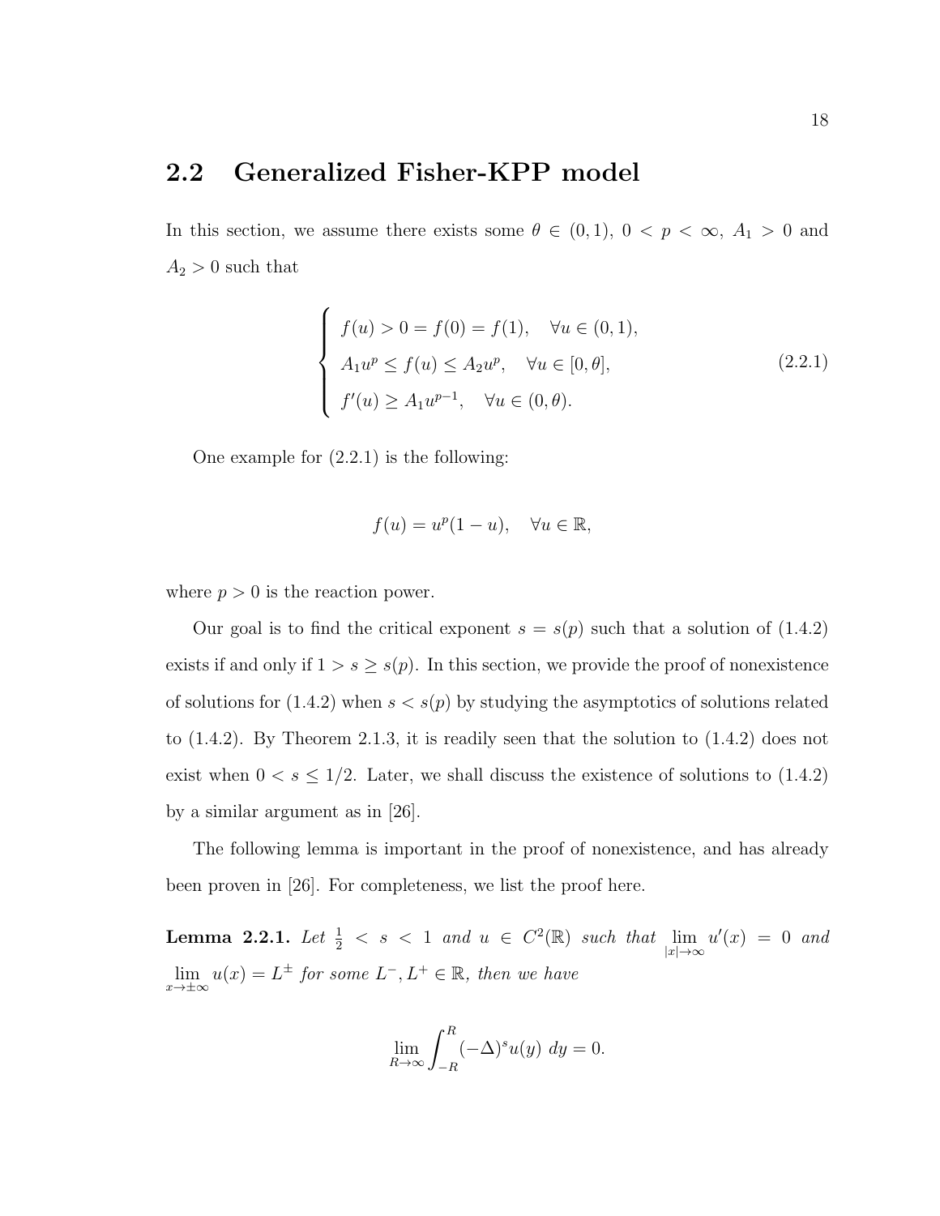## 2.2 Generalized Fisher-KPP model

In this section, we assume there exists some $\theta \in (0,1)$, $0 < p < \infty$, $A_1 > 0$ and $A_2 > 0$ such that

$$
\begin{cases}
f(u) > 0 = f(0) = f(1), \quad \forall u \in (0,1), \\
A_1 u^p \leq f(u) \leq A_2 u^p, \quad \forall u \in [0,\theta], \\
f'(u) \geq A_1 u^{p-1}, \quad \forall u \in (0,\theta).
\end{cases}
\tag{2.2.1}
$$

One example for (2.2.1) is the following:

$$
f(u) = u^p(1-u), \quad \forall u \in \mathbb{R},
$$

where $p > 0$ is the reaction power.

Our goal is to find the critical exponent $s = s(p)$ such that a solution of (1.4.2) exists if and only if $1 > s \geq s(p)$. In this section, we provide the proof of nonexistence of solutions for (1.4.2) when $s < s(p)$ by studying the asymptotics of solutions related to (1.4.2). By Theorem 2.1.3, it is readily seen that the solution to (1.4.2) does not exist when $0 < s \leq 1/2$. Later, we shall discuss the existence of solutions to (1.4.2) by a similar argument as in [26].

The following lemma is important in the proof of nonexistence, and has already been proven in [26]. For completeness, we list the proof here.

**Lemma 2.2.1.** *Let $\frac{1}{2} < s < 1$ and $u \in C^2(\mathbb{R})$ such that $\lim\limits_{|x|\to\infty} u'(x) = 0$ and $\lim\limits_{x\to\pm\infty} u(x) = L^{\pm}$ for some $L^-, L^+ \in \mathbb{R}$, then we have*

$$
\lim_{R\to\infty} \int_{-R}^{R} (-\Delta)^s u(y)\ dy = 0.
$$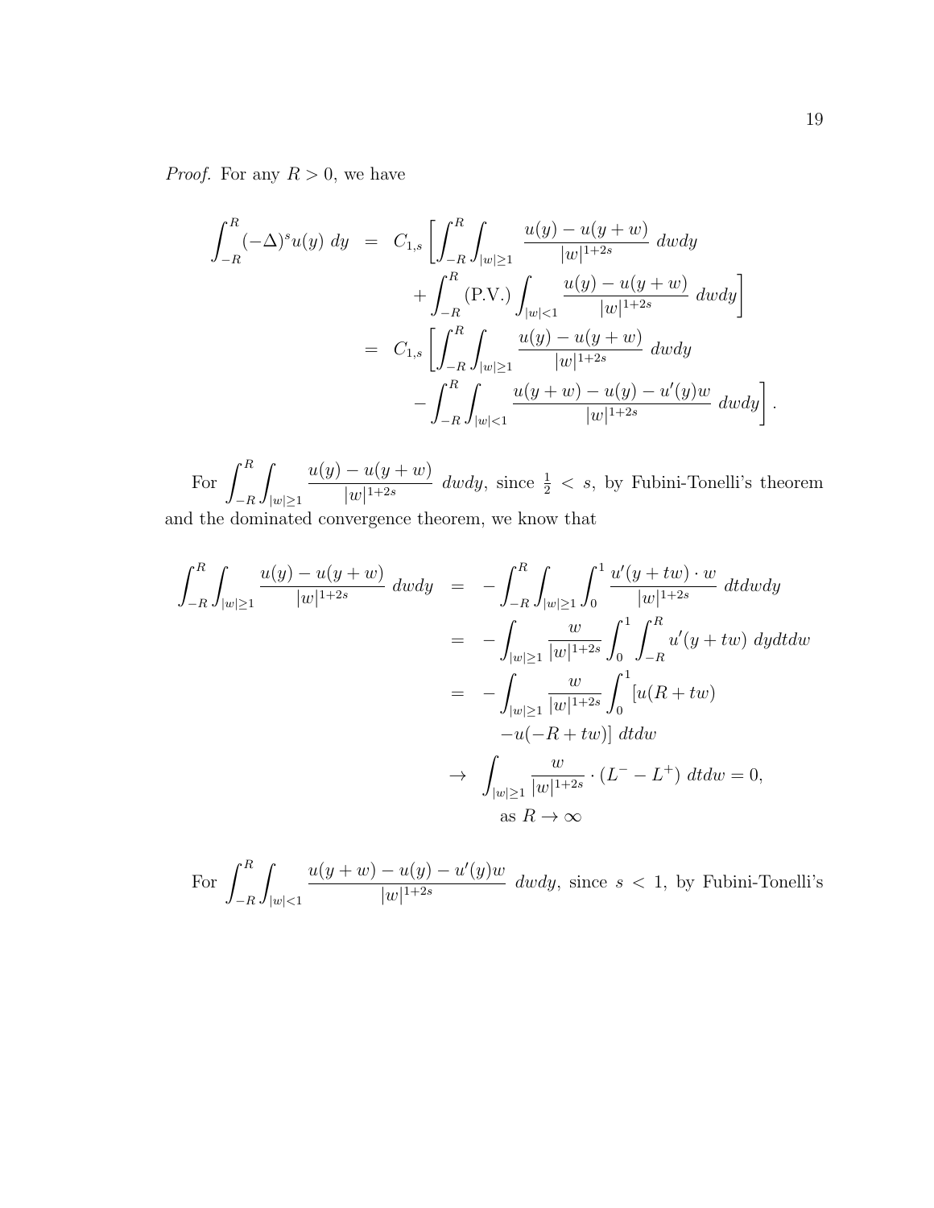*Proof.* For any $R > 0$, we have

$$
\begin{aligned}
\int_{-R}^{R} (-\Delta)^s u(y)\ dy &= C_{1,s} \left[ \int_{-R}^{R} \int_{|w| \geq 1} \frac{u(y) - u(y+w)}{|w|^{1+2s}}\ dwdy \right. \\
&\quad \left. + \int_{-R}^{R} (\text{P.V.}) \int_{|w|<1} \frac{u(y) - u(y+w)}{|w|^{1+2s}}\ dwdy \right] \\
&= C_{1,s} \left[ \int_{-R}^{R} \int_{|w| \geq 1} \frac{u(y) - u(y+w)}{|w|^{1+2s}}\ dwdy \right. \\
&\quad \left. - \int_{-R}^{R} \int_{|w|<1} \frac{u(y+w) - u(y) - u'(y)w}{|w|^{1+2s}}\ dwdy \right].
\end{aligned}
$$

For $\displaystyle\int_{-R}^{R} \int_{|w| \geq 1} \frac{u(y) - u(y+w)}{|w|^{1+2s}}\ dwdy$, since $\frac{1}{2} < s$, by Fubini-Tonelli's theorem and the dominated convergence theorem, we know that

$$
\begin{aligned}
\int_{-R}^{R} \int_{|w| \geq 1} \frac{u(y) - u(y+w)}{|w|^{1+2s}}\ dwdy &= -\int_{-R}^{R} \int_{|w| \geq 1} \int_{0}^{1} \frac{u'(y+tw) \cdot w}{|w|^{1+2s}}\ dtdwdy \\
&= -\int_{|w| \geq 1} \frac{w}{|w|^{1+2s}} \int_{0}^{1} \int_{-R}^{R} u'(y+tw)\ dydtdw \\
&= -\int_{|w| \geq 1} \frac{w}{|w|^{1+2s}} \int_{0}^{1} [u(R+tw) \\
&\qquad -u(-R+tw)]\ dtdw \\
&\to \int_{|w| \geq 1} \frac{w}{|w|^{1+2s}} \cdot (L^{-} - L^{+})\ dtdw = 0, \\
&\qquad \text{as } R \to \infty
\end{aligned}
$$

For $\displaystyle\int_{-R}^{R} \int_{|w|<1} \frac{u(y+w) - u(y) - u'(y)w}{|w|^{1+2s}}\ dwdy$, since $s < 1$, by Fubini-Tonelli's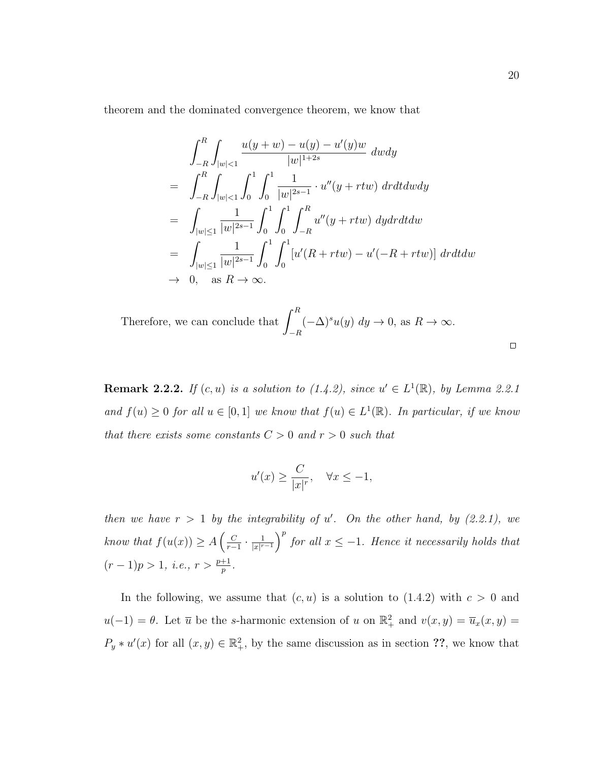theorem and the dominated convergence theorem, we know that

$$
\begin{aligned}
& \int_{-R}^{R} \int_{|w|<1} \frac{u(y+w)-u(y)-u'(y)w}{|w|^{1+2s}} \; dwdy \\
= \;& \int_{-R}^{R} \int_{|w|<1} \int_0^1 \int_0^1 \frac{1}{|w|^{2s-1}} \cdot u''(y+rtw) \; drdtdwdy \\
= \;& \int_{|w|\leq 1} \frac{1}{|w|^{2s-1}} \int_0^1 \int_0^1 \int_{-R}^{R} u''(y+rtw) \; dydrdtdw \\
= \;& \int_{|w|\leq 1} \frac{1}{|w|^{2s-1}} \int_0^1 \int_0^1 [u'(R+rtw)-u'(-R+rtw)] \; drdtdw \\
\to \;& 0, \quad \text{as } R \to \infty.
\end{aligned}
$$

Therefore, we can conclude that $\displaystyle\int_{-R}^{R} (-\Delta)^s u(y) \; dy \to 0$, as $R \to \infty$.

□

**Remark 2.2.2.** *If $(c,u)$ is a solution to (1.4.2), since $u' \in L^1(\mathbb{R})$, by Lemma 2.2.1 and $f(u) \geq 0$ for all $u \in [0,1]$ we know that $f(u) \in L^1(\mathbb{R})$. In particular, if we know that there exists some constants $C > 0$ and $r > 0$ such that*

$$
u'(x) \geq \frac{C}{|x|^r}, \quad \forall x \leq -1,
$$

*then we have $r > 1$ by the integrability of $u'$. On the other hand, by (2.2.1), we know that $f(u(x)) \geq A\left(\frac{C}{r-1} \cdot \frac{1}{|x|^{r-1}}\right)^p$ for all $x \leq -1$. Hence it necessarily holds that $(r-1)p > 1$, i.e., $r > \frac{p+1}{p}$.*

In the following, we assume that $(c,u)$ is a solution to (1.4.2) with $c > 0$ and $u(-1) = \theta$. Let $\overline{u}$ be the $s$-harmonic extension of $u$ on $\mathbb{R}^2_+$ and $v(x,y) = \overline{u}_x(x,y) = P_y * u'(x)$ for all $(x,y) \in \mathbb{R}^2_+$, by the same discussion as in section **??**, we know that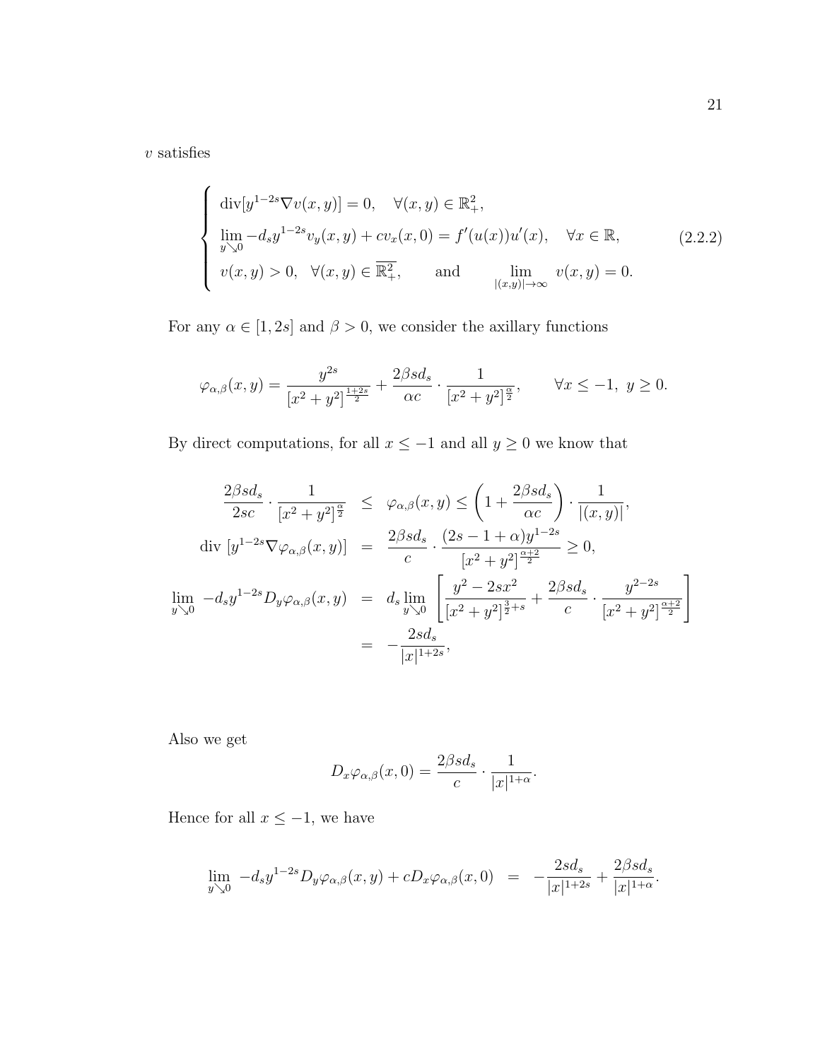$v$ satisfies

$$
\begin{cases}
\operatorname{div}[y^{1-2s}\nabla v(x,y)] = 0, \quad \forall (x,y) \in \mathbb{R}^2_+, \\
\lim\limits_{y \searrow 0} -d_s y^{1-2s} v_y(x,y) + c v_x(x,0) = f'(u(x))u'(x), \quad \forall x \in \mathbb{R}, \\
v(x,y) > 0, \quad \forall (x,y) \in \overline{\mathbb{R}^2_+}, \qquad \text{and} \qquad \lim\limits_{|(x,y)| \to \infty} v(x,y) = 0.
\end{cases}
\tag{2.2.2}
$$

For any $\alpha \in [1, 2s]$ and $\beta > 0$, we consider the axillary functions

$$
\varphi_{\alpha,\beta}(x,y) = \frac{y^{2s}}{[x^2+y^2]^{\frac{1+2s}{2}}} + \frac{2\beta s d_s}{\alpha c} \cdot \frac{1}{[x^2+y^2]^{\frac{\alpha}{2}}}, \qquad \forall x \le -1, \ y \ge 0.
$$

By direct computations, for all $x \le -1$ and all $y \ge 0$ we know that

$$
\begin{aligned}
\frac{2\beta s d_s}{2sc} \cdot \frac{1}{[x^2+y^2]^{\frac{\alpha}{2}}} &\le \varphi_{\alpha,\beta}(x,y) \le \left(1 + \frac{2\beta s d_s}{\alpha c}\right) \cdot \frac{1}{|(x,y)|}, \\
\operatorname{div}\left[y^{1-2s}\nabla \varphi_{\alpha,\beta}(x,y)\right] &= \frac{2\beta s d_s}{c} \cdot \frac{(2s-1+\alpha)y^{1-2s}}{[x^2+y^2]^{\frac{\alpha+2}{2}}} \ge 0, \\
\lim_{y \searrow 0} -d_s y^{1-2s} D_y \varphi_{\alpha,\beta}(x,y) &= d_s \lim_{y \searrow 0} \left[\frac{y^2 - 2sx^2}{[x^2+y^2]^{\frac{3}{2}+s}} + \frac{2\beta s d_s}{c} \cdot \frac{y^{2-2s}}{[x^2+y^2]^{\frac{\alpha+2}{2}}}\right] \\
&= -\frac{2sd_s}{|x|^{1+2s}},
\end{aligned}
$$

Also we get

$$
D_x \varphi_{\alpha,\beta}(x,0) = \frac{2\beta s d_s}{c} \cdot \frac{1}{|x|^{1+\alpha}}.
$$

Hence for all $x \le -1$, we have

$$
\lim_{y \searrow 0} -d_s y^{1-2s} D_y \varphi_{\alpha,\beta}(x,y) + c D_x \varphi_{\alpha,\beta}(x,0) = -\frac{2sd_s}{|x|^{1+2s}} + \frac{2\beta s d_s}{|x|^{1+\alpha}}.
$$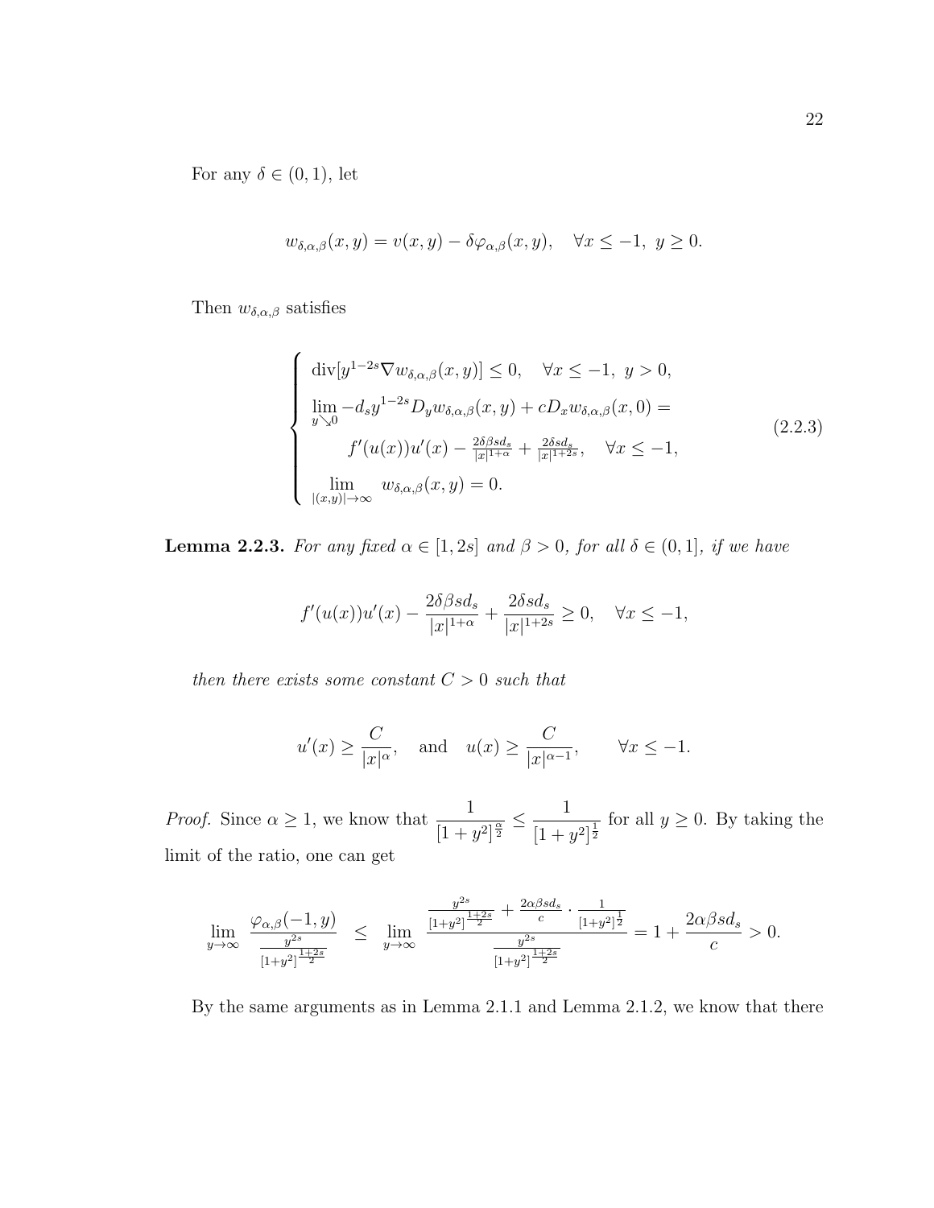For any $\delta \in (0,1)$, let

$$w_{\delta,\alpha,\beta}(x,y) = v(x,y) - \delta\varphi_{\alpha,\beta}(x,y), \quad \forall x \leq -1,\ y \geq 0.$$

Then $w_{\delta,\alpha,\beta}$ satisfies

$$\begin{cases} \operatorname{div}[y^{1-2s}\nabla w_{\delta,\alpha,\beta}(x,y)] \leq 0, \quad \forall x \leq -1,\ y > 0, \\ \lim\limits_{y\searrow 0} -d_s y^{1-2s} D_y w_{\delta,\alpha,\beta}(x,y) + cD_x w_{\delta,\alpha,\beta}(x,0) = \\ \qquad f'(u(x))u'(x) - \frac{2\delta\beta s d_s}{|x|^{1+\alpha}} + \frac{2\delta s d_s}{|x|^{1+2s}}, \quad \forall x \leq -1, \\ \lim\limits_{|(x,y)|\to\infty} w_{\delta,\alpha,\beta}(x,y) = 0. \end{cases} \tag{2.2.3}$$

**Lemma 2.2.3.** *For any fixed $\alpha \in [1,2s]$ and $\beta > 0$, for all $\delta \in (0,1]$, if we have*

$$f'(u(x))u'(x) - \frac{2\delta\beta s d_s}{|x|^{1+\alpha}} + \frac{2\delta s d_s}{|x|^{1+2s}} \geq 0, \quad \forall x \leq -1,$$

*then there exists some constant $C > 0$ such that*

$$u'(x) \geq \frac{C}{|x|^{\alpha}}, \quad \text{and} \quad u(x) \geq \frac{C}{|x|^{\alpha-1}}, \qquad \forall x \leq -1.$$

*Proof.* Since $\alpha \geq 1$, we know that $\dfrac{1}{[1+y^2]^{\frac{\alpha}{2}}} \leq \dfrac{1}{[1+y^2]^{\frac{1}{2}}}$ for all $y \geq 0$. By taking the limit of the ratio, one can get

$$\lim_{y\to\infty} \frac{\varphi_{\alpha,\beta}(-1,y)}{\frac{y^{2s}}{[1+y^2]^{\frac{1+2s}{2}}}} \leq \lim_{y\to\infty} \frac{\frac{y^{2s}}{[1+y^2]^{\frac{1+2s}{2}}} + \frac{2\alpha\beta s d_s}{c} \cdot \frac{1}{[1+y^2]^{\frac{1}{2}}}}{\frac{y^{2s}}{[1+y^2]^{\frac{1+2s}{2}}}} = 1 + \frac{2\alpha\beta s d_s}{c} > 0.$$

By the same arguments as in Lemma 2.1.1 and Lemma 2.1.2, we know that there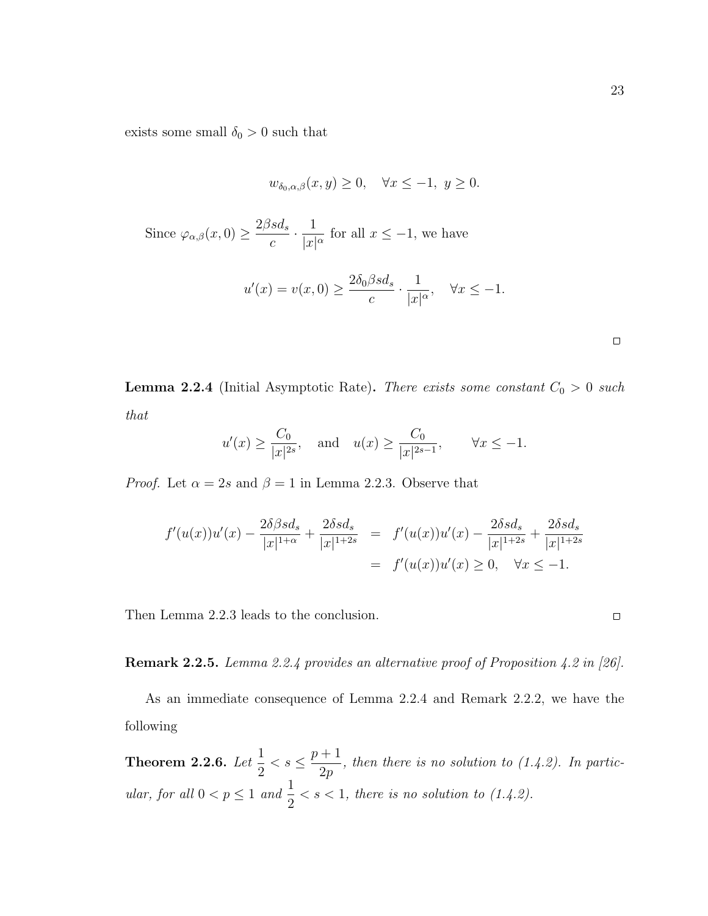exists some small $\delta_0 > 0$ such that

$$w_{\delta_0,\alpha,\beta}(x,y) \geq 0, \quad \forall x \leq -1,\ y \geq 0.$$

Since $\varphi_{\alpha,\beta}(x,0) \geq \dfrac{2\beta s d_s}{c} \cdot \dfrac{1}{|x|^\alpha}$ for all $x \leq -1$, we have

$$u'(x) = v(x,0) \geq \frac{2\delta_0 \beta s d_s}{c} \cdot \frac{1}{|x|^\alpha}, \quad \forall x \leq -1.$$

□

**Lemma 2.2.4** (Initial Asymptotic Rate)**.** *There exists some constant $C_0 > 0$ such that*

$$u'(x) \geq \frac{C_0}{|x|^{2s}}, \quad \text{and} \quad u(x) \geq \frac{C_0}{|x|^{2s-1}}, \qquad \forall x \leq -1.$$

*Proof.* Let $\alpha = 2s$ and $\beta = 1$ in Lemma 2.2.3. Observe that

$$\begin{aligned} f'(u(x))u'(x) - \frac{2\delta\beta s d_s}{|x|^{1+\alpha}} + \frac{2\delta s d_s}{|x|^{1+2s}} &= f'(u(x))u'(x) - \frac{2\delta s d_s}{|x|^{1+2s}} + \frac{2\delta s d_s}{|x|^{1+2s}} \\ &= f'(u(x))u'(x) \geq 0, \quad \forall x \leq -1. \end{aligned}$$

Then Lemma 2.2.3 leads to the conclusion. □

**Remark 2.2.5.** *Lemma 2.2.4 provides an alternative proof of Proposition 4.2 in [26].*

As an immediate consequence of Lemma 2.2.4 and Remark 2.2.2, we have the following

**Theorem 2.2.6.** *Let $\dfrac{1}{2} < s \leq \dfrac{p+1}{2p}$, then there is no solution to (1.4.2). In particular, for all $0 < p \leq 1$ and $\dfrac{1}{2} < s < 1$, there is no solution to (1.4.2).*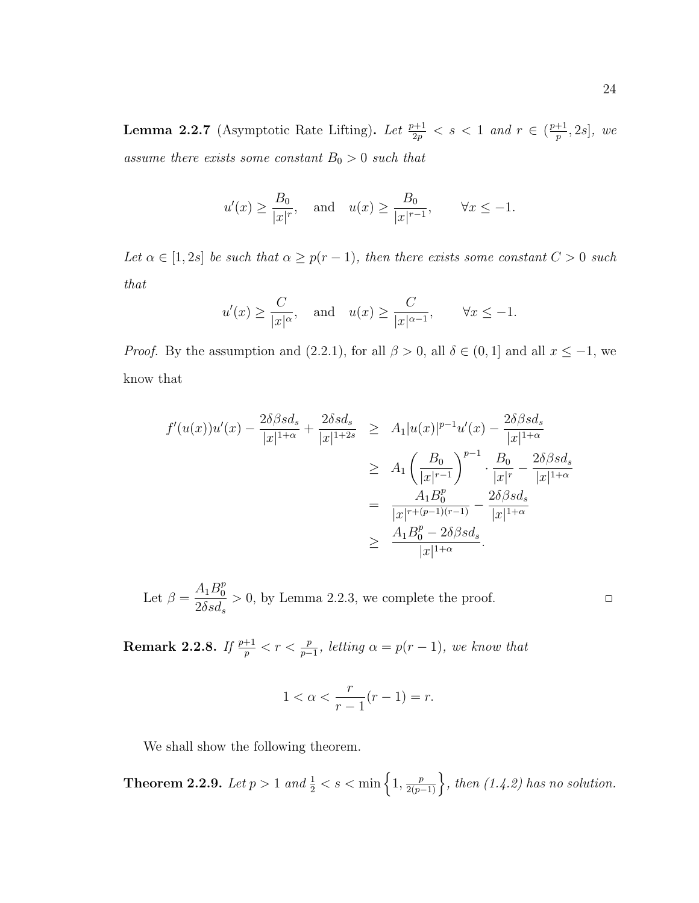**Lemma 2.2.7** (Asymptotic Rate Lifting)**.** *Let $\frac{p+1}{2p} < s < 1$ and $r \in (\frac{p+1}{p}, 2s]$, we assume there exists some constant $B_0 > 0$ such that*

$$u'(x) \geq \frac{B_0}{|x|^r}, \quad \text{and} \quad u(x) \geq \frac{B_0}{|x|^{r-1}}, \qquad \forall x \leq -1.$$

*Let $\alpha \in [1, 2s]$ be such that $\alpha \geq p(r-1)$, then there exists some constant $C > 0$ such that*

$$u'(x) \geq \frac{C}{|x|^\alpha}, \quad \text{and} \quad u(x) \geq \frac{C}{|x|^{\alpha-1}}, \qquad \forall x \leq -1.$$

*Proof.* By the assumption and (2.2.1), for all $\beta > 0$, all $\delta \in (0, 1]$ and all $x \leq -1$, we know that

$$\begin{aligned}
f'(u(x))u'(x) - \frac{2\delta\beta s d_s}{|x|^{1+\alpha}} + \frac{2\delta s d_s}{|x|^{1+2s}} &\geq A_1|u(x)|^{p-1}u'(x) - \frac{2\delta\beta s d_s}{|x|^{1+\alpha}} \\
&\geq A_1\left(\frac{B_0}{|x|^{r-1}}\right)^{p-1} \cdot \frac{B_0}{|x|^r} - \frac{2\delta\beta s d_s}{|x|^{1+\alpha}} \\
&= \frac{A_1 B_0^p}{|x|^{r+(p-1)(r-1)}} - \frac{2\delta\beta s d_s}{|x|^{1+\alpha}} \\
&\geq \frac{A_1 B_0^p - 2\delta\beta s d_s}{|x|^{1+\alpha}}.
\end{aligned}$$

Let $\beta = \dfrac{A_1 B_0^p}{2\delta s d_s} > 0$, by Lemma 2.2.3, we complete the proof. $\square$

**Remark 2.2.8.** *If $\frac{p+1}{p} < r < \frac{p}{p-1}$, letting $\alpha = p(r-1)$, we know that*

$$1 < \alpha < \frac{r}{r-1}(r-1) = r.$$

We shall show the following theorem.

**Theorem 2.2.9.** *Let $p > 1$ and $\frac{1}{2} < s < \min\left\{1, \frac{p}{2(p-1)}\right\}$, then (1.4.2) has no solution.*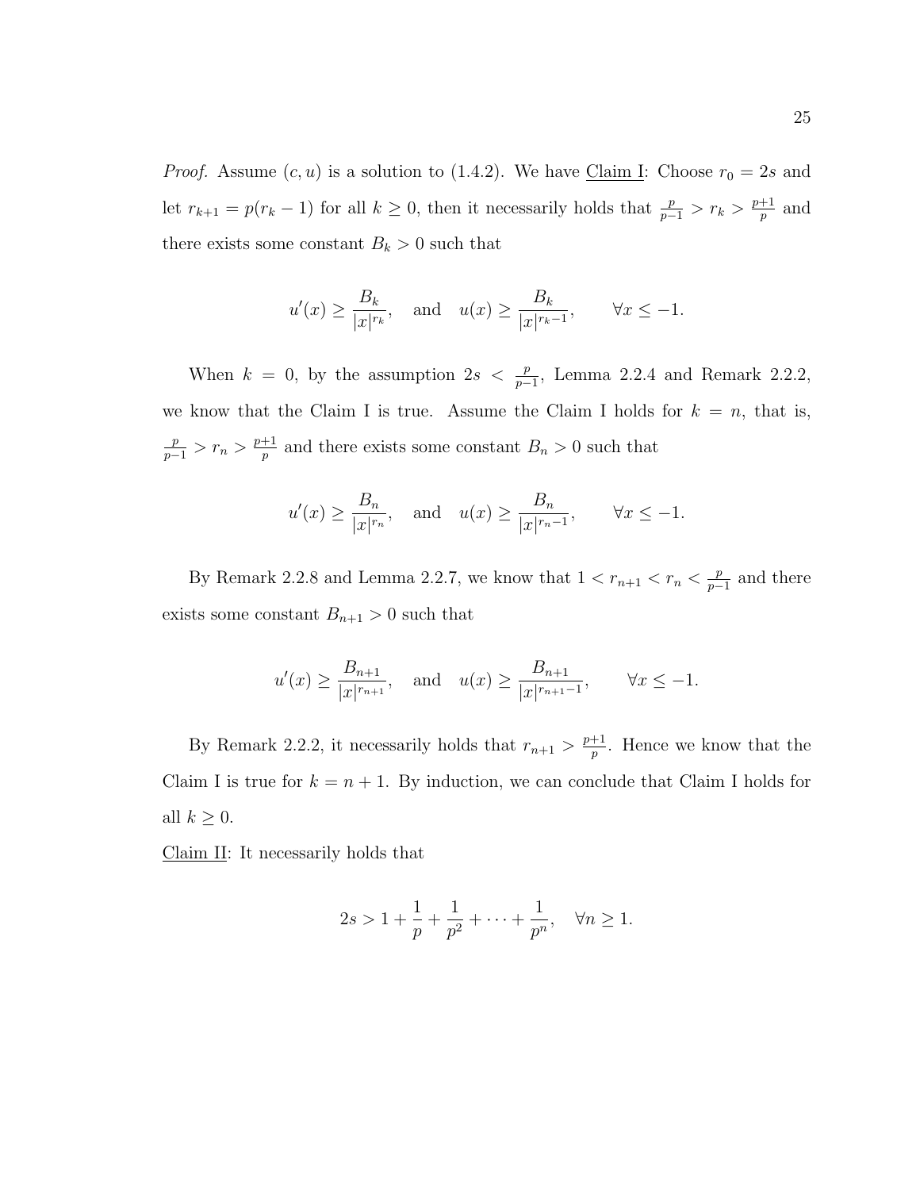*Proof.* Assume $(c, u)$ is a solution to (1.4.2). We have <u>Claim I</u>: Choose $r_0 = 2s$ and let $r_{k+1} = p(r_k - 1)$ for all $k \geq 0$, then it necessarily holds that $\frac{p}{p-1} > r_k > \frac{p+1}{p}$ and there exists some constant $B_k > 0$ such that

$$u'(x) \geq \frac{B_k}{|x|^{r_k}}, \quad \text{and} \quad u(x) \geq \frac{B_k}{|x|^{r_k - 1}}, \qquad \forall x \leq -1.$$

When $k = 0$, by the assumption $2s < \frac{p}{p-1}$, Lemma 2.2.4 and Remark 2.2.2, we know that the Claim I is true. Assume the Claim I holds for $k = n$, that is, $\frac{p}{p-1} > r_n > \frac{p+1}{p}$ and there exists some constant $B_n > 0$ such that

$$u'(x) \geq \frac{B_n}{|x|^{r_n}}, \quad \text{and} \quad u(x) \geq \frac{B_n}{|x|^{r_n - 1}}, \qquad \forall x \leq -1.$$

By Remark 2.2.8 and Lemma 2.2.7, we know that $1 < r_{n+1} < r_n < \frac{p}{p-1}$ and there exists some constant $B_{n+1} > 0$ such that

$$u'(x) \geq \frac{B_{n+1}}{|x|^{r_{n+1}}}, \quad \text{and} \quad u(x) \geq \frac{B_{n+1}}{|x|^{r_{n+1} - 1}}, \qquad \forall x \leq -1.$$

By Remark 2.2.2, it necessarily holds that $r_{n+1} > \frac{p+1}{p}$. Hence we know that the Claim I is true for $k = n + 1$. By induction, we can conclude that Claim I holds for all $k \geq 0$.

<u>Claim II</u>: It necessarily holds that

$$2s > 1 + \frac{1}{p} + \frac{1}{p^2} + \cdots + \frac{1}{p^n}, \quad \forall n \geq 1.$$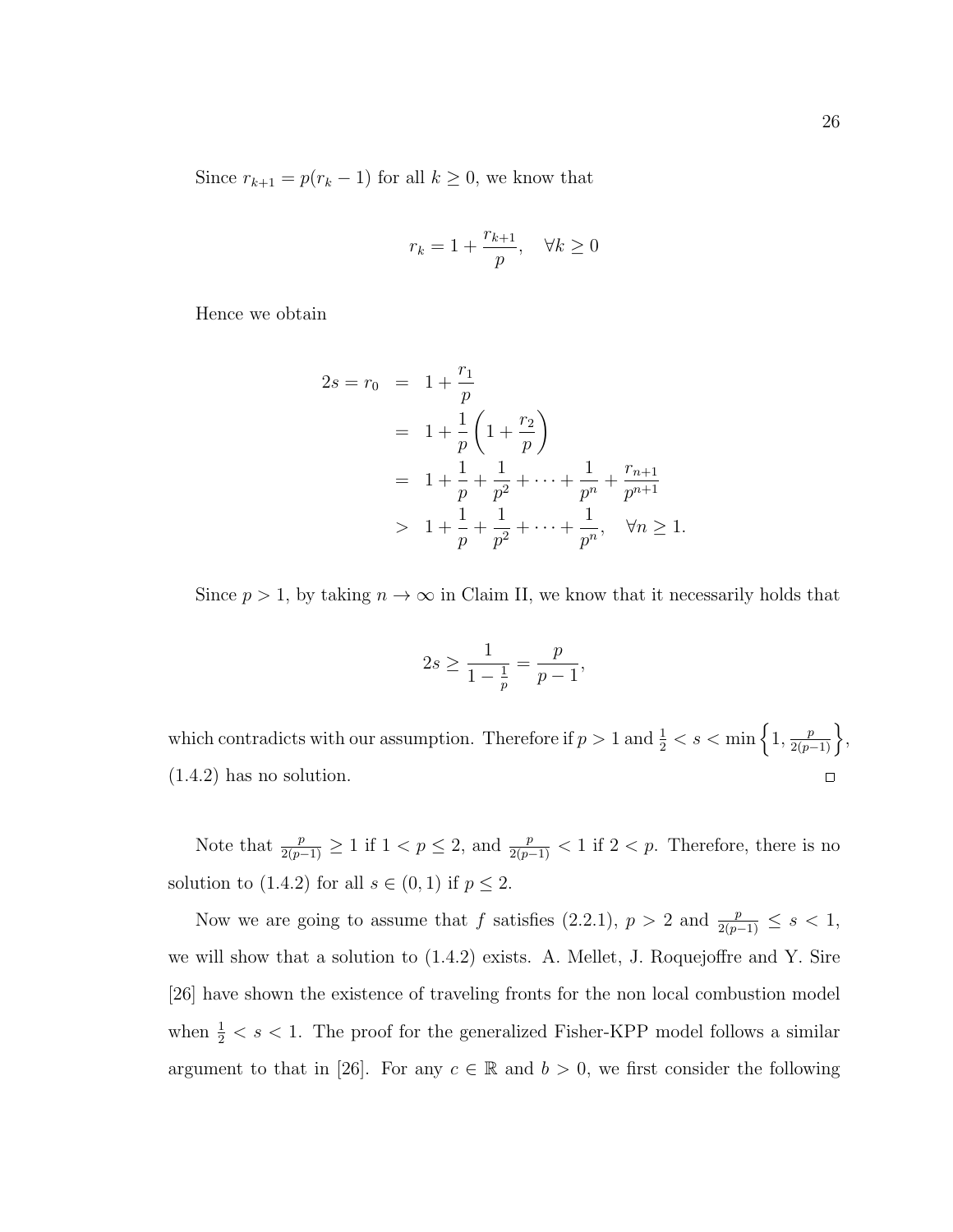Since $r_{k+1} = p(r_k - 1)$ for all $k \geq 0$, we know that

$$r_k = 1 + \frac{r_{k+1}}{p}, \quad \forall k \geq 0$$

Hence we obtain

$$\begin{aligned} 2s = r_0 &= 1 + \frac{r_1}{p} \\ &= 1 + \frac{1}{p}\left(1 + \frac{r_2}{p}\right) \\ &= 1 + \frac{1}{p} + \frac{1}{p^2} + \cdots + \frac{1}{p^n} + \frac{r_{n+1}}{p^{n+1}} \\ &> 1 + \frac{1}{p} + \frac{1}{p^2} + \cdots + \frac{1}{p^n}, \quad \forall n \geq 1. \end{aligned}$$

Since $p > 1$, by taking $n \to \infty$ in Claim II, we know that it necessarily holds that

$$2s \geq \frac{1}{1 - \frac{1}{p}} = \frac{p}{p-1},$$

which contradicts with our assumption. Therefore if $p > 1$ and $\frac{1}{2} < s < \min\left\{1, \frac{p}{2(p-1)}\right\}$, (1.4.2) has no solution. □

Note that $\frac{p}{2(p-1)} \geq 1$ if $1 < p \leq 2$, and $\frac{p}{2(p-1)} < 1$ if $2 < p$. Therefore, there is no solution to (1.4.2) for all $s \in (0, 1)$ if $p \leq 2$.

Now we are going to assume that $f$ satisfies (2.2.1), $p > 2$ and $\frac{p}{2(p-1)} \leq s < 1$, we will show that a solution to (1.4.2) exists. A. Mellet, J. Roquejoffre and Y. Sire [26] have shown the existence of traveling fronts for the non local combustion model when $\frac{1}{2} < s < 1$. The proof for the generalized Fisher-KPP model follows a similar argument to that in [26]. For any $c \in \mathbb{R}$ and $b > 0$, we first consider the following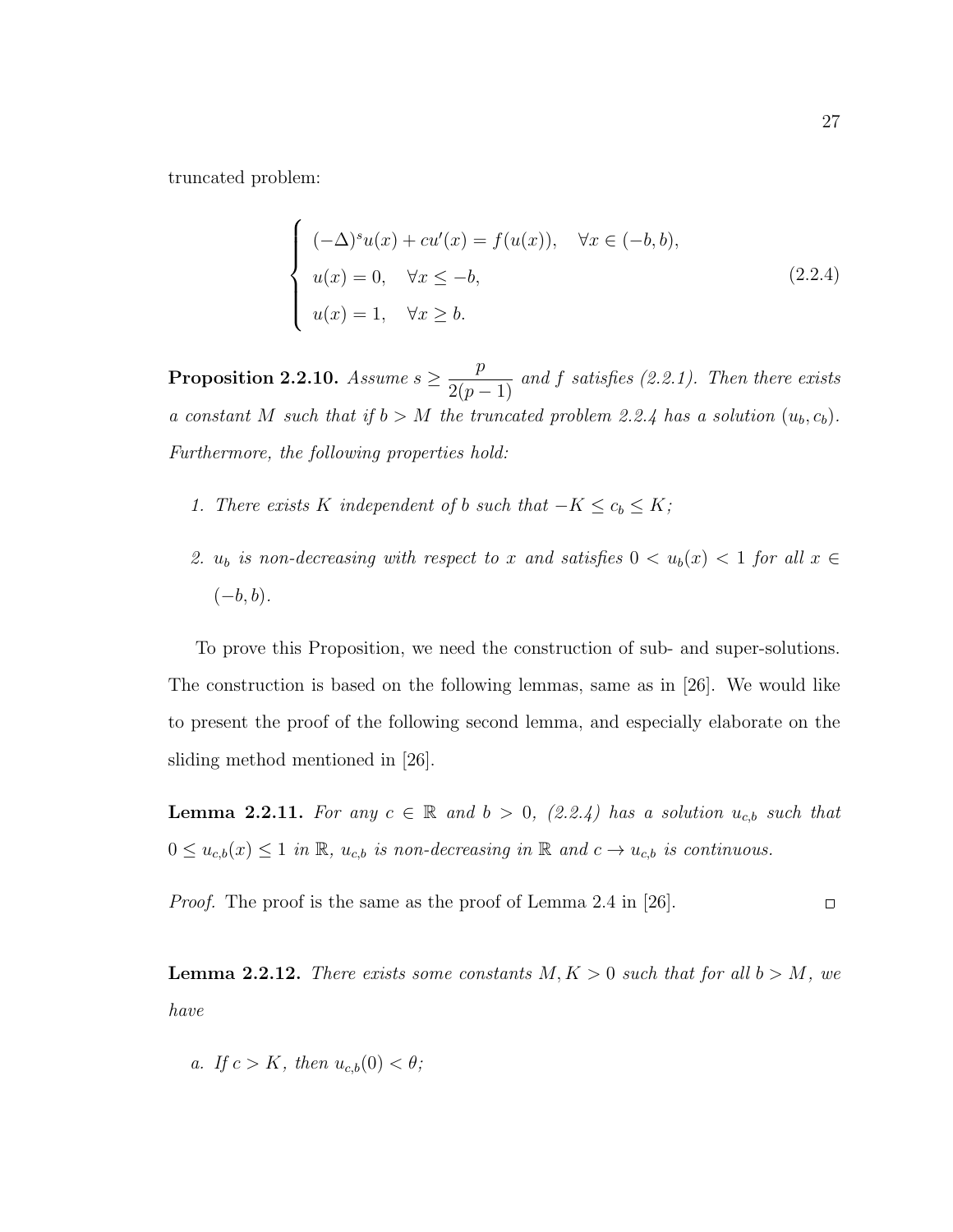truncated problem:

$$
\begin{cases}
(-\Delta)^s u(x) + cu'(x) = f(u(x)), \quad \forall x \in (-b, b), \\
u(x) = 0, \quad \forall x \leq -b, \\
u(x) = 1, \quad \forall x \geq b.
\end{cases} \tag{2.2.4}
$$

**Proposition 2.2.10.** *Assume $s \geq \dfrac{p}{2(p-1)}$ and $f$ satisfies (2.2.1). Then there exists a constant $M$ such that if $b > M$ the truncated problem 2.2.4 has a solution $(u_b, c_b)$. Furthermore, the following properties hold:*

1. *There exists $K$ independent of $b$ such that $-K \leq c_b \leq K$;*
2. *$u_b$ is non-decreasing with respect to $x$ and satisfies $0 < u_b(x) < 1$ for all $x \in (-b, b)$.*

To prove this Proposition, we need the construction of sub- and super-solutions. The construction is based on the following lemmas, same as in [26]. We would like to present the proof of the following second lemma, and especially elaborate on the sliding method mentioned in [26].

**Lemma 2.2.11.** *For any $c \in \mathbb{R}$ and $b > 0$, (2.2.4) has a solution $u_{c,b}$ such that $0 \leq u_{c,b}(x) \leq 1$ in $\mathbb{R}$, $u_{c,b}$ is non-decreasing in $\mathbb{R}$ and $c \to u_{c,b}$ is continuous.*

*Proof.* The proof is the same as the proof of Lemma 2.4 in [26]. $\square$

**Lemma 2.2.12.** *There exists some constants $M, K > 0$ such that for all $b > M$, we have*

*a. If $c > K$, then $u_{c,b}(0) < \theta$;*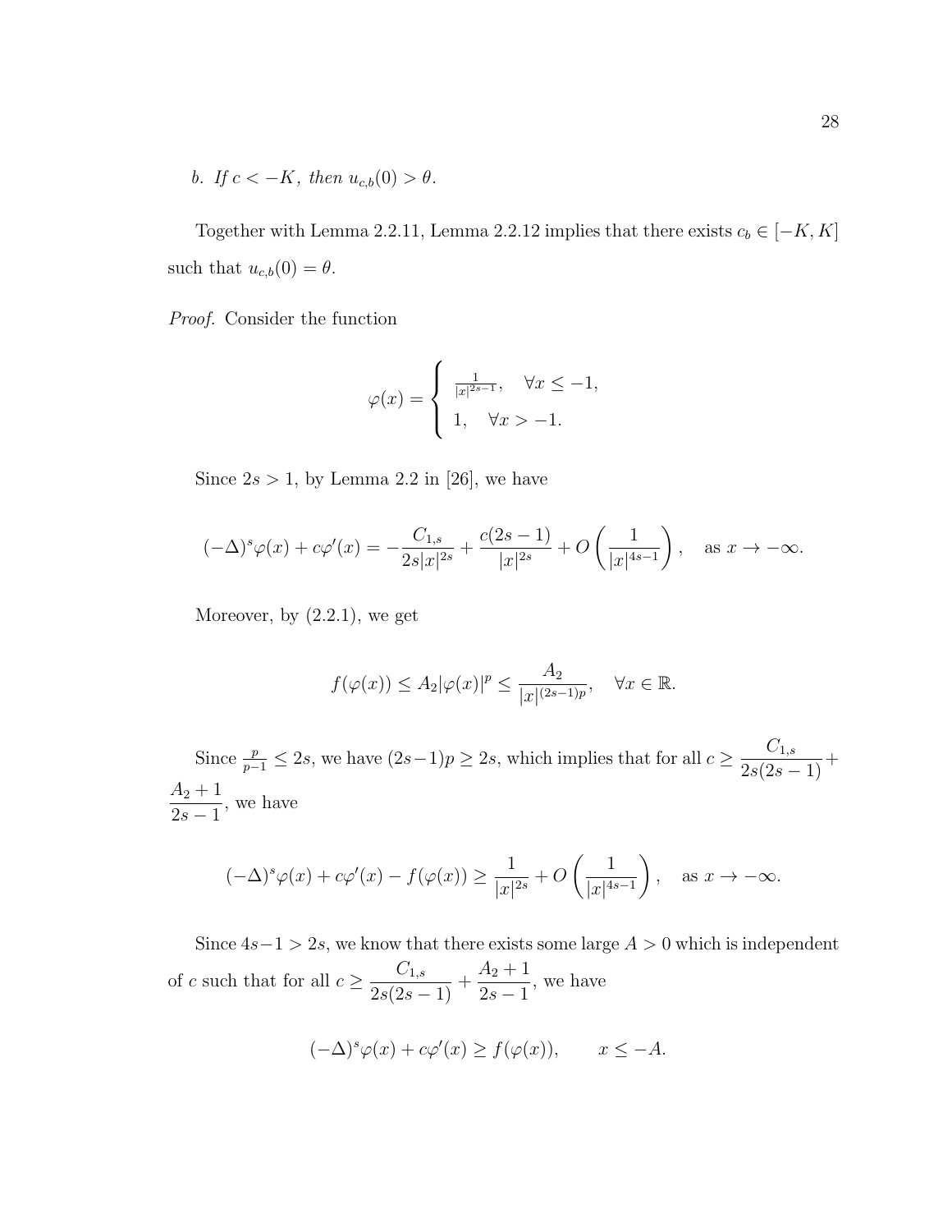*b. If $c < -K$, then $u_{c,b}(0) > \theta$.*

Together with Lemma 2.2.11, Lemma 2.2.12 implies that there exists $c_b \in [-K, K]$ such that $u_{c,b}(0) = \theta$.

*Proof.* Consider the function

$$\varphi(x) = \begin{cases} \frac{1}{|x|^{2s-1}}, & \forall x \leq -1, \\ 1, & \forall x > -1. \end{cases}$$

Since $2s > 1$, by Lemma 2.2 in [26], we have

$$(-\Delta)^s \varphi(x) + c\varphi'(x) = -\frac{C_{1,s}}{2s|x|^{2s}} + \frac{c(2s-1)}{|x|^{2s}} + O\left(\frac{1}{|x|^{4s-1}}\right), \quad \text{as } x \to -\infty.$$

Moreover, by (2.2.1), we get

$$f(\varphi(x)) \leq A_2 |\varphi(x)|^p \leq \frac{A_2}{|x|^{(2s-1)p}}, \quad \forall x \in \mathbb{R}.$$

Since $\frac{p}{p-1} \leq 2s$, we have $(2s-1)p \geq 2s$, which implies that for all $c \geq \dfrac{C_{1,s}}{2s(2s-1)} + \dfrac{A_2+1}{2s-1}$, we have

$$(-\Delta)^s \varphi(x) + c\varphi'(x) - f(\varphi(x)) \geq \frac{1}{|x|^{2s}} + O\left(\frac{1}{|x|^{4s-1}}\right), \quad \text{as } x \to -\infty.$$

Since $4s-1 > 2s$, we know that there exists some large $A > 0$ which is independent of $c$ such that for all $c \geq \dfrac{C_{1,s}}{2s(2s-1)} + \dfrac{A_2+1}{2s-1}$, we have

$$(-\Delta)^s \varphi(x) + c\varphi'(x) \geq f(\varphi(x)), \qquad x \leq -A.$$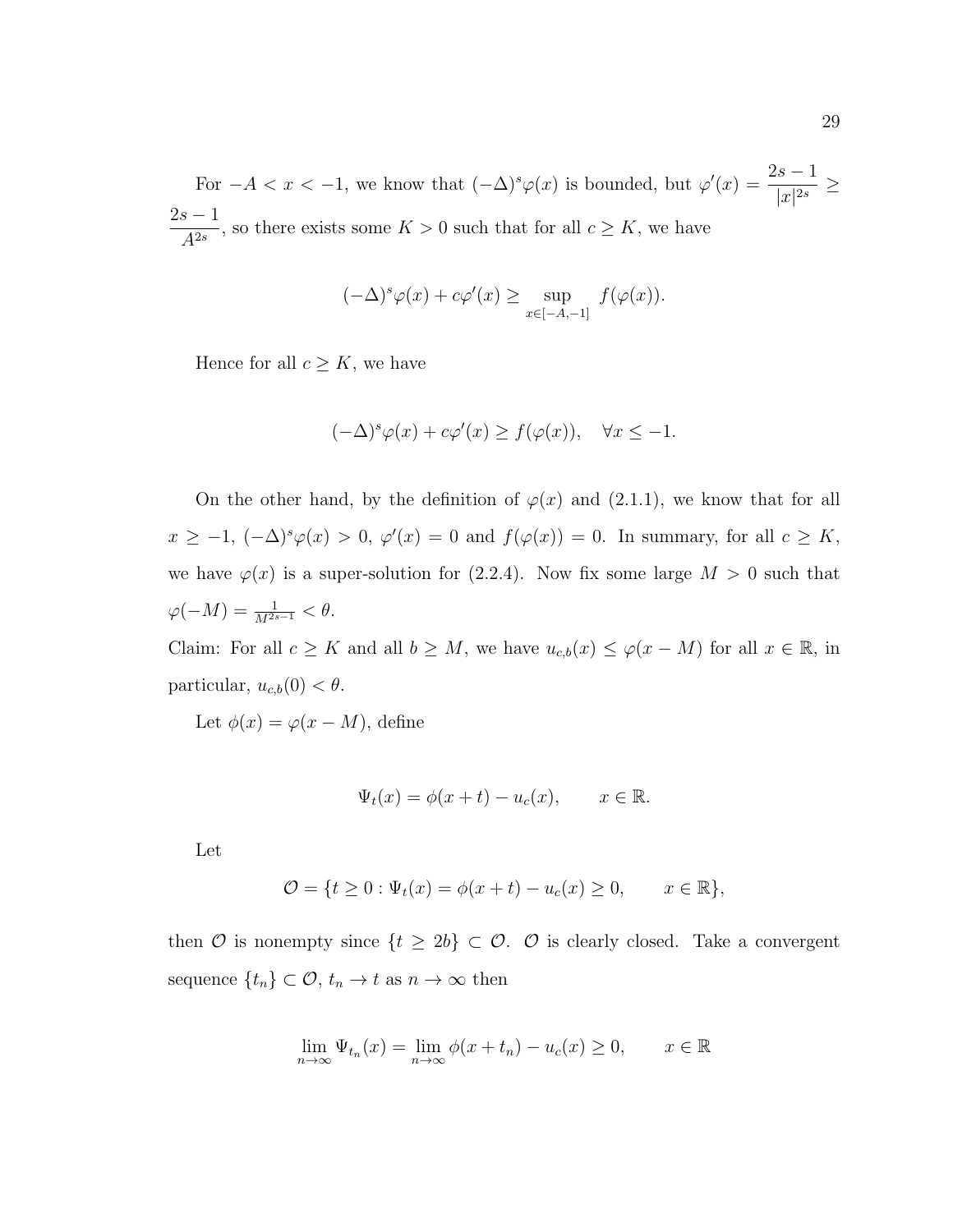For $-A < x < -1$, we know that $(-\Delta)^s \varphi(x)$ is bounded, but $\varphi'(x) = \dfrac{2s-1}{|x|^{2s}} \geq \dfrac{2s-1}{A^{2s}}$, so there exists some $K > 0$ such that for all $c \geq K$, we have

$$(-\Delta)^s \varphi(x) + c\varphi'(x) \geq \sup_{x \in [-A,-1]} f(\varphi(x)).$$

Hence for all $c \geq K$, we have

$$(-\Delta)^s \varphi(x) + c\varphi'(x) \geq f(\varphi(x)), \quad \forall x \leq -1.$$

On the other hand, by the definition of $\varphi(x)$ and (2.1.1), we know that for all $x \geq -1$, $(-\Delta)^s \varphi(x) > 0$, $\varphi'(x) = 0$ and $f(\varphi(x)) = 0$. In summary, for all $c \geq K$, we have $\varphi(x)$ is a super-solution for (2.2.4). Now fix some large $M > 0$ such that $\varphi(-M) = \frac{1}{M^{2s-1}} < \theta$.

Claim: For all $c \geq K$ and all $b \geq M$, we have $u_{c,b}(x) \leq \varphi(x - M)$ for all $x \in \mathbb{R}$, in particular, $u_{c,b}(0) < \theta$.

Let $\phi(x) = \varphi(x - M)$, define

$$\Psi_t(x) = \phi(x + t) - u_c(x), \qquad x \in \mathbb{R}.$$

Let

$$\mathcal{O} = \{t \geq 0 : \Psi_t(x) = \phi(x + t) - u_c(x) \geq 0, \qquad x \in \mathbb{R}\},$$

then $\mathcal{O}$ is nonempty since $\{t \geq 2b\} \subset \mathcal{O}$. $\mathcal{O}$ is clearly closed. Take a convergent sequence $\{t_n\} \subset \mathcal{O}$, $t_n \to t$ as $n \to \infty$ then

$$\lim_{n\to\infty} \Psi_{t_n}(x) = \lim_{n\to\infty} \phi(x + t_n) - u_c(x) \geq 0, \qquad x \in \mathbb{R}$$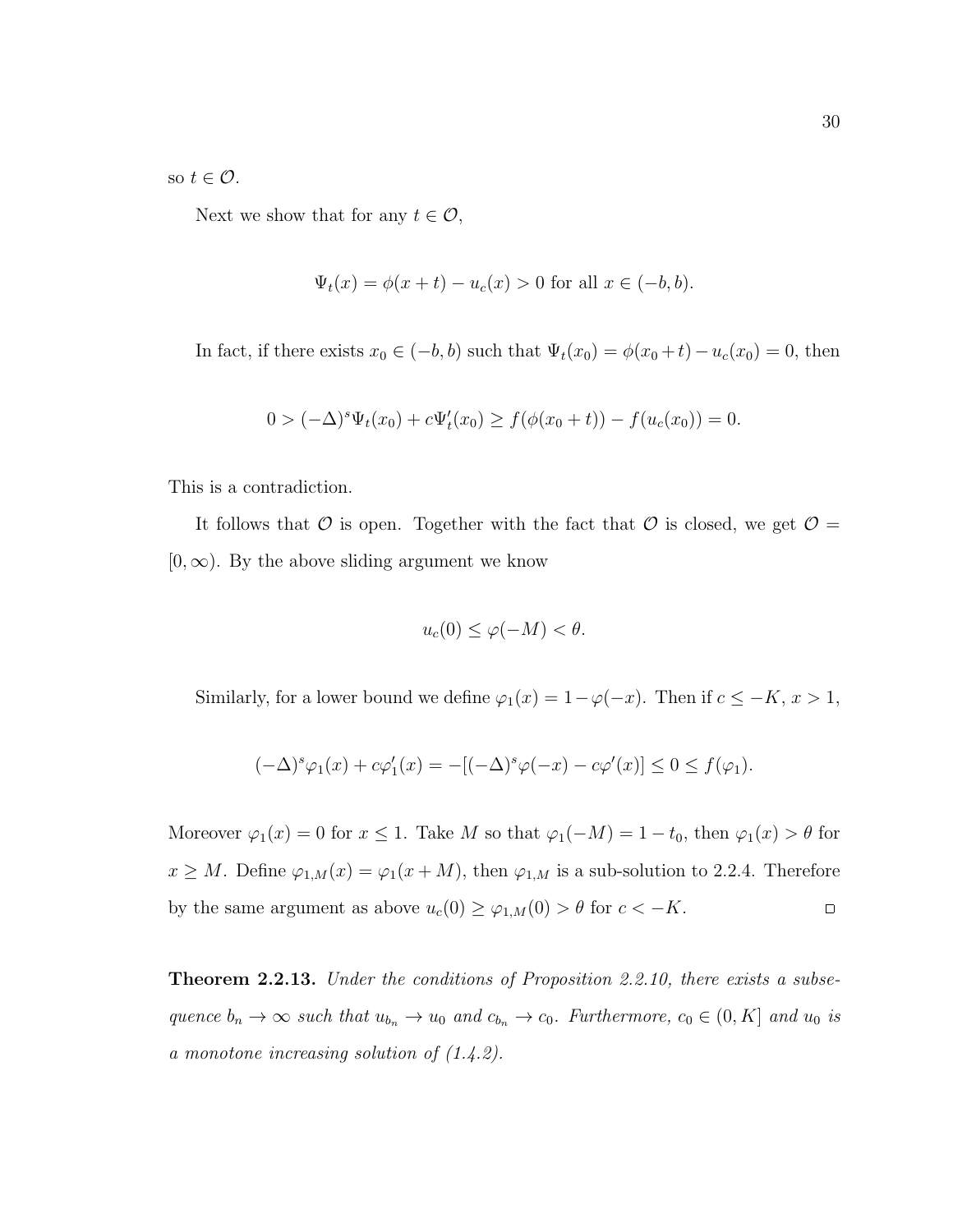so $t \in \mathcal{O}$.

Next we show that for any $t \in \mathcal{O}$,

$$\Psi_t(x) = \phi(x+t) - u_c(x) > 0 \text{ for all } x \in (-b, b).$$

In fact, if there exists $x_0 \in (-b, b)$ such that $\Psi_t(x_0) = \phi(x_0+t) - u_c(x_0) = 0$, then

$$0 > (-\Delta)^s \Psi_t(x_0) + c\Psi_t'(x_0) \geq f(\phi(x_0+t)) - f(u_c(x_0)) = 0.$$

This is a contradiction.

It follows that $\mathcal{O}$ is open. Together with the fact that $\mathcal{O}$ is closed, we get $\mathcal{O} = [0, \infty)$. By the above sliding argument we know

$$u_c(0) \leq \varphi(-M) < \theta.$$

Similarly, for a lower bound we define $\varphi_1(x) = 1 - \varphi(-x)$. Then if $c \leq -K$, $x > 1$,

$$(-\Delta)^s \varphi_1(x) + c\varphi_1'(x) = -[(-\Delta)^s \varphi(-x) - c\varphi'(x)] \leq 0 \leq f(\varphi_1).$$

Moreover $\varphi_1(x) = 0$ for $x \leq 1$. Take $M$ so that $\varphi_1(-M) = 1 - t_0$, then $\varphi_1(x) > \theta$ for $x \geq M$. Define $\varphi_{1,M}(x) = \varphi_1(x+M)$, then $\varphi_{1,M}$ is a sub-solution to 2.2.4. Therefore by the same argument as above $u_c(0) \geq \varphi_{1,M}(0) > \theta$ for $c < -K$. $\square$

**Theorem 2.2.13.** *Under the conditions of Proposition 2.2.10, there exists a subsequence $b_n \to \infty$ such that $u_{b_n} \to u_0$ and $c_{b_n} \to c_0$. Furthermore, $c_0 \in (0, K]$ and $u_0$ is a monotone increasing solution of (1.4.2).*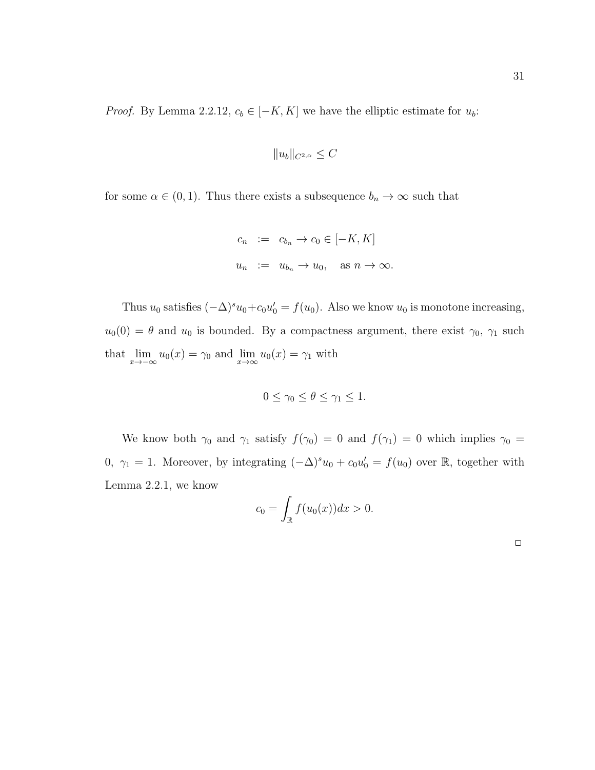*Proof.* By Lemma 2.2.12, $c_b \in [-K, K]$ we have the elliptic estimate for $u_b$:

$$\|u_b\|_{C^{2,\alpha}} \leq C$$

for some $\alpha \in (0, 1)$. Thus there exists a subsequence $b_n \to \infty$ such that

$$\begin{aligned} c_n &:= c_{b_n} \to c_0 \in [-K, K] \\ u_n &:= u_{b_n} \to u_0, \quad \text{as } n \to \infty. \end{aligned}$$

Thus $u_0$ satisfies $(-\Delta)^s u_0 + c_0 u_0' = f(u_0)$. Also we know $u_0$ is monotone increasing, $u_0(0) = \theta$ and $u_0$ is bounded. By a compactness argument, there exist $\gamma_0$, $\gamma_1$ such that $\lim_{x \to -\infty} u_0(x) = \gamma_0$ and $\lim_{x \to \infty} u_0(x) = \gamma_1$ with

$$0 \leq \gamma_0 \leq \theta \leq \gamma_1 \leq 1.$$

We know both $\gamma_0$ and $\gamma_1$ satisfy $f(\gamma_0) = 0$ and $f(\gamma_1) = 0$ which implies $\gamma_0 = 0$, $\gamma_1 = 1$. Moreover, by integrating $(-\Delta)^s u_0 + c_0 u_0' = f(u_0)$ over $\mathbb{R}$, together with Lemma 2.2.1, we know

$$c_0 = \int_{\mathbb{R}} f(u_0(x))dx > 0.$$

□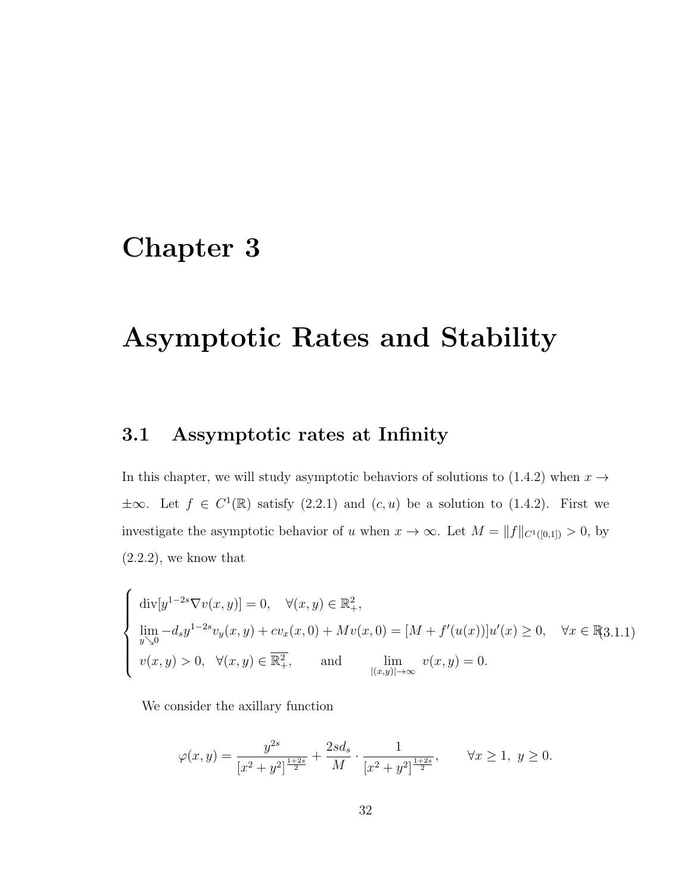# Chapter 3

# Asymptotic Rates and Stability

## 3.1 Assymptotic rates at Infinity

In this chapter, we will study asymptotic behaviors of solutions to (1.4.2) when $x \to \pm\infty$. Let $f \in C^1(\mathbb{R})$ satisfy (2.2.1) and $(c, u)$ be a solution to (1.4.2). First we investigate the asymptotic behavior of $u$ when $x \to \infty$. Let $M = \|f\|_{C^1([0,1])} > 0$, by (2.2.2), we know that

$$
\begin{cases}
\operatorname{div}[y^{1-2s}\nabla v(x,y)] = 0, \quad \forall (x,y) \in \mathbb{R}^2_+, \\
\lim\limits_{y \searrow 0} -d_s y^{1-2s} v_y(x,y) + c v_x(x,0) + M v(x,0) = [M + f'(u(x))]u'(x) \geq 0, \quad \forall x \in \mathbb{R} \\
v(x,y) > 0, \ \ \forall (x,y) \in \overline{\mathbb{R}^2_+}, \qquad \text{and} \qquad \lim\limits_{|(x,y)| \to \infty} v(x,y) = 0.
\end{cases}
\tag{3.1.1}
$$

We consider the axillary function

$$
\varphi(x,y) = \frac{y^{2s}}{[x^2+y^2]^{\frac{1+2s}{2}}} + \frac{2sd_s}{M} \cdot \frac{1}{[x^2+y^2]^{\frac{1+2s}{2}}}, \qquad \forall x \geq 1, \ y \geq 0.
$$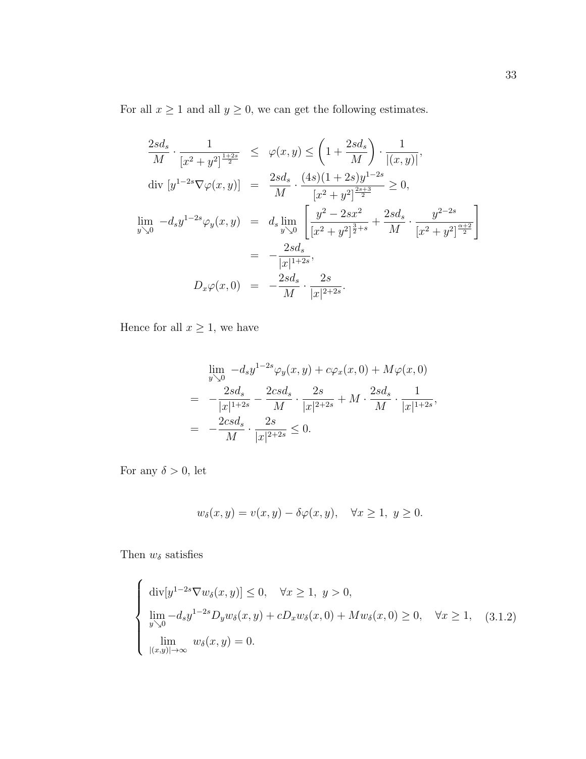For all $x \geq 1$ and all $y \geq 0$, we can get the following estimates.

$$
\begin{aligned}
\frac{2sd_s}{M} \cdot \frac{1}{[x^2+y^2]^{\frac{1+2s}{2}}} &\leq \varphi(x,y) \leq \left(1 + \frac{2sd_s}{M}\right) \cdot \frac{1}{|(x,y)|}, \\
\text{div}\,[y^{1-2s}\nabla\varphi(x,y)] &= \frac{2sd_s}{M} \cdot \frac{(4s)(1+2s)y^{1-2s}}{[x^2+y^2]^{\frac{2s+3}{2}}} \geq 0, \\
\lim_{y \searrow 0} -d_s y^{1-2s}\varphi_y(x,y) &= d_s \lim_{y \searrow 0} \left[ \frac{y^2 - 2sx^2}{[x^2+y^2]^{\frac{3}{2}+s}} + \frac{2sd_s}{M} \cdot \frac{y^{2-2s}}{[x^2+y^2]^{\frac{\alpha+2}{2}}} \right] \\
&= -\frac{2sd_s}{|x|^{1+2s}}, \\
D_x\varphi(x,0) &= -\frac{2sd_s}{M} \cdot \frac{2s}{|x|^{2+2s}}.
\end{aligned}
$$

Hence for all $x \geq 1$, we have

$$
\begin{aligned}
&\lim_{y \searrow 0} -d_s y^{1-2s}\varphi_y(x,y) + c\varphi_x(x,0) + M\varphi(x,0) \\
=& \; -\frac{2sd_s}{|x|^{1+2s}} - \frac{2csd_s}{M} \cdot \frac{2s}{|x|^{2+2s}} + M \cdot \frac{2sd_s}{M} \cdot \frac{1}{|x|^{1+2s}}, \\
=& \; -\frac{2csd_s}{M} \cdot \frac{2s}{|x|^{2+2s}} \leq 0.
\end{aligned}
$$

For any $\delta > 0$, let

$$
w_\delta(x,y) = v(x,y) - \delta\varphi(x,y), \quad \forall x \geq 1, \; y \geq 0.
$$

Then $w_\delta$ satisfies

$$
\begin{cases}
\text{div}[y^{1-2s}\nabla w_\delta(x,y)] \leq 0, \quad \forall x \geq 1, \; y > 0, \\
\lim\limits_{y \searrow 0} -d_s y^{1-2s} D_y w_\delta(x,y) + cD_x w_\delta(x,0) + Mw_\delta(x,0) \geq 0, \quad \forall x \geq 1, \\
\lim\limits_{|(x,y)| \to \infty} w_\delta(x,y) = 0.
\end{cases}
\tag{3.1.2}
$$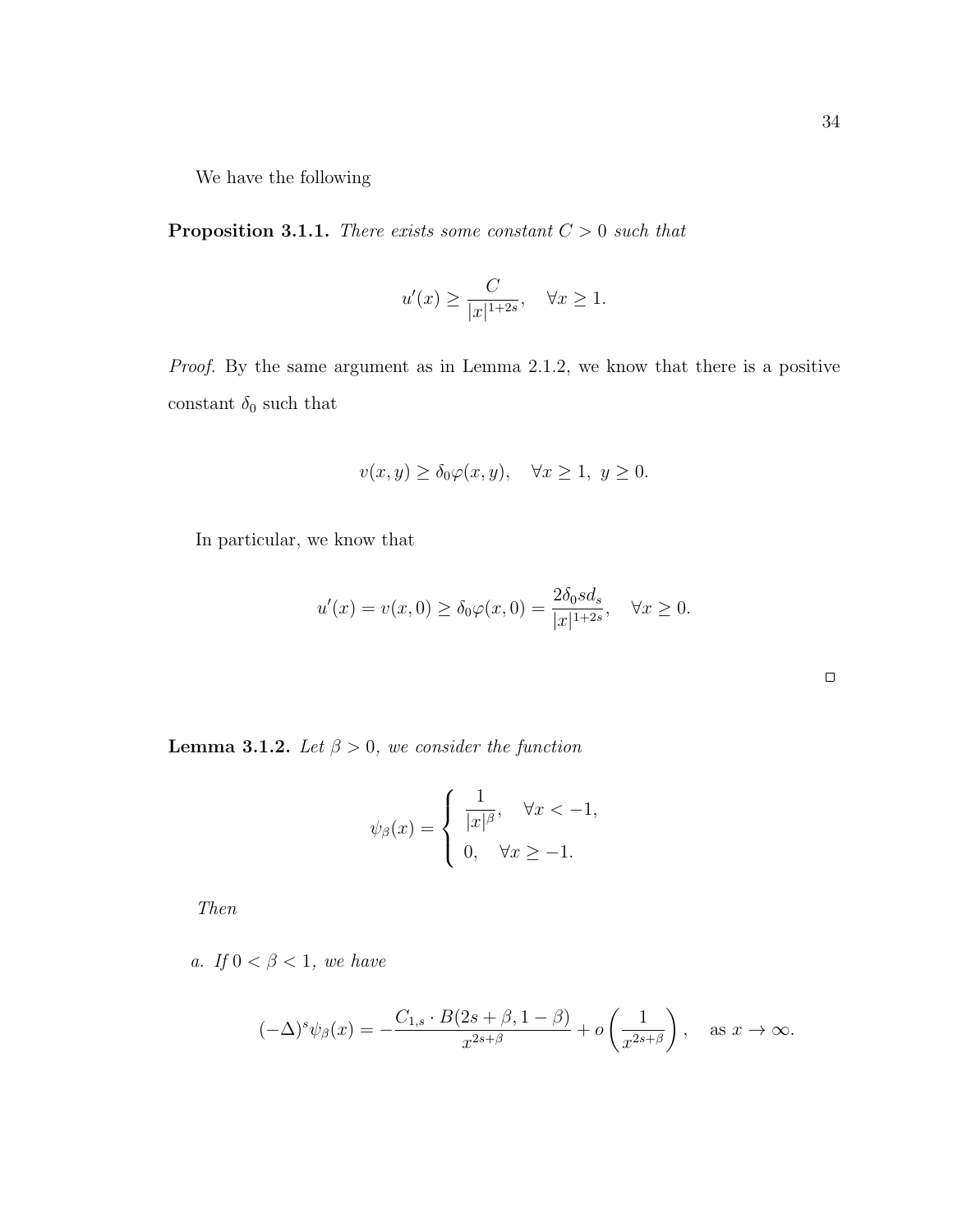We have the following

**Proposition 3.1.1.** *There exists some constant $C > 0$ such that*

$$u'(x) \geq \frac{C}{|x|^{1+2s}}, \quad \forall x \geq 1.$$

*Proof.* By the same argument as in Lemma 2.1.2, we know that there is a positive constant $\delta_0$ such that

$$v(x, y) \geq \delta_0 \varphi(x, y), \quad \forall x \geq 1, \ y \geq 0.$$

In particular, we know that

$$u'(x) = v(x, 0) \geq \delta_0 \varphi(x, 0) = \frac{2\delta_0 s d_s}{|x|^{1+2s}}, \quad \forall x \geq 0.$$

□

**Lemma 3.1.2.** *Let $\beta > 0$, we consider the function*

$$\psi_\beta(x) = \begin{cases} \dfrac{1}{|x|^\beta}, & \forall x < -1, \\ 0, & \forall x \geq -1. \end{cases}$$

*Then*

*a. If $0 < \beta < 1$, we have*

$$(-\Delta)^s \psi_\beta(x) = -\frac{C_{1,s} \cdot B(2s + \beta, 1 - \beta)}{x^{2s+\beta}} + o\left(\frac{1}{x^{2s+\beta}}\right), \quad \text{as } x \to \infty.$$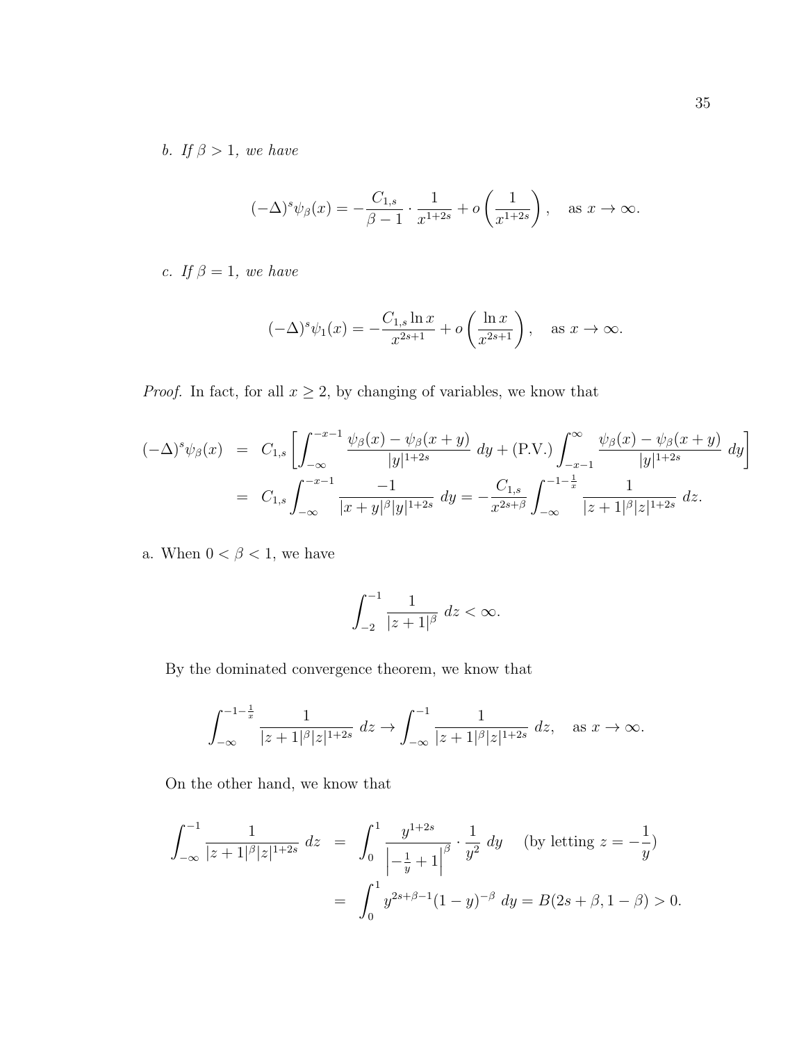*b. If $\beta > 1$, we have*

$$(-\Delta)^s \psi_\beta(x) = -\frac{C_{1,s}}{\beta - 1} \cdot \frac{1}{x^{1+2s}} + o\left(\frac{1}{x^{1+2s}}\right), \quad \text{as } x \to \infty.$$

*c. If $\beta = 1$, we have*

$$(-\Delta)^s \psi_1(x) = -\frac{C_{1,s} \ln x}{x^{2s+1}} + o\left(\frac{\ln x}{x^{2s+1}}\right), \quad \text{as } x \to \infty.$$

*Proof.* In fact, for all $x \geq 2$, by changing of variables, we know that

$$\begin{aligned}
(-\Delta)^s \psi_\beta(x) &= C_{1,s} \left[ \int_{-\infty}^{-x-1} \frac{\psi_\beta(x) - \psi_\beta(x+y)}{|y|^{1+2s}} \, dy + (\text{P.V.}) \int_{-x-1}^{\infty} \frac{\psi_\beta(x) - \psi_\beta(x+y)}{|y|^{1+2s}} \, dy \right] \\
&= C_{1,s} \int_{-\infty}^{-x-1} \frac{-1}{|x+y|^\beta |y|^{1+2s}} \, dy = -\frac{C_{1,s}}{x^{2s+\beta}} \int_{-\infty}^{-1-\frac{1}{x}} \frac{1}{|z+1|^\beta |z|^{1+2s}} \, dz.
\end{aligned}$$

a. When $0 < \beta < 1$, we have

$$\int_{-2}^{-1} \frac{1}{|z+1|^\beta} \, dz < \infty.$$

By the dominated convergence theorem, we know that

$$\int_{-\infty}^{-1-\frac{1}{x}} \frac{1}{|z+1|^\beta |z|^{1+2s}} \, dz \to \int_{-\infty}^{-1} \frac{1}{|z+1|^\beta |z|^{1+2s}} \, dz, \quad \text{as } x \to \infty.$$

On the other hand, we know that

$$\begin{aligned}
\int_{-\infty}^{-1} \frac{1}{|z+1|^\beta |z|^{1+2s}} \, dz &= \int_0^1 \frac{y^{1+2s}}{\left|-\frac{1}{y} + 1\right|^\beta} \cdot \frac{1}{y^2} \, dy \quad (\text{by letting } z = -\frac{1}{y}) \\
&= \int_0^1 y^{2s+\beta-1}(1-y)^{-\beta} \, dy = B(2s+\beta, 1-\beta) > 0.
\end{aligned}$$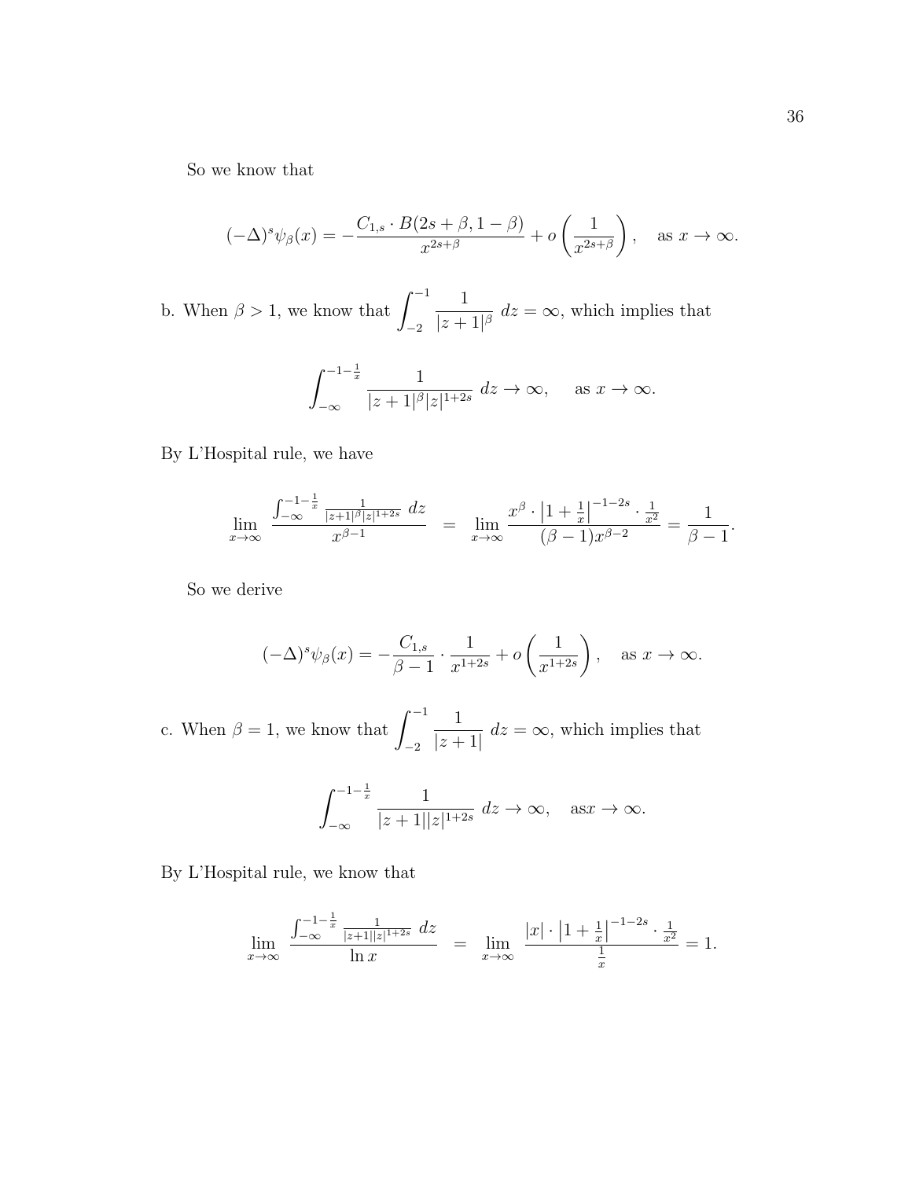So we know that

$$(-\Delta)^s \psi_\beta(x) = -\frac{C_{1,s} \cdot B(2s+\beta, 1-\beta)}{x^{2s+\beta}} + o\left(\frac{1}{x^{2s+\beta}}\right), \quad \text{as } x \to \infty.$$

b. When $\beta > 1$, we know that $\displaystyle\int_{-2}^{-1} \frac{1}{|z+1|^\beta}\, dz = \infty$, which implies that

$$\int_{-\infty}^{-1-\frac{1}{x}} \frac{1}{|z+1|^\beta |z|^{1+2s}}\, dz \to \infty, \quad \text{ as } x \to \infty.$$

By L'Hospital rule, we have

$$\lim_{x\to\infty} \frac{\int_{-\infty}^{-1-\frac{1}{x}} \frac{1}{|z+1|^\beta |z|^{1+2s}}\, dz}{x^{\beta-1}} = \lim_{x\to\infty} \frac{x^\beta \cdot \left|1+\frac{1}{x}\right|^{-1-2s} \cdot \frac{1}{x^2}}{(\beta-1)x^{\beta-2}} = \frac{1}{\beta-1}.$$

So we derive

$$(-\Delta)^s \psi_\beta(x) = -\frac{C_{1,s}}{\beta-1} \cdot \frac{1}{x^{1+2s}} + o\left(\frac{1}{x^{1+2s}}\right), \quad \text{as } x \to \infty.$$

c. When $\beta = 1$, we know that $\displaystyle\int_{-2}^{-1} \frac{1}{|z+1|}\, dz = \infty$, which implies that

$$\int_{-\infty}^{-1-\frac{1}{x}} \frac{1}{|z+1||z|^{1+2s}}\, dz \to \infty, \quad \text{as} x \to \infty.$$

By L'Hospital rule, we know that

$$\lim_{x\to\infty} \frac{\int_{-\infty}^{-1-\frac{1}{x}} \frac{1}{|z+1||z|^{1+2s}}\, dz}{\ln x} = \lim_{x\to\infty} \frac{|x| \cdot \left|1+\frac{1}{x}\right|^{-1-2s} \cdot \frac{1}{x^2}}{\frac{1}{x}} = 1.$$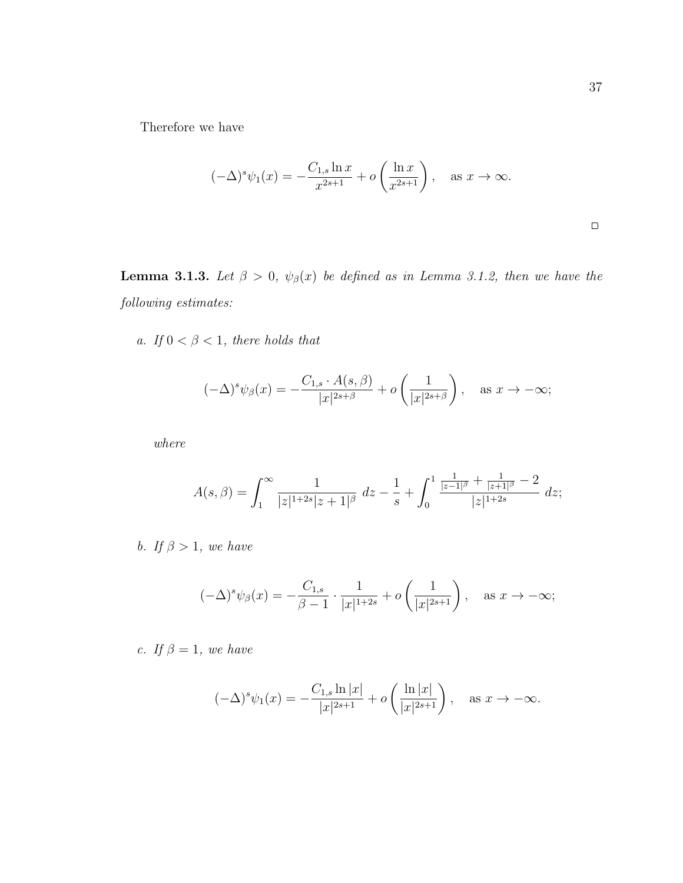Therefore we have

$$(-\Delta)^s \psi_1(x) = -\frac{C_{1,s} \ln x}{x^{2s+1}} + o\left(\frac{\ln x}{x^{2s+1}}\right), \quad \text{as } x \to \infty.$$

□

**Lemma 3.1.3.** *Let $\beta > 0$, $\psi_\beta(x)$ be defined as in Lemma 3.1.2, then we have the following estimates:*

*a. If $0 < \beta < 1$, there holds that*

$$(-\Delta)^s \psi_\beta(x) = -\frac{C_{1,s} \cdot A(s,\beta)}{|x|^{2s+\beta}} + o\left(\frac{1}{|x|^{2s+\beta}}\right), \quad \text{as } x \to -\infty;$$

*where*

$$A(s,\beta) = \int_1^\infty \frac{1}{|z|^{1+2s}|z+1|^\beta} \, dz - \frac{1}{s} + \int_0^1 \frac{\frac{1}{|z-1|^\beta} + \frac{1}{|z+1|^\beta} - 2}{|z|^{1+2s}} \, dz;$$

*b. If $\beta > 1$, we have*

$$(-\Delta)^s \psi_\beta(x) = -\frac{C_{1,s}}{\beta - 1} \cdot \frac{1}{|x|^{1+2s}} + o\left(\frac{1}{|x|^{2s+1}}\right), \quad \text{as } x \to -\infty;$$

*c. If $\beta = 1$, we have*

$$(-\Delta)^s \psi_1(x) = -\frac{C_{1,s} \ln |x|}{|x|^{2s+1}} + o\left(\frac{\ln |x|}{|x|^{2s+1}}\right), \quad \text{as } x \to -\infty.$$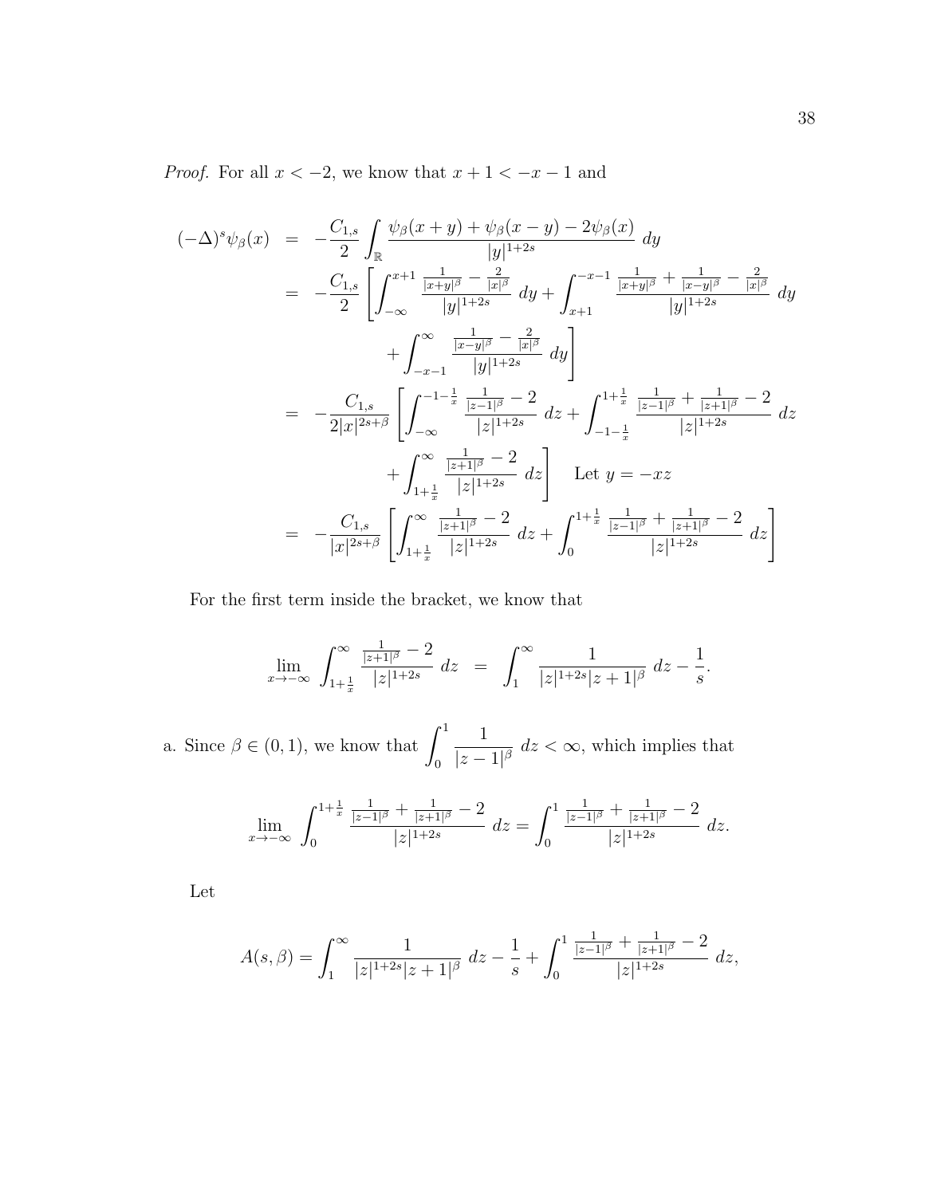*Proof.* For all $x < -2$, we know that $x + 1 < -x - 1$ and

$$
\begin{aligned}
(-\Delta)^s \psi_\beta(x) &= -\frac{C_{1,s}}{2} \int_{\mathbb{R}} \frac{\psi_\beta(x+y) + \psi_\beta(x-y) - 2\psi_\beta(x)}{|y|^{1+2s}} \, dy \\
&= -\frac{C_{1,s}}{2} \left[ \int_{-\infty}^{x+1} \frac{\frac{1}{|x+y|^\beta} - \frac{2}{|x|^\beta}}{|y|^{1+2s}} \, dy + \int_{x+1}^{-x-1} \frac{\frac{1}{|x+y|^\beta} + \frac{1}{|x-y|^\beta} - \frac{2}{|x|^\beta}}{|y|^{1+2s}} \, dy \right. \\
&\qquad \left. + \int_{-x-1}^{\infty} \frac{\frac{1}{|x-y|^\beta} - \frac{2}{|x|^\beta}}{|y|^{1+2s}} \, dy \right] \\
&= -\frac{C_{1,s}}{2|x|^{2s+\beta}} \left[ \int_{-\infty}^{-1-\frac{1}{x}} \frac{\frac{1}{|z-1|^\beta} - 2}{|z|^{1+2s}} \, dz + \int_{-1-\frac{1}{x}}^{1+\frac{1}{x}} \frac{\frac{1}{|z-1|^\beta} + \frac{1}{|z+1|^\beta} - 2}{|z|^{1+2s}} \, dz \right. \\
&\qquad \left. + \int_{1+\frac{1}{x}}^{\infty} \frac{\frac{1}{|z+1|^\beta} - 2}{|z|^{1+2s}} \, dz \right] \quad \text{Let } y = -xz \\
&= -\frac{C_{1,s}}{|x|^{2s+\beta}} \left[ \int_{1+\frac{1}{x}}^{\infty} \frac{\frac{1}{|z+1|^\beta} - 2}{|z|^{1+2s}} \, dz + \int_{0}^{1+\frac{1}{x}} \frac{\frac{1}{|z-1|^\beta} + \frac{1}{|z+1|^\beta} - 2}{|z|^{1+2s}} \, dz \right]
\end{aligned}
$$

For the first term inside the bracket, we know that

$$
\lim_{x \to -\infty} \int_{1+\frac{1}{x}}^{\infty} \frac{\frac{1}{|z+1|^\beta} - 2}{|z|^{1+2s}} \, dz = \int_1^\infty \frac{1}{|z|^{1+2s}|z+1|^\beta} \, dz - \frac{1}{s}.
$$

a. Since $\beta \in (0, 1)$, we know that $\displaystyle\int_0^1 \frac{1}{|z-1|^\beta} \, dz < \infty$, which implies that

$$
\lim_{x \to -\infty} \int_0^{1+\frac{1}{x}} \frac{\frac{1}{|z-1|^\beta} + \frac{1}{|z+1|^\beta} - 2}{|z|^{1+2s}} \, dz = \int_0^1 \frac{\frac{1}{|z-1|^\beta} + \frac{1}{|z+1|^\beta} - 2}{|z|^{1+2s}} \, dz.
$$

Let

$$
A(s, \beta) = \int_1^\infty \frac{1}{|z|^{1+2s}|z+1|^\beta} \, dz - \frac{1}{s} + \int_0^1 \frac{\frac{1}{|z-1|^\beta} + \frac{1}{|z+1|^\beta} - 2}{|z|^{1+2s}} \, dz,
$$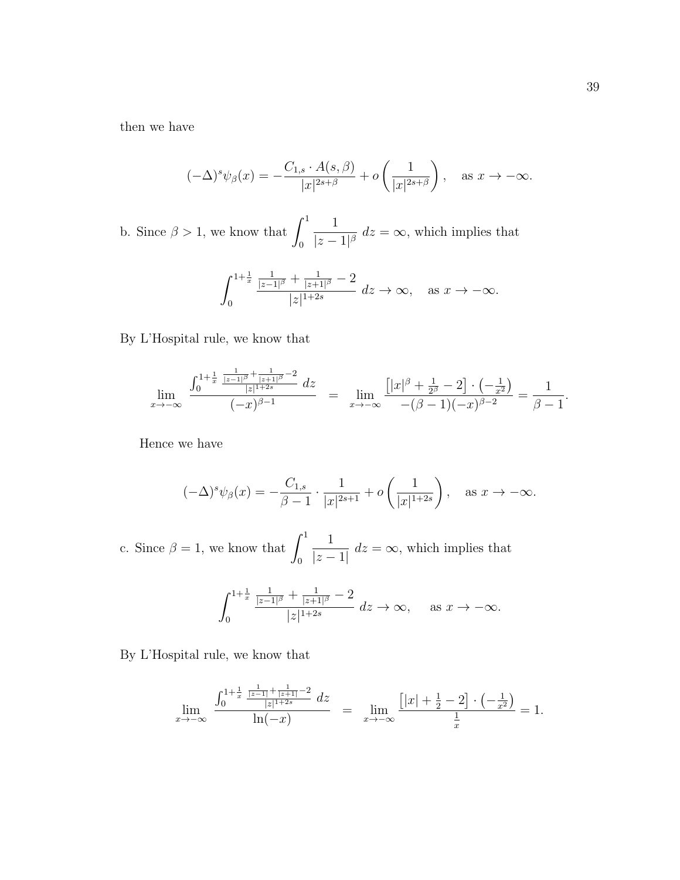then we have

$$(-\Delta)^s \psi_\beta(x) = -\frac{C_{1,s} \cdot A(s,\beta)}{|x|^{2s+\beta}} + o\left(\frac{1}{|x|^{2s+\beta}}\right), \quad \text{as } x \to -\infty.$$

b. Since $\beta > 1$, we know that $\displaystyle\int_0^1 \frac{1}{|z-1|^\beta} \, dz = \infty$, which implies that

$$\int_0^{1+\frac{1}{x}} \frac{\frac{1}{|z-1|^\beta} + \frac{1}{|z+1|^\beta} - 2}{|z|^{1+2s}} \, dz \to \infty, \quad \text{as } x \to -\infty.$$

By L'Hospital rule, we know that

$$\lim_{x\to-\infty} \frac{\int_0^{1+\frac{1}{x}} \frac{\frac{1}{|z-1|^\beta} + \frac{1}{|z+1|^\beta} - 2}{|z|^{1+2s}} \, dz}{(-x)^{\beta-1}} \;=\; \lim_{x\to-\infty} \frac{\left[|x|^\beta + \frac{1}{2^\beta} - 2\right] \cdot \left(-\frac{1}{x^2}\right)}{-(\beta-1)(-x)^{\beta-2}} = \frac{1}{\beta-1}.$$

Hence we have

$$(-\Delta)^s \psi_\beta(x) = -\frac{C_{1,s}}{\beta-1} \cdot \frac{1}{|x|^{2s+1}} + o\left(\frac{1}{|x|^{1+2s}}\right), \quad \text{as } x \to -\infty.$$

c. Since $\beta = 1$, we know that $\displaystyle\int_0^1 \frac{1}{|z-1|} \, dz = \infty$, which implies that

$$\int_0^{1+\frac{1}{x}} \frac{\frac{1}{|z-1|^\beta} + \frac{1}{|z+1|^\beta} - 2}{|z|^{1+2s}} \, dz \to \infty, \quad \text{as } x \to -\infty.$$

By L'Hospital rule, we know that

$$\lim_{x\to-\infty} \frac{\int_0^{1+\frac{1}{x}} \frac{\frac{1}{|z-1|} + \frac{1}{|z+1|} - 2}{|z|^{1+2s}} \, dz}{\ln(-x)} \;=\; \lim_{x\to-\infty} \frac{\left[|x| + \frac{1}{2} - 2\right] \cdot \left(-\frac{1}{x^2}\right)}{\frac{1}{x}} = 1.$$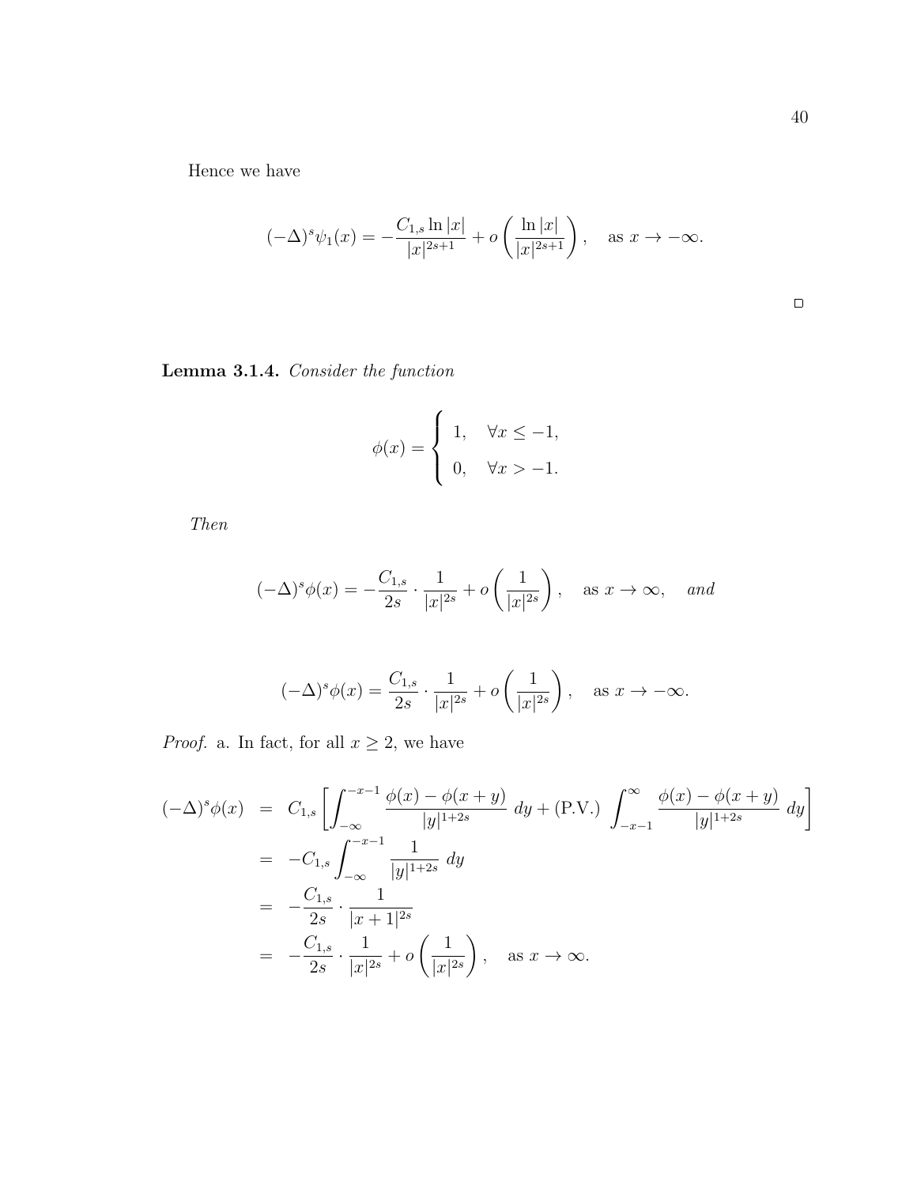Hence we have

$$(-\Delta)^s \psi_1(x) = -\frac{C_{1,s} \ln |x|}{|x|^{2s+1}} + o\left(\frac{\ln |x|}{|x|^{2s+1}}\right), \quad \text{as } x \to -\infty.$$

□

**Lemma 3.1.4.** *Consider the function*

$$\phi(x) = \begin{cases} 1, & \forall x \leq -1, \\ 0, & \forall x > -1. \end{cases}$$

*Then*

$$(-\Delta)^s \phi(x) = -\frac{C_{1,s}}{2s} \cdot \frac{1}{|x|^{2s}} + o\left(\frac{1}{|x|^{2s}}\right), \quad \text{as } x \to \infty, \quad \textit{and}$$

$$(-\Delta)^s \phi(x) = \frac{C_{1,s}}{2s} \cdot \frac{1}{|x|^{2s}} + o\left(\frac{1}{|x|^{2s}}\right), \quad \text{as } x \to -\infty.$$

*Proof.* a. In fact, for all $x \geq 2$, we have

$$\begin{aligned} (-\Delta)^s \phi(x) &= C_{1,s} \left[ \int_{-\infty}^{-x-1} \frac{\phi(x) - \phi(x+y)}{|y|^{1+2s}} \, dy + (\text{P.V.}) \int_{-x-1}^{\infty} \frac{\phi(x) - \phi(x+y)}{|y|^{1+2s}} \, dy \right] \\ &= -C_{1,s} \int_{-\infty}^{-x-1} \frac{1}{|y|^{1+2s}} \, dy \\ &= -\frac{C_{1,s}}{2s} \cdot \frac{1}{|x+1|^{2s}} \\ &= -\frac{C_{1,s}}{2s} \cdot \frac{1}{|x|^{2s}} + o\left(\frac{1}{|x|^{2s}}\right), \quad \text{as } x \to \infty. \end{aligned}$$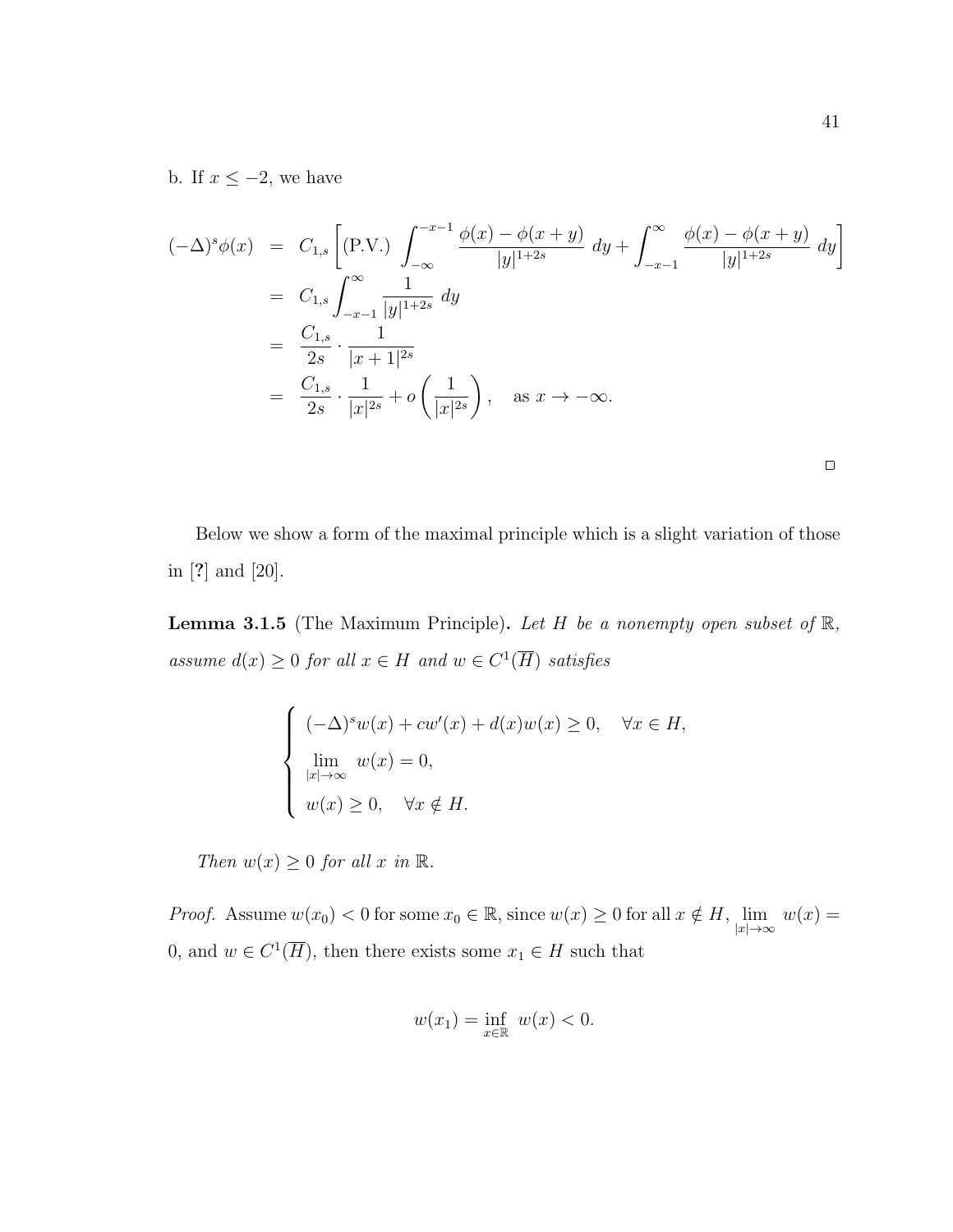b. If $x \leq -2$, we have

$$
\begin{aligned}
(-\Delta)^s \phi(x) &= C_{1,s} \left[ (\text{P.V.}) \int_{-\infty}^{-x-1} \frac{\phi(x) - \phi(x+y)}{|y|^{1+2s}} \, dy + \int_{-x-1}^{\infty} \frac{\phi(x) - \phi(x+y)}{|y|^{1+2s}} \, dy \right] \\
&= C_{1,s} \int_{-x-1}^{\infty} \frac{1}{|y|^{1+2s}} \, dy \\
&= \frac{C_{1,s}}{2s} \cdot \frac{1}{|x+1|^{2s}} \\
&= \frac{C_{1,s}}{2s} \cdot \frac{1}{|x|^{2s}} + o\left( \frac{1}{|x|^{2s}} \right), \quad \text{as } x \to -\infty.
\end{aligned}
$$

□

Below we show a form of the maximal principle which is a slight variation of those in [**?**] and [20].

**Lemma 3.1.5** (The Maximum Principle)**.** *Let $H$ be a nonempty open subset of $\mathbb{R}$, assume $d(x) \geq 0$ for all $x \in H$ and $w \in C^1(\overline{H})$ satisfies*

$$
\begin{cases}
(-\Delta)^s w(x) + c w'(x) + d(x) w(x) \geq 0, \quad \forall x \in H, \\
\lim\limits_{|x| \to \infty} w(x) = 0, \\
w(x) \geq 0, \quad \forall x \notin H.
\end{cases}
$$

*Then $w(x) \geq 0$ for all $x$ in $\mathbb{R}$.*

*Proof.* Assume $w(x_0) < 0$ for some $x_0 \in \mathbb{R}$, since $w(x) \geq 0$ for all $x \notin H$, $\lim\limits_{|x| \to \infty} w(x) = 0$, and $w \in C^1(\overline{H})$, then there exists some $x_1 \in H$ such that

$$
w(x_1) = \inf_{x \in \mathbb{R}} w(x) < 0.
$$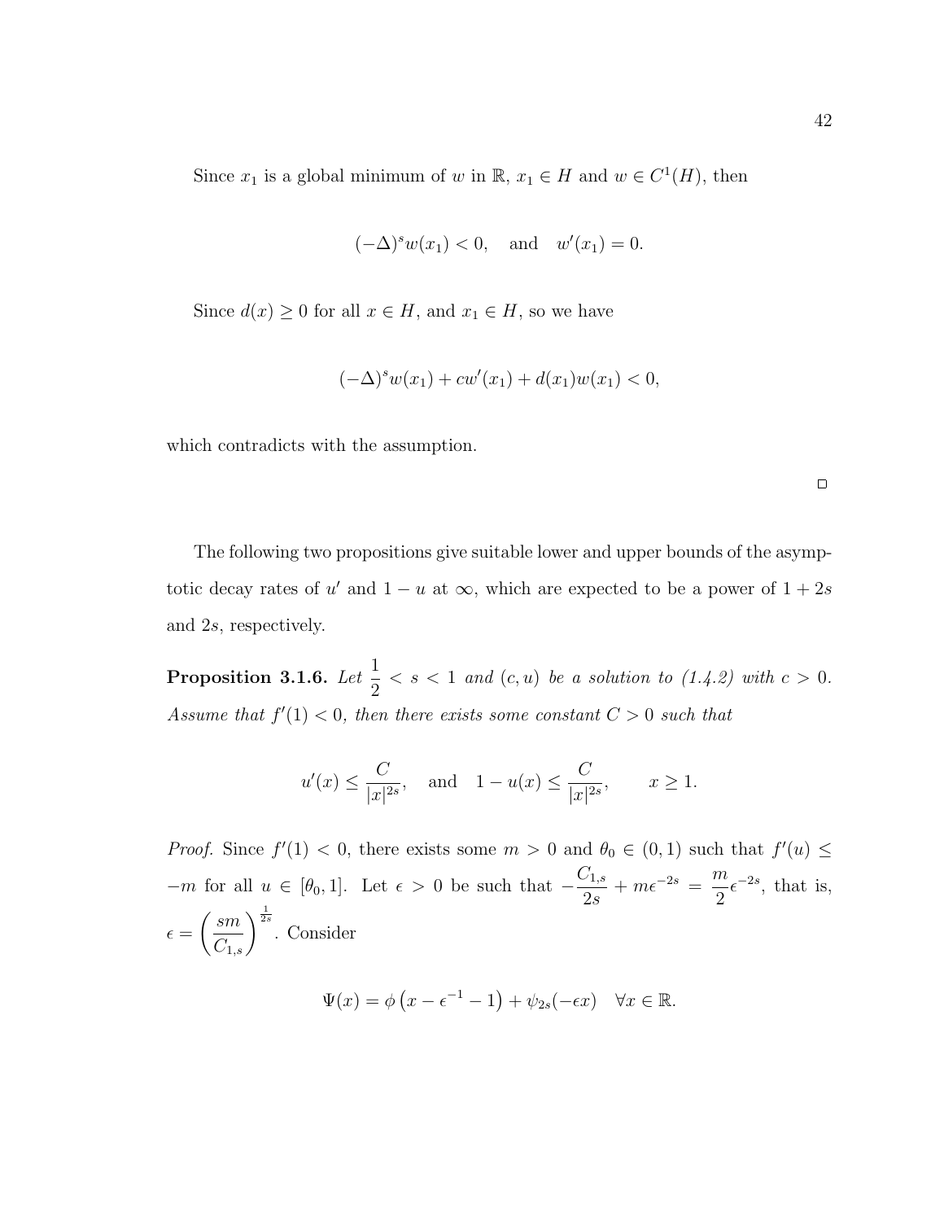Since $x_1$ is a global minimum of $w$ in $\mathbb{R}$, $x_1 \in H$ and $w \in C^1(H)$, then

$$(-\Delta)^s w(x_1) < 0, \quad \text{and} \quad w'(x_1) = 0.$$

Since $d(x) \geq 0$ for all $x \in H$, and $x_1 \in H$, so we have

$$(-\Delta)^s w(x_1) + cw'(x_1) + d(x_1)w(x_1) < 0,$$

which contradicts with the assumption.

□

The following two propositions give suitable lower and upper bounds of the asymptotic decay rates of $u'$ and $1-u$ at $\infty$, which are expected to be a power of $1+2s$ and $2s$, respectively.

**Proposition 3.1.6.** *Let $\frac{1}{2} < s < 1$ and $(c, u)$ be a solution to (1.4.2) with $c > 0$. Assume that $f'(1) < 0$, then there exists some constant $C > 0$ such that*

$$u'(x) \leq \frac{C}{|x|^{2s}}, \quad \text{and} \quad 1 - u(x) \leq \frac{C}{|x|^{2s}}, \qquad x \geq 1.$$

*Proof.* Since $f'(1) < 0$, there exists some $m > 0$ and $\theta_0 \in (0,1)$ such that $f'(u) \leq -m$ for all $u \in [\theta_0, 1]$. Let $\epsilon > 0$ be such that $-\frac{C_{1,s}}{2s} + m\epsilon^{-2s} = \frac{m}{2}\epsilon^{-2s}$, that is, $\epsilon = \left(\frac{sm}{C_{1,s}}\right)^{\frac{1}{2s}}$. Consider

$$\Psi(x) = \phi\left(x - \epsilon^{-1} - 1\right) + \psi_{2s}(-\epsilon x) \quad \forall x \in \mathbb{R}.$$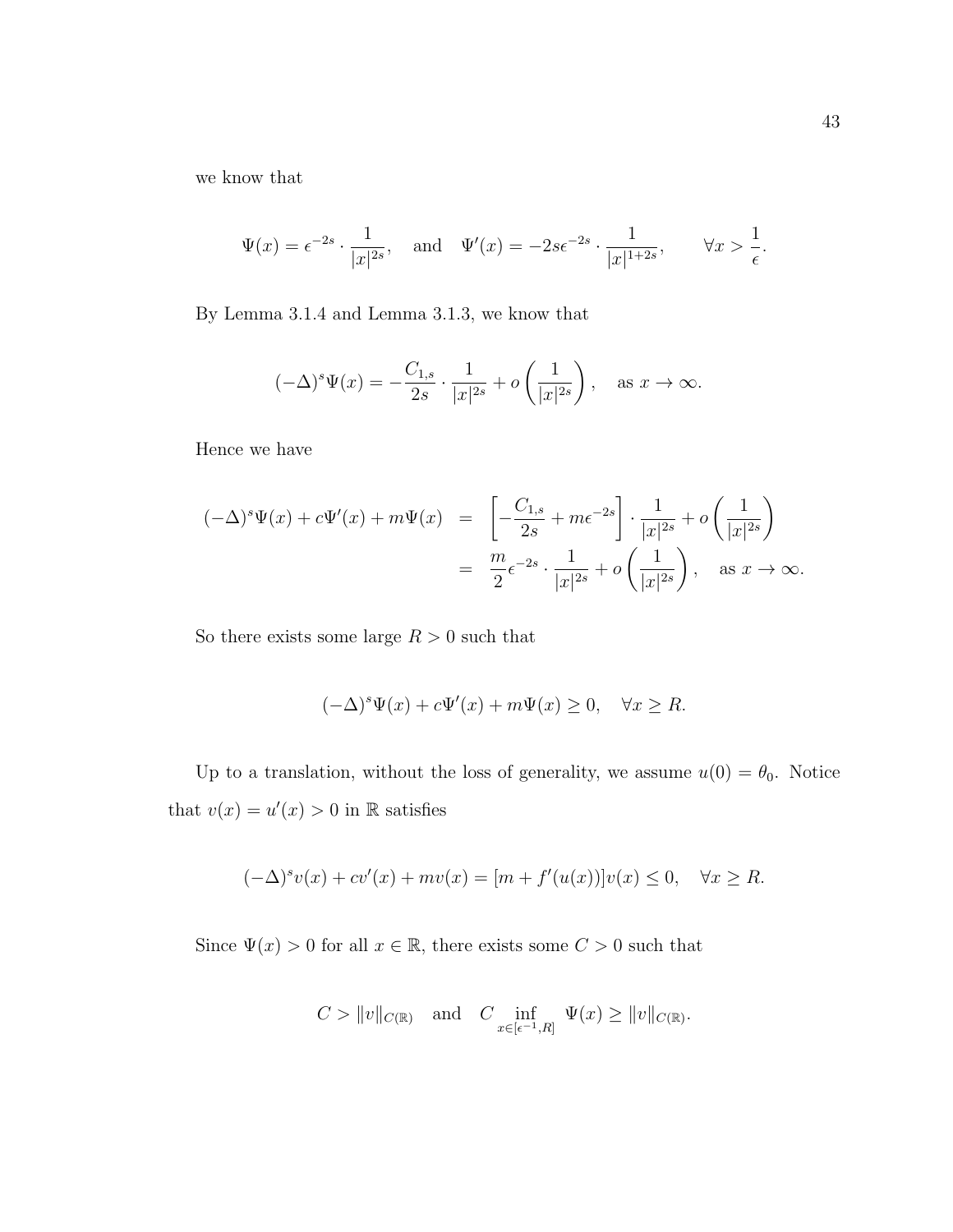we know that

$$\Psi(x) = \epsilon^{-2s} \cdot \frac{1}{|x|^{2s}}, \quad \text{and} \quad \Psi'(x) = -2s\epsilon^{-2s} \cdot \frac{1}{|x|^{1+2s}}, \qquad \forall x > \frac{1}{\epsilon}.$$

By Lemma 3.1.4 and Lemma 3.1.3, we know that

$$(-\Delta)^s \Psi(x) = -\frac{C_{1,s}}{2s} \cdot \frac{1}{|x|^{2s}} + o\left(\frac{1}{|x|^{2s}}\right), \quad \text{as } x \to \infty.$$

Hence we have

$$\begin{aligned}
(-\Delta)^s \Psi(x) + c\Psi'(x) + m\Psi(x) &= \left[-\frac{C_{1,s}}{2s} + m\epsilon^{-2s}\right] \cdot \frac{1}{|x|^{2s}} + o\left(\frac{1}{|x|^{2s}}\right) \\
&= \frac{m}{2}\epsilon^{-2s} \cdot \frac{1}{|x|^{2s}} + o\left(\frac{1}{|x|^{2s}}\right), \quad \text{as } x \to \infty.
\end{aligned}$$

So there exists some large $R > 0$ such that

$$(-\Delta)^s \Psi(x) + c\Psi'(x) + m\Psi(x) \geq 0, \quad \forall x \geq R.$$

Up to a translation, without the loss of generality, we assume $u(0) = \theta_0$. Notice that $v(x) = u'(x) > 0$ in $\mathbb{R}$ satisfies

$$(-\Delta)^s v(x) + cv'(x) + mv(x) = [m + f'(u(x))]v(x) \leq 0, \quad \forall x \geq R.$$

Since $\Psi(x) > 0$ for all $x \in \mathbb{R}$, there exists some $C > 0$ such that

$$C > \|v\|_{C(\mathbb{R})} \quad \text{and} \quad C \inf_{x \in [\epsilon^{-1}, R]} \Psi(x) \geq \|v\|_{C(\mathbb{R})}.$$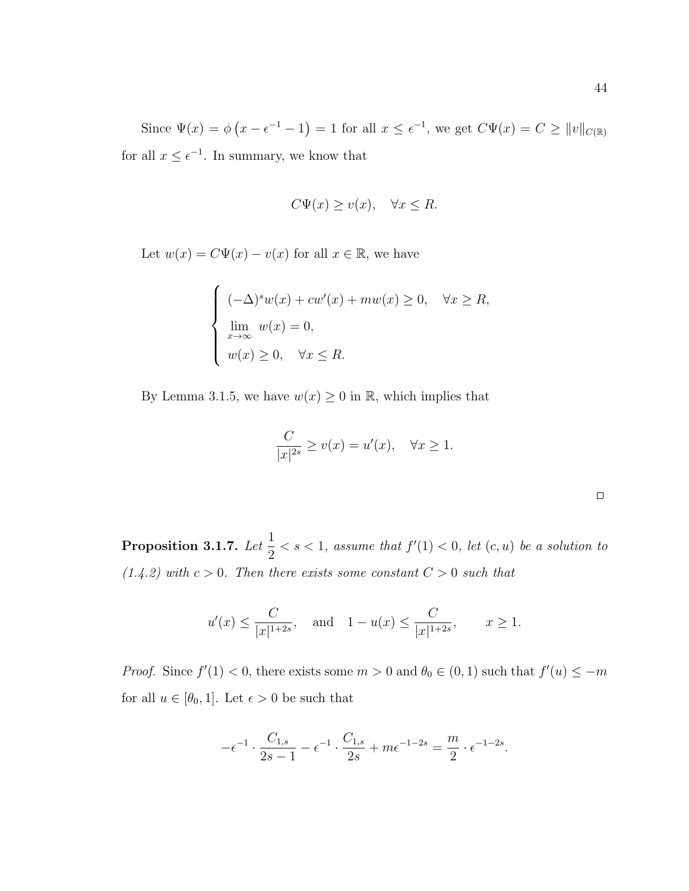Since $\Psi(x) = \phi\left(x - \epsilon^{-1} - 1\right) = 1$ for all $x \le \epsilon^{-1}$, we get $C\Psi(x) = C \ge \|v\|_{C(\mathbb{R})}$ for all $x \le \epsilon^{-1}$. In summary, we know that

$$C\Psi(x) \ge v(x), \quad \forall x \le R.$$

Let $w(x) = C\Psi(x) - v(x)$ for all $x \in \mathbb{R}$, we have

$$\begin{cases} (-\Delta)^s w(x) + cw'(x) + mw(x) \ge 0, \quad \forall x \ge R, \\ \lim\limits_{x\to\infty} w(x) = 0, \\ w(x) \ge 0, \quad \forall x \le R. \end{cases}$$

By Lemma 3.1.5, we have $w(x) \ge 0$ in $\mathbb{R}$, which implies that

$$\frac{C}{|x|^{2s}} \ge v(x) = u'(x), \quad \forall x \ge 1.$$

$\square$

**Proposition 3.1.7.** *Let $\dfrac{1}{2} < s < 1$, assume that $f'(1) < 0$, let $(c, u)$ be a solution to (1.4.2) with $c > 0$. Then there exists some constant $C > 0$ such that*

$$u'(x) \le \frac{C}{|x|^{1+2s}}, \quad \text{and} \quad 1 - u(x) \le \frac{C}{|x|^{1+2s}}, \qquad x \ge 1.$$

*Proof.* Since $f'(1) < 0$, there exists some $m > 0$ and $\theta_0 \in (0,1)$ such that $f'(u) \le -m$ for all $u \in [\theta_0, 1]$. Let $\epsilon > 0$ be such that

$$-\epsilon^{-1} \cdot \frac{C_{1,s}}{2s-1} - \epsilon^{-1} \cdot \frac{C_{1,s}}{2s} + m\epsilon^{-1-2s} = \frac{m}{2} \cdot \epsilon^{-1-2s}.$$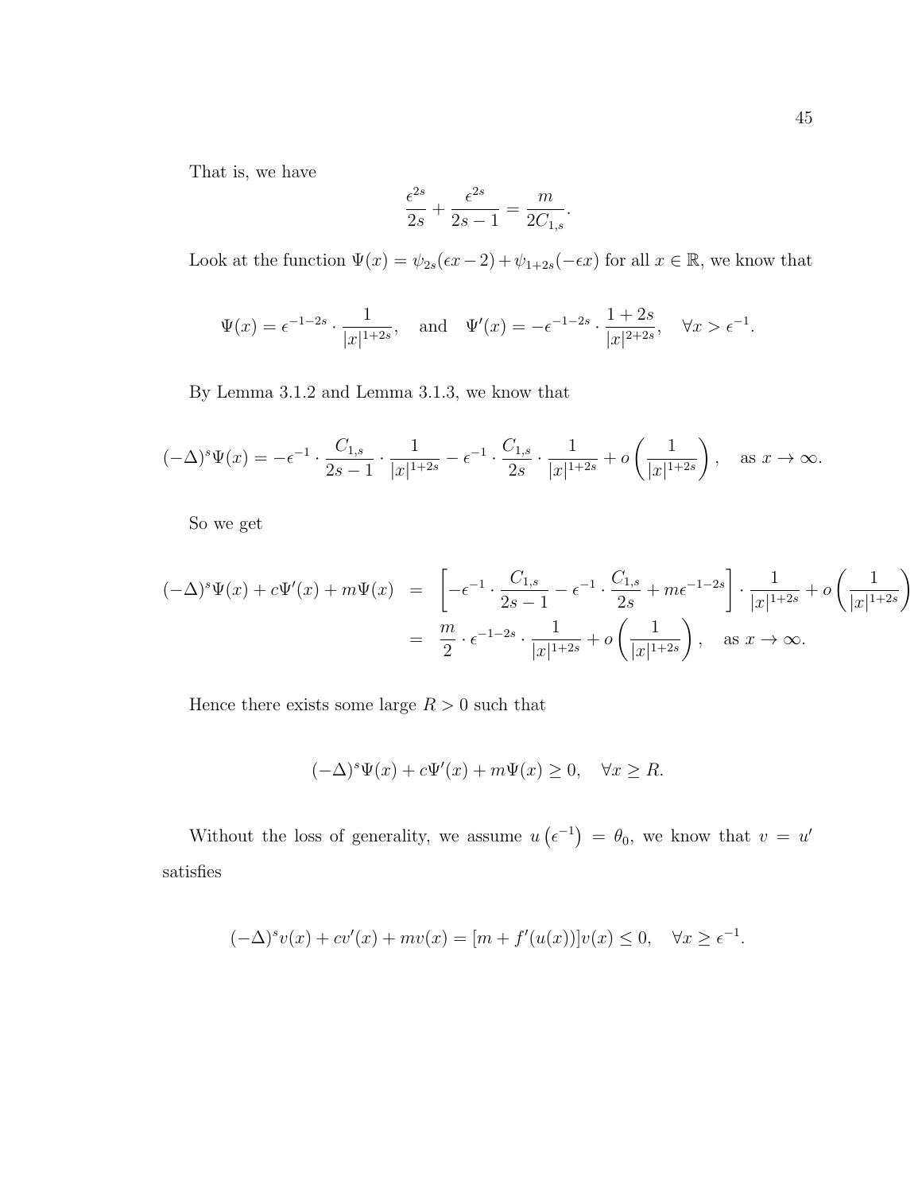That is, we have

$$\frac{\epsilon^{2s}}{2s} + \frac{\epsilon^{2s}}{2s-1} = \frac{m}{2C_{1,s}}.$$

Look at the function $\Psi(x) = \psi_{2s}(\epsilon x - 2) + \psi_{1+2s}(-\epsilon x)$ for all $x \in \mathbb{R}$, we know that

$$\Psi(x) = \epsilon^{-1-2s} \cdot \frac{1}{|x|^{1+2s}}, \quad \text{and} \quad \Psi'(x) = -\epsilon^{-1-2s} \cdot \frac{1+2s}{|x|^{2+2s}}, \quad \forall x > \epsilon^{-1}.$$

By Lemma 3.1.2 and Lemma 3.1.3, we know that

$$(-\Delta)^s \Psi(x) = -\epsilon^{-1} \cdot \frac{C_{1,s}}{2s-1} \cdot \frac{1}{|x|^{1+2s}} - \epsilon^{-1} \cdot \frac{C_{1,s}}{2s} \cdot \frac{1}{|x|^{1+2s}} + o\left(\frac{1}{|x|^{1+2s}}\right), \quad \text{as } x \to \infty.$$

So we get

$$\begin{aligned}
(-\Delta)^s \Psi(x) + c\Psi'(x) + m\Psi(x) &= \left[-\epsilon^{-1} \cdot \frac{C_{1,s}}{2s-1} - \epsilon^{-1} \cdot \frac{C_{1,s}}{2s} + m\epsilon^{-1-2s}\right] \cdot \frac{1}{|x|^{1+2s}} + o\left(\frac{1}{|x|^{1+2s}}\right) \\
&= \frac{m}{2} \cdot \epsilon^{-1-2s} \cdot \frac{1}{|x|^{1+2s}} + o\left(\frac{1}{|x|^{1+2s}}\right), \quad \text{as } x \to \infty.
\end{aligned}$$

Hence there exists some large $R > 0$ such that

$$(-\Delta)^s \Psi(x) + c\Psi'(x) + m\Psi(x) \geq 0, \quad \forall x \geq R.$$

Without the loss of generality, we assume $u\left(\epsilon^{-1}\right) = \theta_0$, we know that $v = u'$ satisfies

$$(-\Delta)^s v(x) + cv'(x) + mv(x) = [m + f'(u(x))]v(x) \leq 0, \quad \forall x \geq \epsilon^{-1}.$$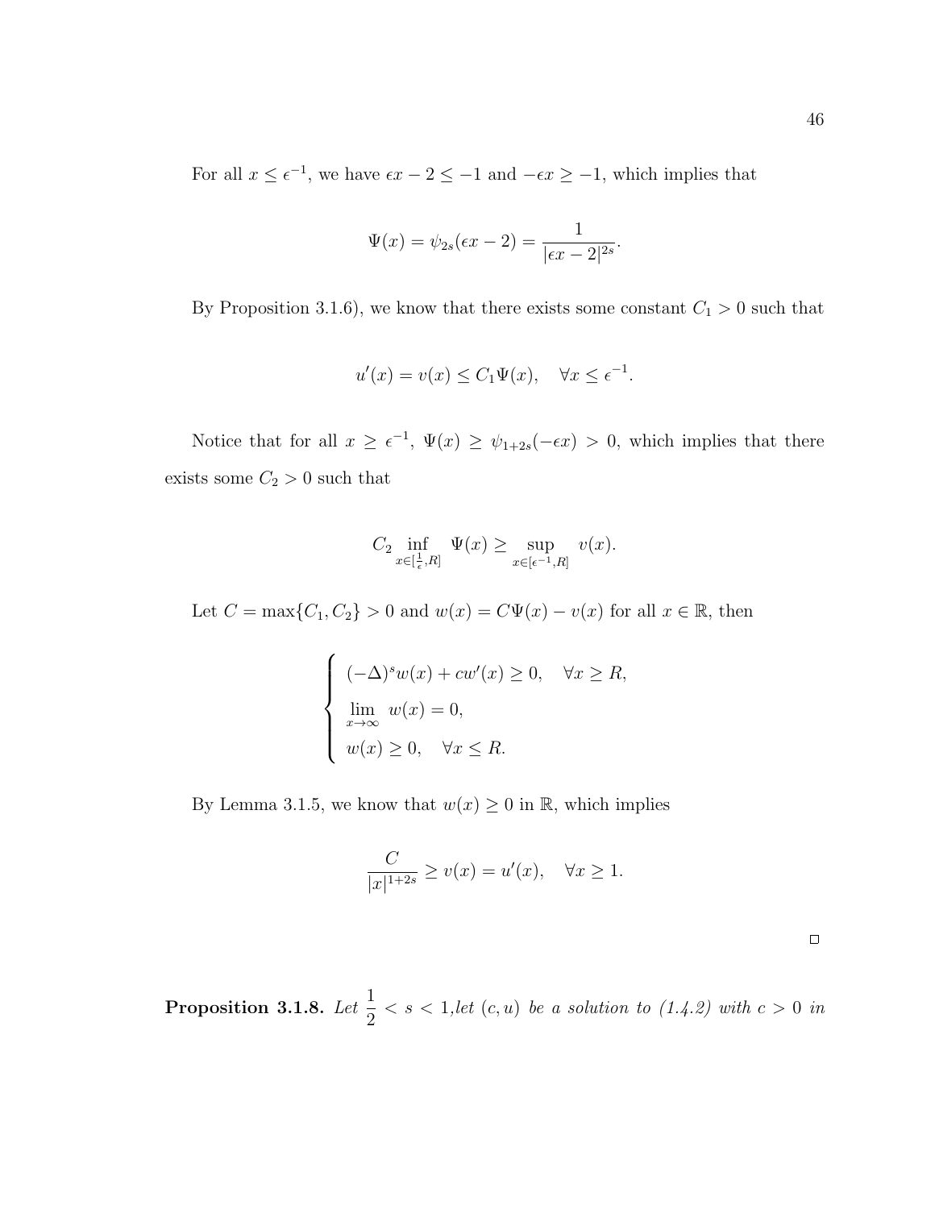For all $x \leq \epsilon^{-1}$, we have $\epsilon x - 2 \leq -1$ and $-\epsilon x \geq -1$, which implies that

$$\Psi(x) = \psi_{2s}(\epsilon x - 2) = \frac{1}{|\epsilon x - 2|^{2s}}.$$

By Proposition 3.1.6), we know that there exists some constant $C_1 > 0$ such that

$$u'(x) = v(x) \leq C_1 \Psi(x), \quad \forall x \leq \epsilon^{-1}.$$

Notice that for all $x \geq \epsilon^{-1}$, $\Psi(x) \geq \psi_{1+2s}(-\epsilon x) > 0$, which implies that there exists some $C_2 > 0$ such that

$$C_2 \inf_{x \in [\frac{1}{\epsilon}, R]} \Psi(x) \geq \sup_{x \in [\epsilon^{-1}, R]} v(x).$$

Let $C = \max\{C_1, C_2\} > 0$ and $w(x) = C\Psi(x) - v(x)$ for all $x \in \mathbb{R}$, then

$$\begin{cases} (-\Delta)^s w(x) + c w'(x) \geq 0, \quad \forall x \geq R, \\ \lim\limits_{x \to \infty} w(x) = 0, \\ w(x) \geq 0, \quad \forall x \leq R. \end{cases}$$

By Lemma 3.1.5, we know that $w(x) \geq 0$ in $\mathbb{R}$, which implies

$$\frac{C}{|x|^{1+2s}} \geq v(x) = u'(x), \quad \forall x \geq 1.$$

□

**Proposition 3.1.8.** *Let* $\frac{1}{2} < s < 1$,*let* $(c, u)$ *be a solution to (1.4.2) with* $c > 0$ *in*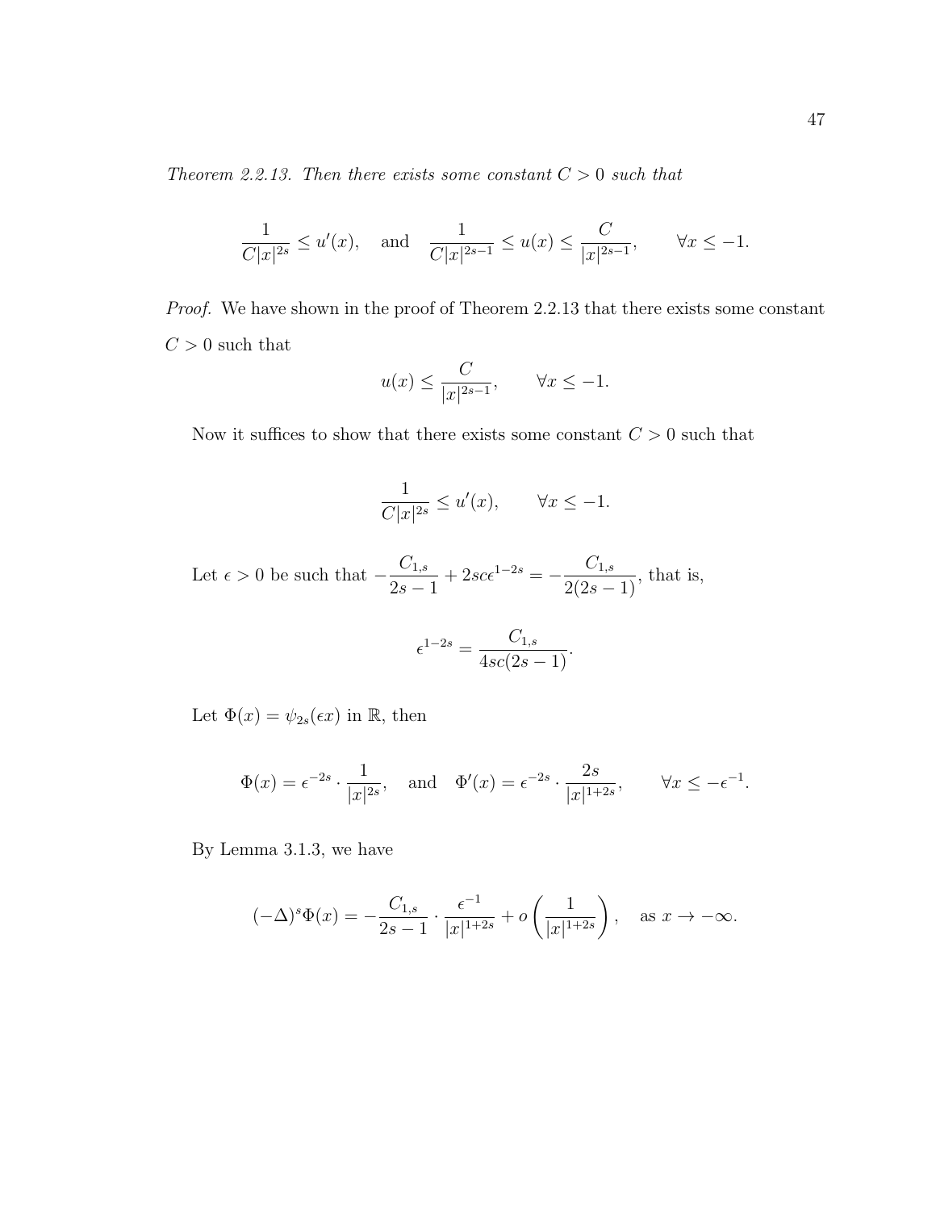*Theorem 2.2.13. Then there exists some constant $C > 0$ such that*

$$\frac{1}{C|x|^{2s}} \le u'(x), \quad \text{and} \quad \frac{1}{C|x|^{2s-1}} \le u(x) \le \frac{C}{|x|^{2s-1}}, \qquad \forall x \le -1.$$

*Proof.* We have shown in the proof of Theorem 2.2.13 that there exists some constant $C > 0$ such that

$$u(x) \le \frac{C}{|x|^{2s-1}}, \qquad \forall x \le -1.$$

Now it suffices to show that there exists some constant $C > 0$ such that

$$\frac{1}{C|x|^{2s}} \le u'(x), \qquad \forall x \le -1.$$

Let $\epsilon > 0$ be such that $-\frac{C_{1,s}}{2s-1} + 2sc\epsilon^{1-2s} = -\frac{C_{1,s}}{2(2s-1)}$, that is,

$$\epsilon^{1-2s} = \frac{C_{1,s}}{4sc(2s-1)}.$$

Let $\Phi(x) = \psi_{2s}(\epsilon x)$ in $\mathbb{R}$, then

$$\Phi(x) = \epsilon^{-2s} \cdot \frac{1}{|x|^{2s}}, \quad \text{and} \quad \Phi'(x) = \epsilon^{-2s} \cdot \frac{2s}{|x|^{1+2s}}, \qquad \forall x \le -\epsilon^{-1}.$$

By Lemma 3.1.3, we have

$$(-\Delta)^s \Phi(x) = -\frac{C_{1,s}}{2s-1} \cdot \frac{\epsilon^{-1}}{|x|^{1+2s}} + o\left(\frac{1}{|x|^{1+2s}}\right), \quad \text{as } x \to -\infty.$$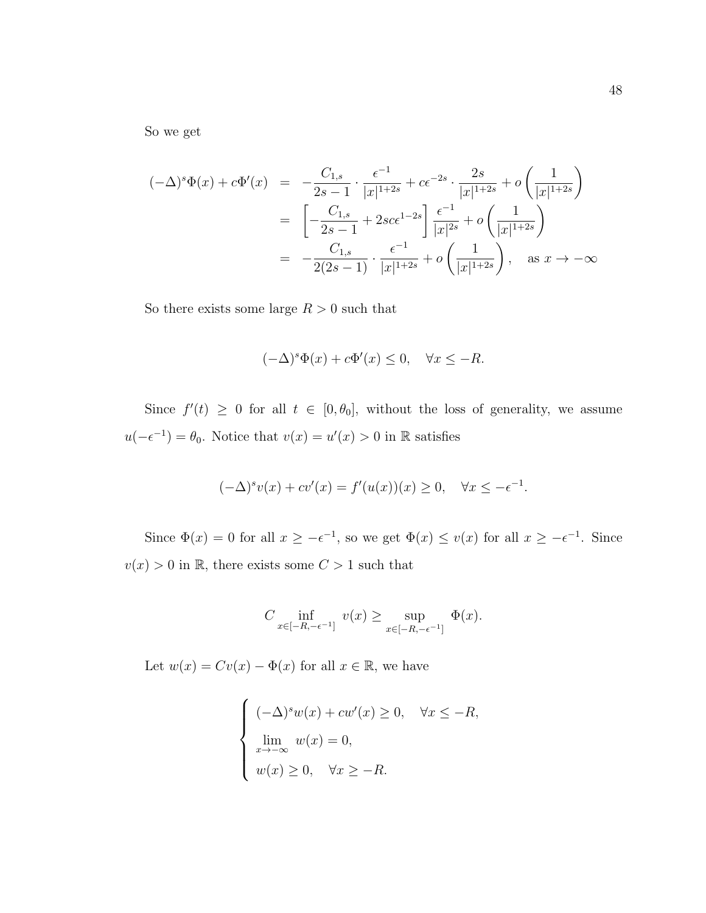So we get

$$
\begin{aligned}
(-\Delta)^s\Phi(x) + c\Phi'(x) &= -\frac{C_{1,s}}{2s-1}\cdot\frac{\epsilon^{-1}}{|x|^{1+2s}} + c\epsilon^{-2s}\cdot\frac{2s}{|x|^{1+2s}} + o\left(\frac{1}{|x|^{1+2s}}\right) \\
&= \left[-\frac{C_{1,s}}{2s-1} + 2sc\epsilon^{1-2s}\right]\frac{\epsilon^{-1}}{|x|^{2s}} + o\left(\frac{1}{|x|^{1+2s}}\right) \\
&= -\frac{C_{1,s}}{2(2s-1)}\cdot\frac{\epsilon^{-1}}{|x|^{1+2s}} + o\left(\frac{1}{|x|^{1+2s}}\right), \quad \text{as } x\to-\infty
\end{aligned}
$$

So there exists some large $R>0$ such that

$$
(-\Delta)^s\Phi(x) + c\Phi'(x) \le 0, \quad \forall x \le -R.
$$

Since $f'(t) \ge 0$ for all $t\in[0,\theta_0]$, without the loss of generality, we assume $u(-\epsilon^{-1}) = \theta_0$. Notice that $v(x) = u'(x) > 0$ in $\mathbb{R}$ satisfies

$$
(-\Delta)^s v(x) + cv'(x) = f'(u(x))(x) \ge 0, \quad \forall x \le -\epsilon^{-1}.
$$

Since $\Phi(x) = 0$ for all $x \ge -\epsilon^{-1}$, so we get $\Phi(x) \le v(x)$ for all $x \ge -\epsilon^{-1}$. Since $v(x)>0$ in $\mathbb{R}$, there exists some $C>1$ such that

$$
C\inf_{x\in[-R,-\epsilon^{-1}]} v(x) \ge \sup_{x\in[-R,-\epsilon^{-1}]} \Phi(x).
$$

Let $w(x) = Cv(x) - \Phi(x)$ for all $x\in\mathbb{R}$, we have

$$
\begin{cases}
(-\Delta)^s w(x) + cw'(x) \ge 0, \quad \forall x \le -R, \\
\lim\limits_{x\to-\infty} w(x) = 0, \\
w(x) \ge 0, \quad \forall x \ge -R.
\end{cases}
$$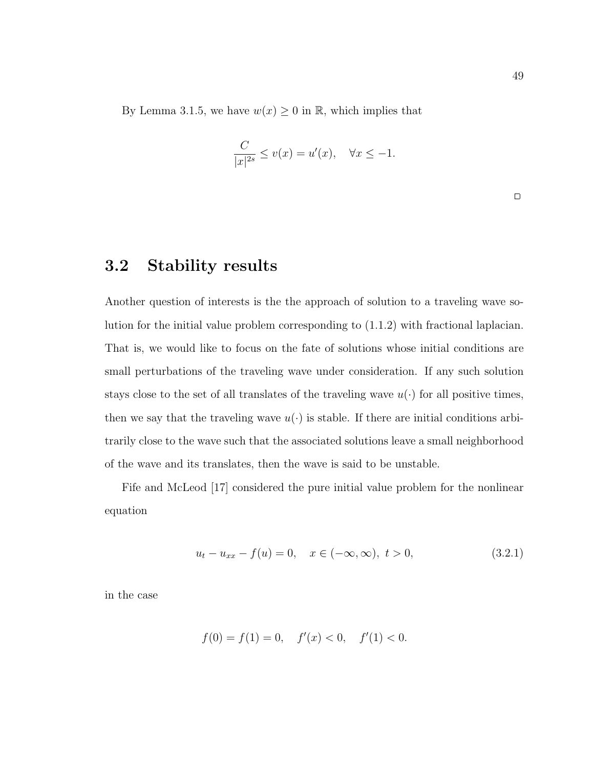By Lemma 3.1.5, we have $w(x) \geq 0$ in $\mathbb{R}$, which implies that

$$\frac{C}{|x|^{2s}} \leq v(x) = u'(x), \quad \forall x \leq -1.$$

□

## 3.2 Stability results

Another question of interests is the the approach of solution to a traveling wave solution for the initial value problem corresponding to (1.1.2) with fractional laplacian. That is, we would like to focus on the fate of solutions whose initial conditions are small perturbations of the traveling wave under consideration. If any such solution stays close to the set of all translates of the traveling wave $u(\cdot)$ for all positive times, then we say that the traveling wave $u(\cdot)$ is stable. If there are initial conditions arbitrarily close to the wave such that the associated solutions leave a small neighborhood of the wave and its translates, then the wave is said to be unstable.

Fife and McLeod [17] considered the pure initial value problem for the nonlinear equation

$$u_t - u_{xx} - f(u) = 0, \quad x \in (-\infty, \infty), \ t > 0, \tag{3.2.1}$$

in the case

$$f(0) = f(1) = 0, \quad f'(x) < 0, \quad f'(1) < 0.$$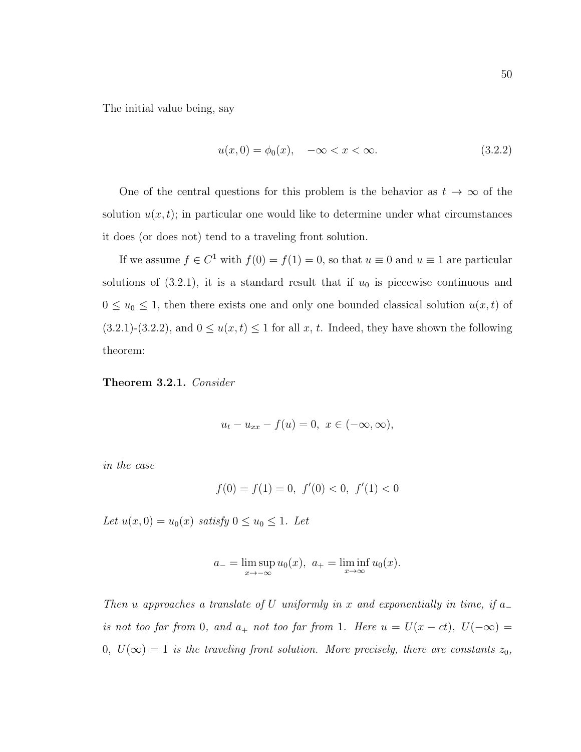The initial value being, say

$$u(x,0) = \phi_0(x), \quad -\infty < x < \infty. \tag{3.2.2}$$

One of the central questions for this problem is the behavior as $t \to \infty$ of the solution $u(x,t)$; in particular one would like to determine under what circumstances it does (or does not) tend to a traveling front solution.

If we assume $f \in C^1$ with $f(0) = f(1) = 0$, so that $u \equiv 0$ and $u \equiv 1$ are particular solutions of (3.2.1), it is a standard result that if $u_0$ is piecewise continuous and $0 \leq u_0 \leq 1$, then there exists one and only one bounded classical solution $u(x,t)$ of (3.2.1)-(3.2.2), and $0 \leq u(x,t) \leq 1$ for all $x$, $t$. Indeed, they have shown the following theorem:

**Theorem 3.2.1.** *Consider*

$$u_t - u_{xx} - f(u) = 0, \; x \in (-\infty, \infty),$$

*in the case*

$$f(0) = f(1) = 0, \; f'(0) < 0, \; f'(1) < 0$$

*Let $u(x,0) = u_0(x)$ satisfy $0 \leq u_0 \leq 1$. Let*

$$a_- = \limsup_{x \to -\infty} u_0(x), \; a_+ = \liminf_{x \to \infty} u_0(x).$$

*Then $u$ approaches a translate of $U$ uniformly in $x$ and exponentially in time, if $a_-$ is not too far from 0, and $a_+$ not too far from 1. Here $u = U(x - ct)$, $U(-\infty) = 0$, $U(\infty) = 1$ is the traveling front solution. More precisely, there are constants $z_0$,*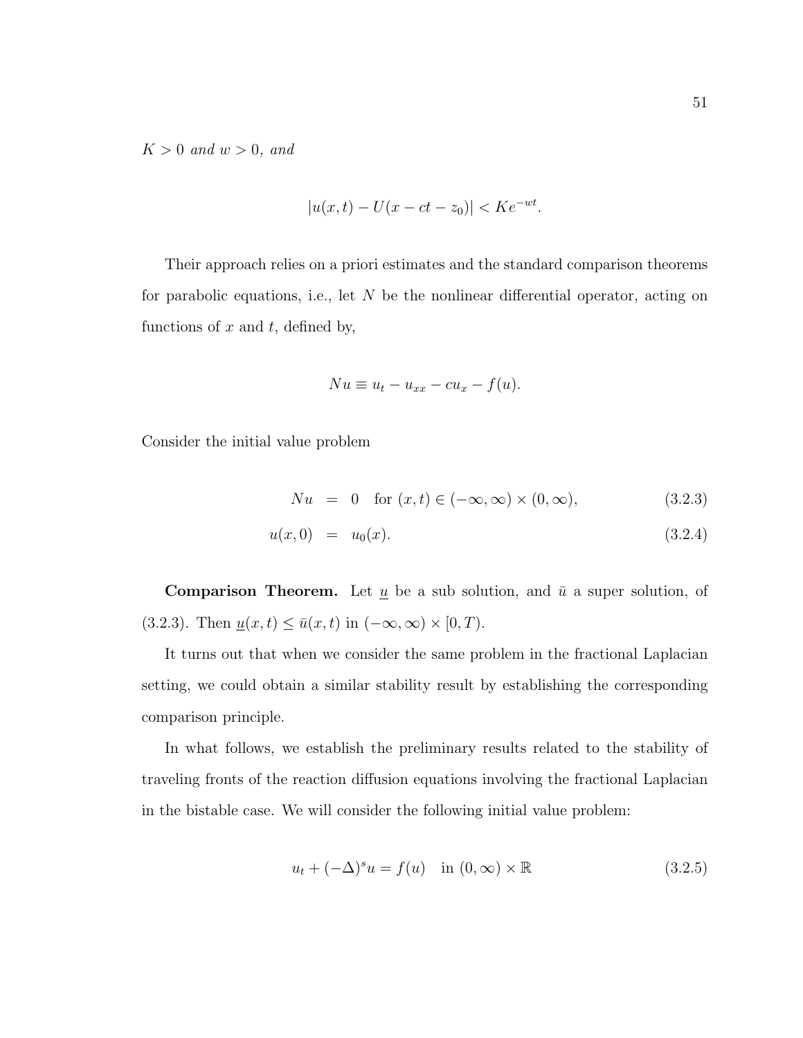*$K > 0$ and $w > 0$, and*

$$|u(x,t) - U(x - ct - z_0)| < Ke^{-wt}.$$

Their approach relies on a priori estimates and the standard comparison theorems for parabolic equations, i.e., let $N$ be the nonlinear differential operator, acting on functions of $x$ and $t$, defined by,

$$Nu \equiv u_t - u_{xx} - cu_x - f(u).$$

Consider the initial value problem

$$Nu = 0 \quad \text{for } (x,t) \in (-\infty, \infty) \times (0, \infty), \tag{3.2.3}$$

$$u(x,0) = u_0(x). \tag{3.2.4}$$

**Comparison Theorem.** Let $\underline{u}$ be a sub solution, and $\bar{u}$ a super solution, of (3.2.3). Then $\underline{u}(x,t) \leq \bar{u}(x,t)$ in $(-\infty, \infty) \times [0, T)$.

It turns out that when we consider the same problem in the fractional Laplacian setting, we could obtain a similar stability result by establishing the corresponding comparison principle.

In what follows, we establish the preliminary results related to the stability of traveling fronts of the reaction diffusion equations involving the fractional Laplacian in the bistable case. We will consider the following initial value problem:

$$u_t + (-\Delta)^s u = f(u) \quad \text{in } (0, \infty) \times \mathbb{R} \tag{3.2.5}$$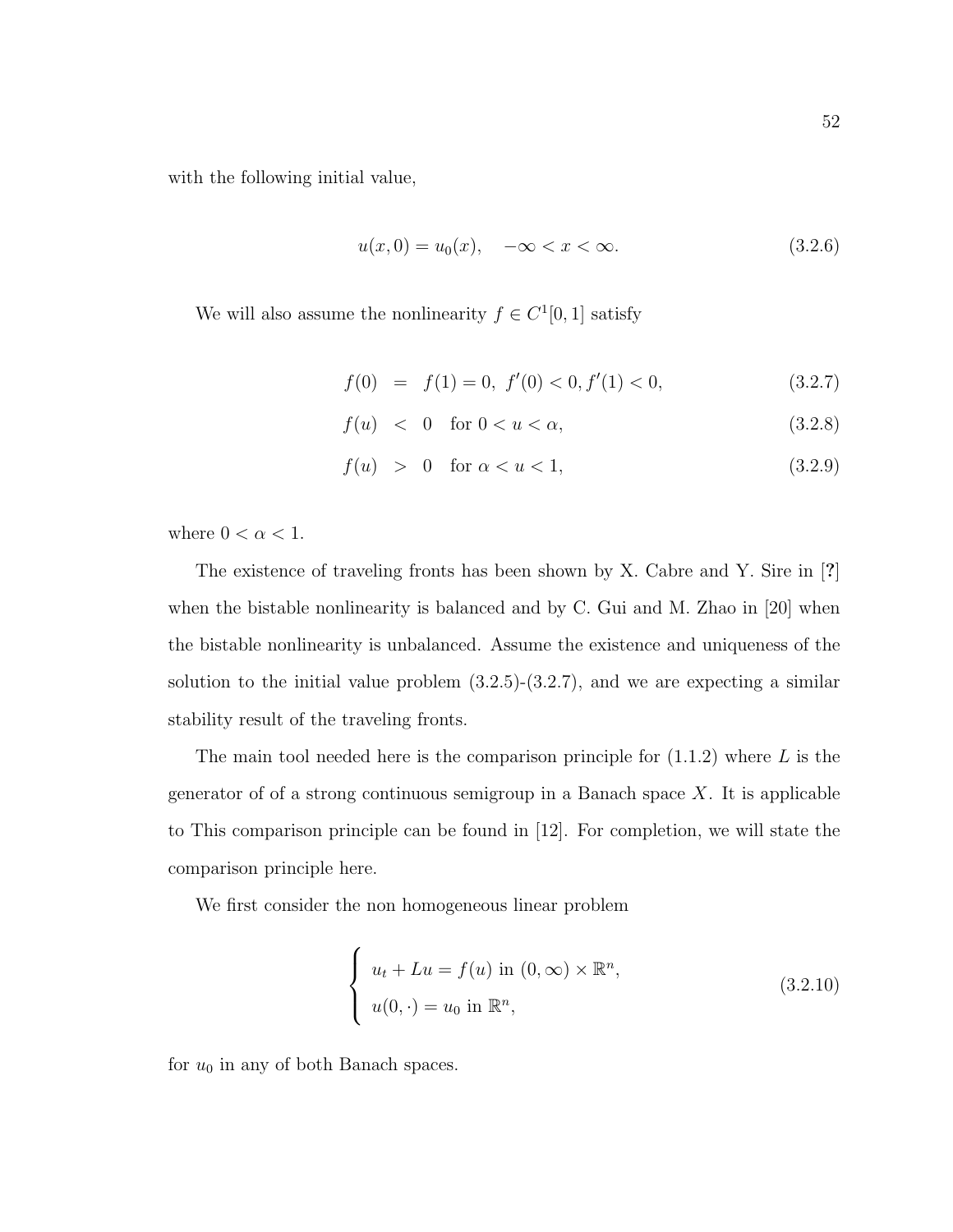with the following initial value,

$$u(x,0) = u_0(x), \quad -\infty < x < \infty. \tag{3.2.6}$$

We will also assume the nonlinearity $f \in C^1[0,1]$ satisfy

$$\begin{aligned}
f(0) &= f(1) = 0,\ f'(0) < 0, f'(1) < 0, && (3.2.7)\\
f(u) &< 0 \quad \text{for } 0 < u < \alpha, && (3.2.8)\\
f(u) &> 0 \quad \text{for } \alpha < u < 1, && (3.2.9)
\end{aligned}$$

where $0 < \alpha < 1$.

The existence of traveling fronts has been shown by X. Cabre and Y. Sire in [**?**] when the bistable nonlinearity is balanced and by C. Gui and M. Zhao in [20] when the bistable nonlinearity is unbalanced. Assume the existence and uniqueness of the solution to the initial value problem (3.2.5)-(3.2.7), and we are expecting a similar stability result of the traveling fronts.

The main tool needed here is the comparison principle for (1.1.2) where $L$ is the generator of of a strong continuous semigroup in a Banach space $X$. It is applicable to This comparison principle can be found in [12]. For completion, we will state the comparison principle here.

We first consider the non homogeneous linear problem

$$\begin{cases} u_t + Lu = f(u) \text{ in } (0,\infty) \times \mathbb{R}^n, \\ u(0,\cdot) = u_0 \text{ in } \mathbb{R}^n, \end{cases} \tag{3.2.10}$$

for $u_0$ in any of both Banach spaces.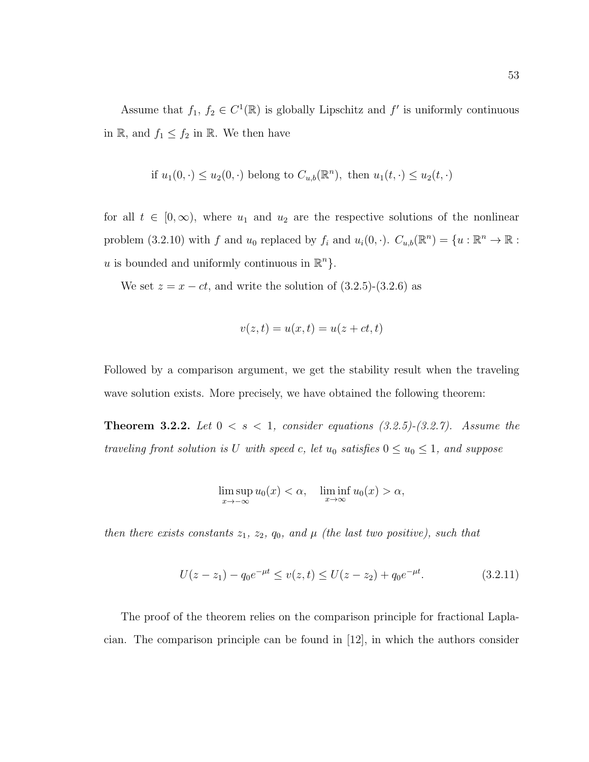Assume that $f_1$, $f_2 \in C^1(\mathbb{R})$ is globally Lipschitz and $f'$ is uniformly continuous in $\mathbb{R}$, and $f_1 \leq f_2$ in $\mathbb{R}$. We then have

$$\text{if } u_1(0,\cdot) \leq u_2(0,\cdot) \text{ belong to } C_{u,b}(\mathbb{R}^n), \text{ then } u_1(t,\cdot) \leq u_2(t,\cdot)$$

for all $t \in [0, \infty)$, where $u_1$ and $u_2$ are the respective solutions of the nonlinear problem (3.2.10) with $f$ and $u_0$ replaced by $f_i$ and $u_i(0,\cdot)$. $C_{u,b}(\mathbb{R}^n) = \{u : \mathbb{R}^n \to \mathbb{R} : u \text{ is bounded and uniformly continuous in } \mathbb{R}^n\}$.

We set $z = x - ct$, and write the solution of (3.2.5)-(3.2.6) as

$$v(z,t) = u(x,t) = u(z + ct, t)$$

Followed by a comparison argument, we get the stability result when the traveling wave solution exists. More precisely, we have obtained the following theorem:

**Theorem 3.2.2.** *Let $0 < s < 1$, consider equations (3.2.5)-(3.2.7). Assume the traveling front solution is $U$ with speed $c$, let $u_0$ satisfies $0 \leq u_0 \leq 1$, and suppose*

$$\limsup_{x \to -\infty} u_0(x) < \alpha, \quad \liminf_{x \to \infty} u_0(x) > \alpha,$$

*then there exists constants $z_1$, $z_2$, $q_0$, and $\mu$ (the last two positive), such that*

$$U(z - z_1) - q_0 e^{-\mu t} \leq v(z,t) \leq U(z - z_2) + q_0 e^{-\mu t}. \tag{3.2.11}$$

The proof of the theorem relies on the comparison principle for fractional Laplacian. The comparison principle can be found in [12], in which the authors consider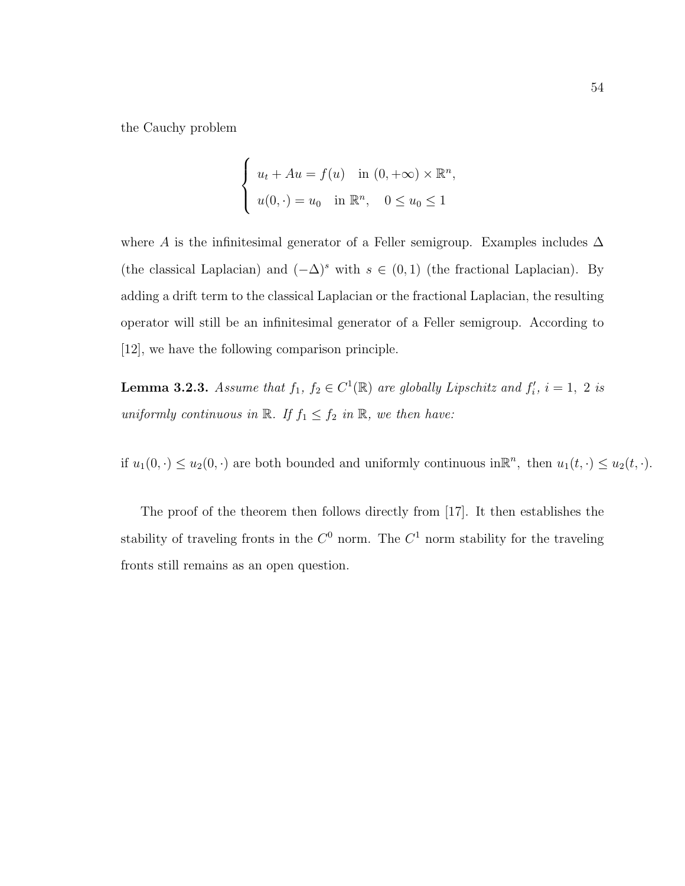the Cauchy problem

$$\begin{cases} u_t + Au = f(u) \quad \text{in } (0, +\infty) \times \mathbb{R}^n, \\ u(0, \cdot) = u_0 \quad \text{in } \mathbb{R}^n, \quad 0 \leq u_0 \leq 1 \end{cases}$$

where $A$ is the infinitesimal generator of a Feller semigroup. Examples includes $\Delta$ (the classical Laplacian) and $(-\Delta)^s$ with $s \in (0, 1)$ (the fractional Laplacian). By adding a drift term to the classical Laplacian or the fractional Laplacian, the resulting operator will still be an infinitesimal generator of a Feller semigroup. According to [12], we have the following comparison principle.

**Lemma 3.2.3.** *Assume that $f_1$, $f_2 \in C^1(\mathbb{R})$ are globally Lipschitz and $f_i'$, $i = 1,\ 2$ is uniformly continuous in $\mathbb{R}$. If $f_1 \leq f_2$ in $\mathbb{R}$, we then have:*

if $u_1(0, \cdot) \leq u_2(0, \cdot)$ are both bounded and uniformly continuous in$\mathbb{R}^n$, then $u_1(t, \cdot) \leq u_2(t, \cdot)$.

The proof of the theorem then follows directly from [17]. It then establishes the stability of traveling fronts in the $C^0$ norm. The $C^1$ norm stability for the traveling fronts still remains as an open question.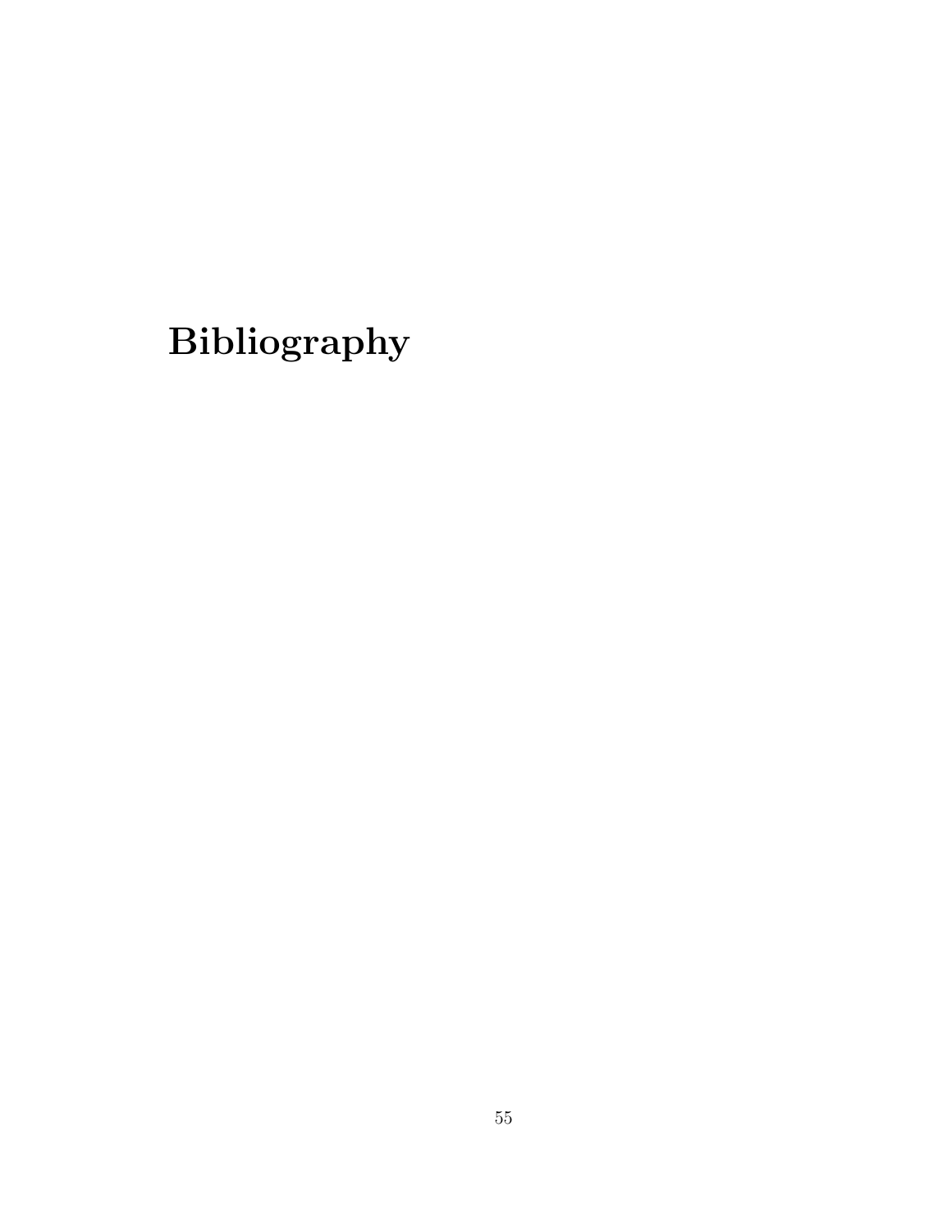# Bibliography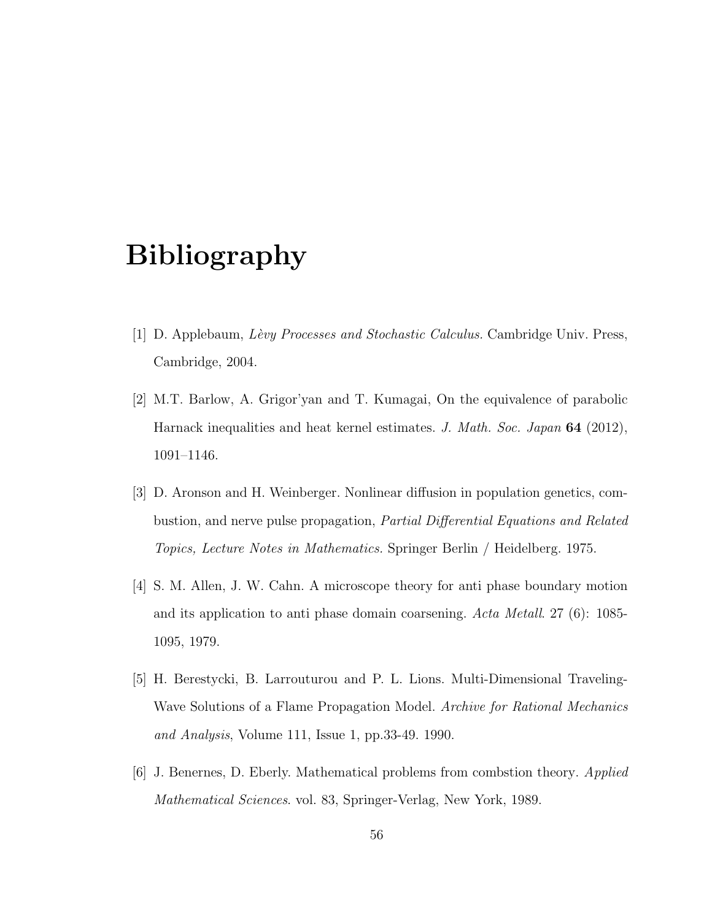# Bibliography

[1] D. Applebaum, *Lèvy Processes and Stochastic Calculus.* Cambridge Univ. Press, Cambridge, 2004.

[2] M.T. Barlow, A. Grigor'yan and T. Kumagai, On the equivalence of parabolic Harnack inequalities and heat kernel estimates. *J. Math. Soc. Japan* **64** (2012), 1091–1146.

[3] D. Aronson and H. Weinberger. Nonlinear diffusion in population genetics, combustion, and nerve pulse propagation, *Partial Differential Equations and Related Topics, Lecture Notes in Mathematics.* Springer Berlin / Heidelberg. 1975.

[4] S. M. Allen, J. W. Cahn. A microscope theory for anti phase boundary motion and its application to anti phase domain coarsening. *Acta Metall*. 27 (6): 1085-1095, 1979.

[5] H. Berestycki, B. Larrouturou and P. L. Lions. Multi-Dimensional Traveling-Wave Solutions of a Flame Propagation Model. *Archive for Rational Mechanics and Analysis*, Volume 111, Issue 1, pp.33-49. 1990.

[6] J. Benernes, D. Eberly. Mathematical problems from combstion theory. *Applied Mathematical Sciences*. vol. 83, Springer-Verlag, New York, 1989.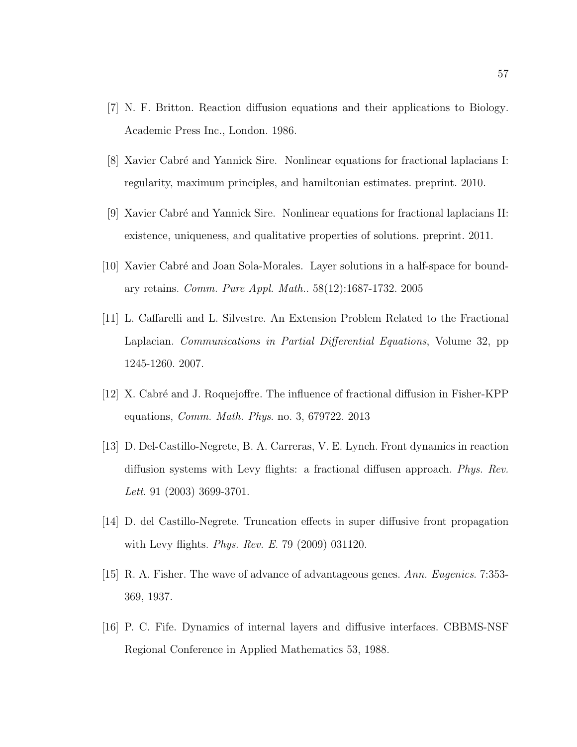[7] N. F. Britton. Reaction diffusion equations and their applications to Biology. Academic Press Inc., London. 1986.

[8] Xavier Cabré and Yannick Sire. Nonlinear equations for fractional laplacians I: regularity, maximum principles, and hamiltonian estimates. preprint. 2010.

[9] Xavier Cabré and Yannick Sire. Nonlinear equations for fractional laplacians II: existence, uniqueness, and qualitative properties of solutions. preprint. 2011.

[10] Xavier Cabré and Joan Sola-Morales. Layer solutions in a half-space for boundary retains. *Comm. Pure Appl. Math.*. 58(12):1687-1732. 2005

[11] L. Caffarelli and L. Silvestre. An Extension Problem Related to the Fractional Laplacian. *Communications in Partial Differential Equations*, Volume 32, pp 1245-1260. 2007.

[12] X. Cabré and J. Roquejoffre. The influence of fractional diffusion in Fisher-KPP equations, *Comm. Math. Phys*. no. 3, 679722. 2013

[13] D. Del-Castillo-Negrete, B. A. Carreras, V. E. Lynch. Front dynamics in reaction diffusion systems with Levy flights: a fractional diffusen approach. *Phys. Rev. Lett*. 91 (2003) 3699-3701.

[14] D. del Castillo-Negrete. Truncation effects in super diffusive front propagation with Levy flights. *Phys. Rev. E*. 79 (2009) 031120.

[15] R. A. Fisher. The wave of advance of advantageous genes. *Ann. Eugenics*. 7:353-369, 1937.

[16] P. C. Fife. Dynamics of internal layers and diffusive interfaces. CBBMS-NSF Regional Conference in Applied Mathematics 53, 1988.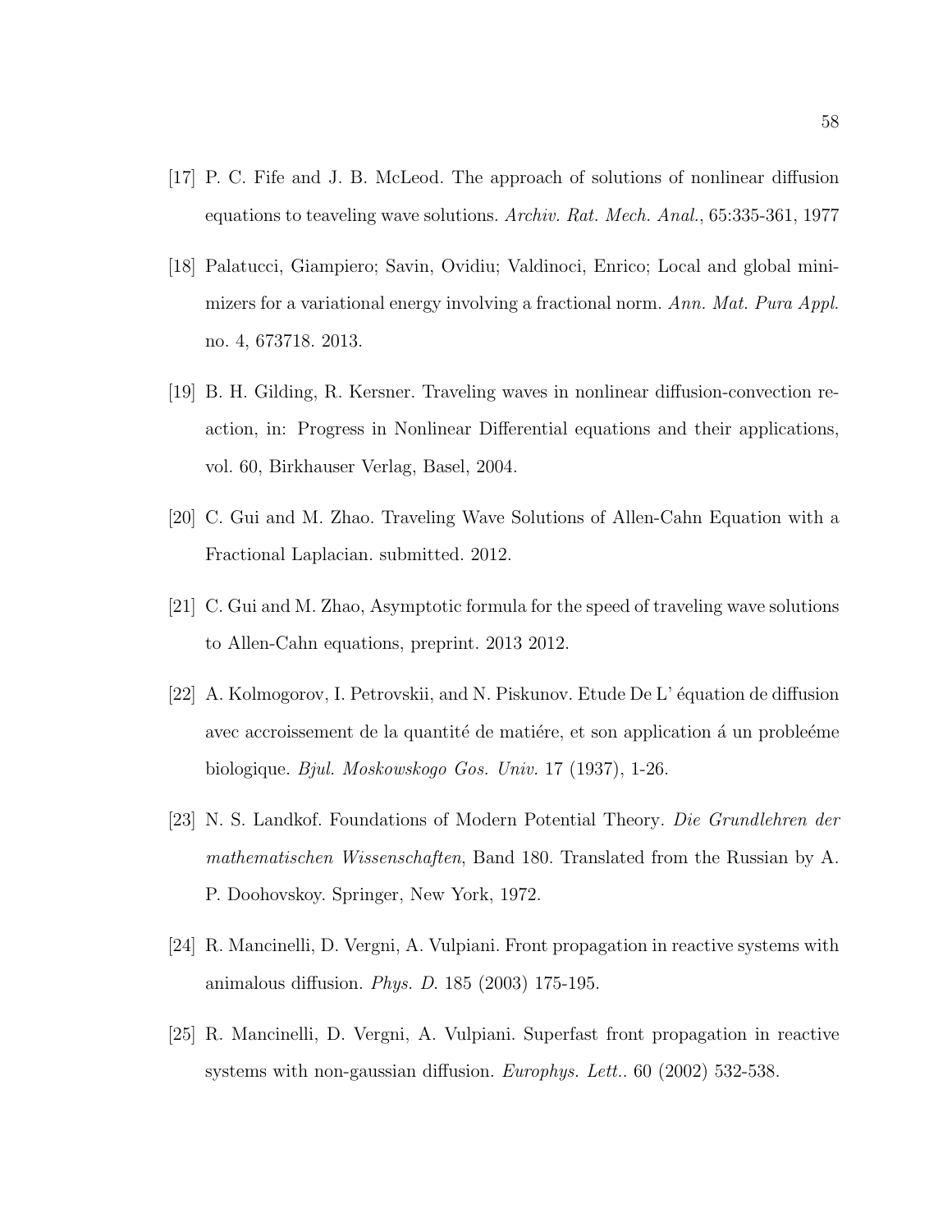[17] P. C. Fife and J. B. McLeod. The approach of solutions of nonlinear diffusion equations to teaveling wave solutions. *Archiv. Rat. Mech. Anal.*, 65:335-361, 1977

[18] Palatucci, Giampiero; Savin, Ovidiu; Valdinoci, Enrico; Local and global minimizers for a variational energy involving a fractional norm. *Ann. Mat. Pura Appl.* no. 4, 673718. 2013.

[19] B. H. Gilding, R. Kersner. Traveling waves in nonlinear diffusion-convection reaction, in: Progress in Nonlinear Differential equations and their applications, vol. 60, Birkhauser Verlag, Basel, 2004.

[20] C. Gui and M. Zhao. Traveling Wave Solutions of Allen-Cahn Equation with a Fractional Laplacian. submitted. 2012.

[21] C. Gui and M. Zhao, Asymptotic formula for the speed of traveling wave solutions to Allen-Cahn equations, preprint. 2013 2012.

[22] A. Kolmogorov, I. Petrovskii, and N. Piskunov. Etude De L' équation de diffusion avec accroissement de la quantité de matiére, et son application á un probleéme biologique. *Bjul. Moskowskogo Gos. Univ.* 17 (1937), 1-26.

[23] N. S. Landkof. Foundations of Modern Potential Theory. *Die Grundlehren der mathematischen Wissenschaften*, Band 180. Translated from the Russian by A. P. Doohovskoy. Springer, New York, 1972.

[24] R. Mancinelli, D. Vergni, A. Vulpiani. Front propagation in reactive systems with animalous diffusion. *Phys. D.* 185 (2003) 175-195.

[25] R. Mancinelli, D. Vergni, A. Vulpiani. Superfast front propagation in reactive systems with non-gaussian diffusion. *Europhys. Lett.*. 60 (2002) 532-538.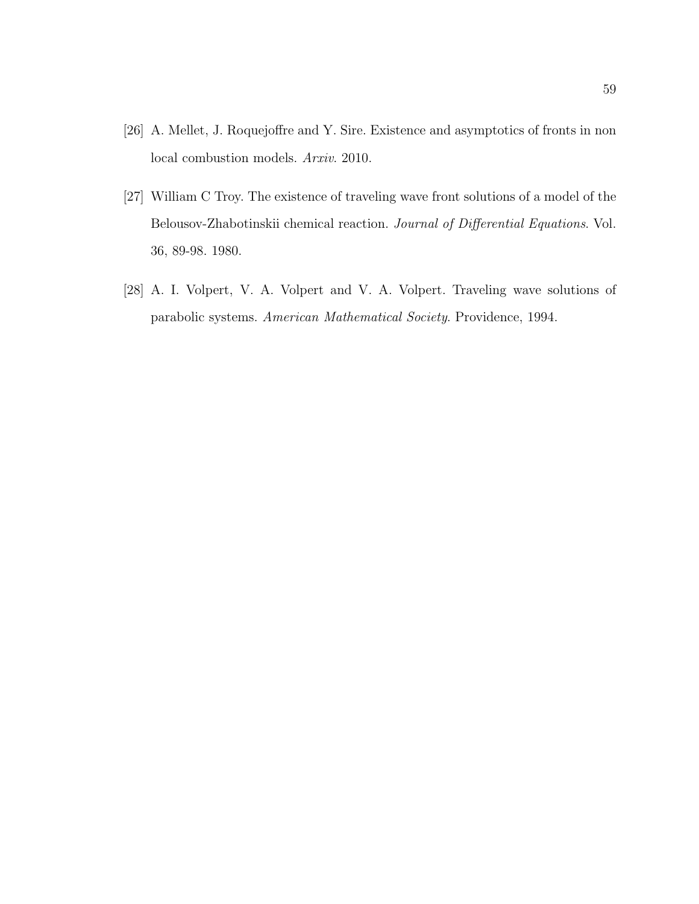[26] A. Mellet, J. Roquejoffre and Y. Sire. Existence and asymptotics of fronts in non local combustion models. *Arxiv*. 2010.

[27] William C Troy. The existence of traveling wave front solutions of a model of the Belousov-Zhabotinskii chemical reaction. *Journal of Differential Equations*. Vol. 36, 89-98. 1980.

[28] A. I. Volpert, V. A. Volpert and V. A. Volpert. Traveling wave solutions of parabolic systems. *American Mathematical Society*. Providence, 1994.